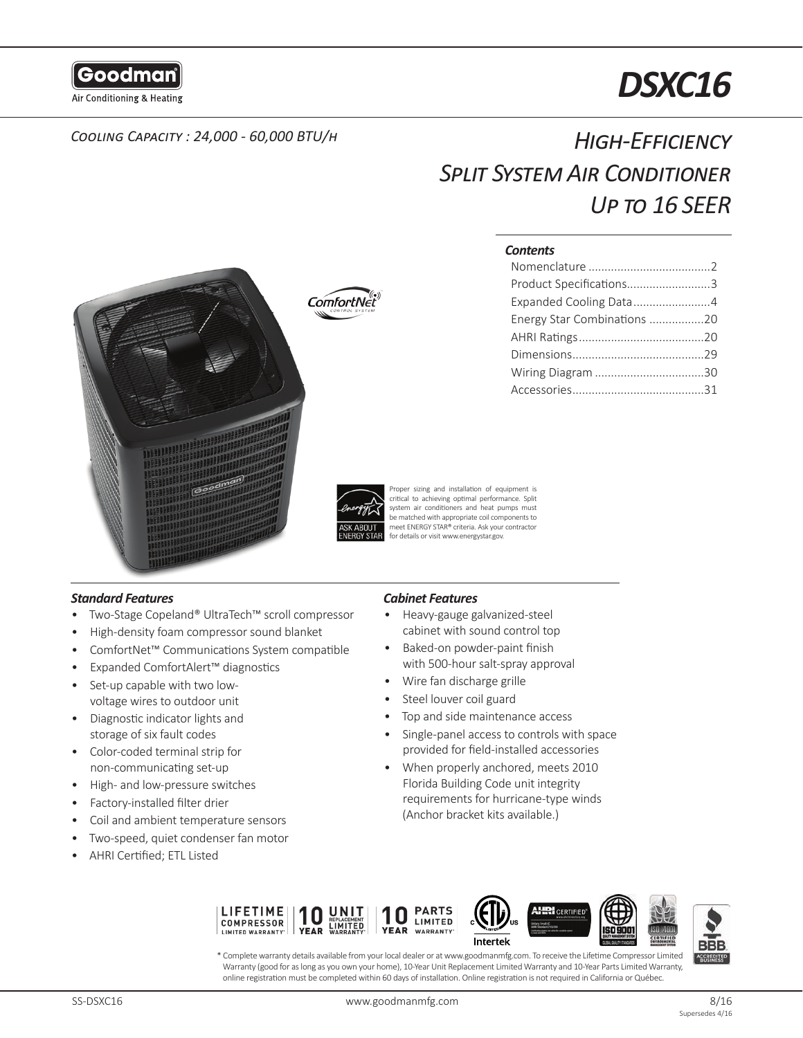# DSXC16

*Cooling Capacity : 24,000 - 60,000 BTU/h*

## High-Efficiency Split System Air Conditioner Up to 16 SEER

### Contents

| | |
|---|---|
| Nomenclature | 2 |
| Product Specifications | 3 |
| Expanded Cooling Data | 4 |
| Energy Star Combinations | 20 |
| AHRI Ratings | 20 |
| Dimensions | 29 |
| Wiring Diagram | 30 |
| Accessories | 31 |

Proper sizing and installation of equipment is critical to achieving optimal performance. Split system air conditioners and heat pumps must be matched with appropriate coil components to meet ENERGY STAR® criteria. Ask your contractor for details or visit www.energystar.gov.

### *Standard Features*

- Two-Stage Copeland® UltraTech™ scroll compressor
- High-density foam compressor sound blanket
- ComfortNet™ Communications System compatible
- Expanded ComfortAlert™ diagnostics
- Set-up capable with two low-voltage wires to outdoor unit
- Diagnostic indicator lights and storage of six fault codes
- Color-coded terminal strip for non-communicating set-up
- High- and low-pressure switches
- Factory-installed filter drier
- Coil and ambient temperature sensors
- Two-speed, quiet condenser fan motor
- AHRI Certified; ETL Listed

### *Cabinet Features*

- Heavy-gauge galvanized-steel cabinet with sound control top
- Baked-on powder-paint finish with 500-hour salt-spray approval
- Wire fan discharge grille
- Steel louver coil guard
- Top and side maintenance access
- Single-panel access to controls with space provided for field-installed accessories
- When properly anchored, meets 2010 Florida Building Code unit integrity requirements for hurricane-type winds (Anchor bracket kits available.)

LIFETIME COMPRESSOR LIMITED WARRANTY* | 10 YEAR UNIT REPLACEMENT LIMITED WARRANTY* | 10 YEAR PARTS LIMITED WARRANTY*

\* Complete warranty details available from your local dealer or at www.goodmanmfg.com. To receive the Lifetime Compressor Limited Warranty (good for as long as you own your home), 10-Year Unit Replacement Limited Warranty and 10-Year Parts Limited Warranty, online registration must be completed within 60 days of installation. Online registration is not required in California or Québec.

SS-DSXC16 | www.goodmanmfg.com | 8/16 Supersedes 4/16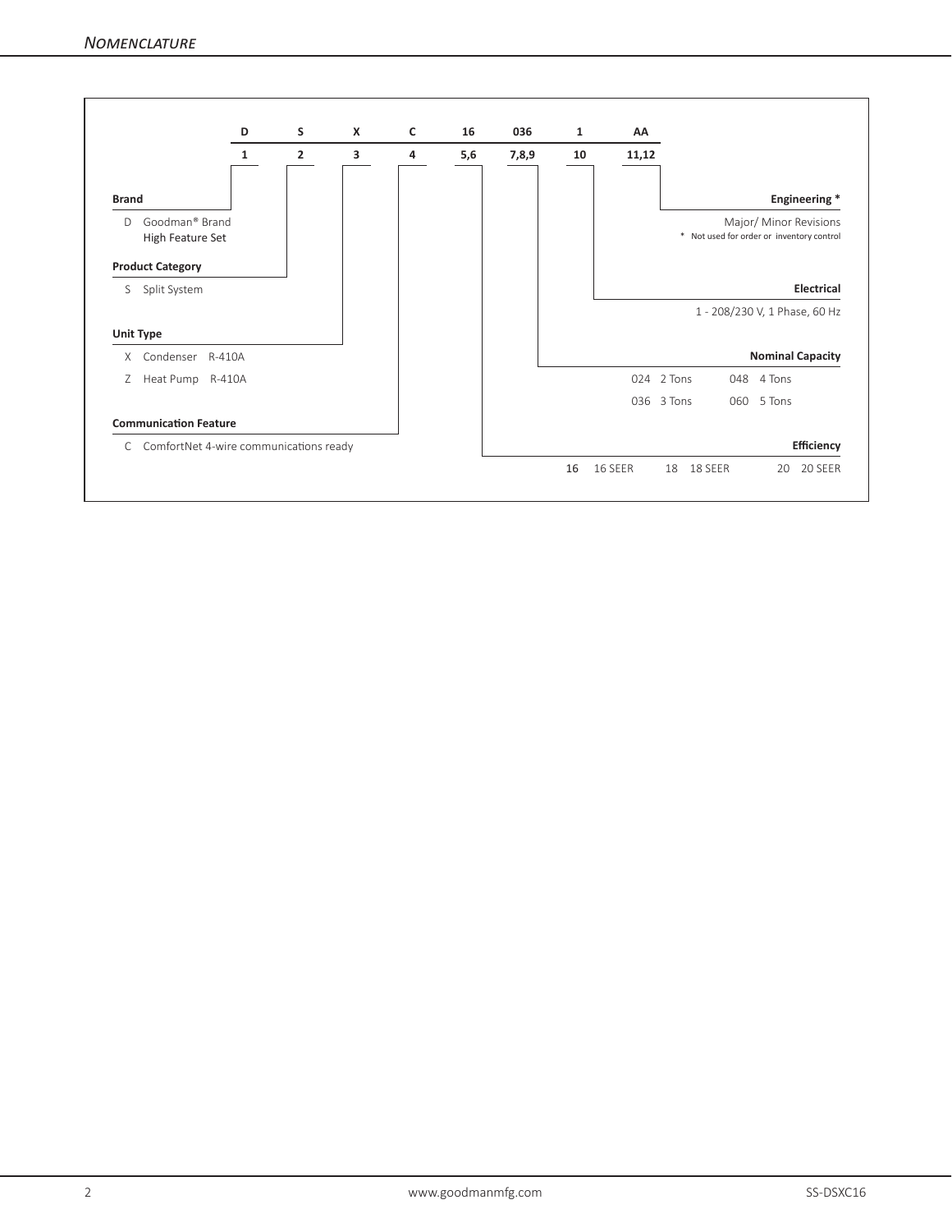## Nomenclature

| D | S | X | C | 16 | 036 | 1 | AA |
|---|---|---|---|---|---|---|---|
| 1 | 2 | 3 | 4 | 5,6 | 7,8,9 | 10 | 11,12 |

**Brand**

D Goodman® Brand High Feature Set

**Product Category**

S Split System

**Unit Type**

X Condenser R-410A

Z Heat Pump R-410A

**Communication Feature**

C ComfortNet 4-wire communications ready

**Engineering ***

Major/ Minor Revisions

* Not used for order or inventory control

**Electrical**

1 - 208/230 V, 1 Phase, 60 Hz

**Nominal Capacity**

024 2 Tons

036 3 Tons

048 4 Tons

060 5 Tons

**Efficiency**

16 16 SEER

18 18 SEER

20 20 SEER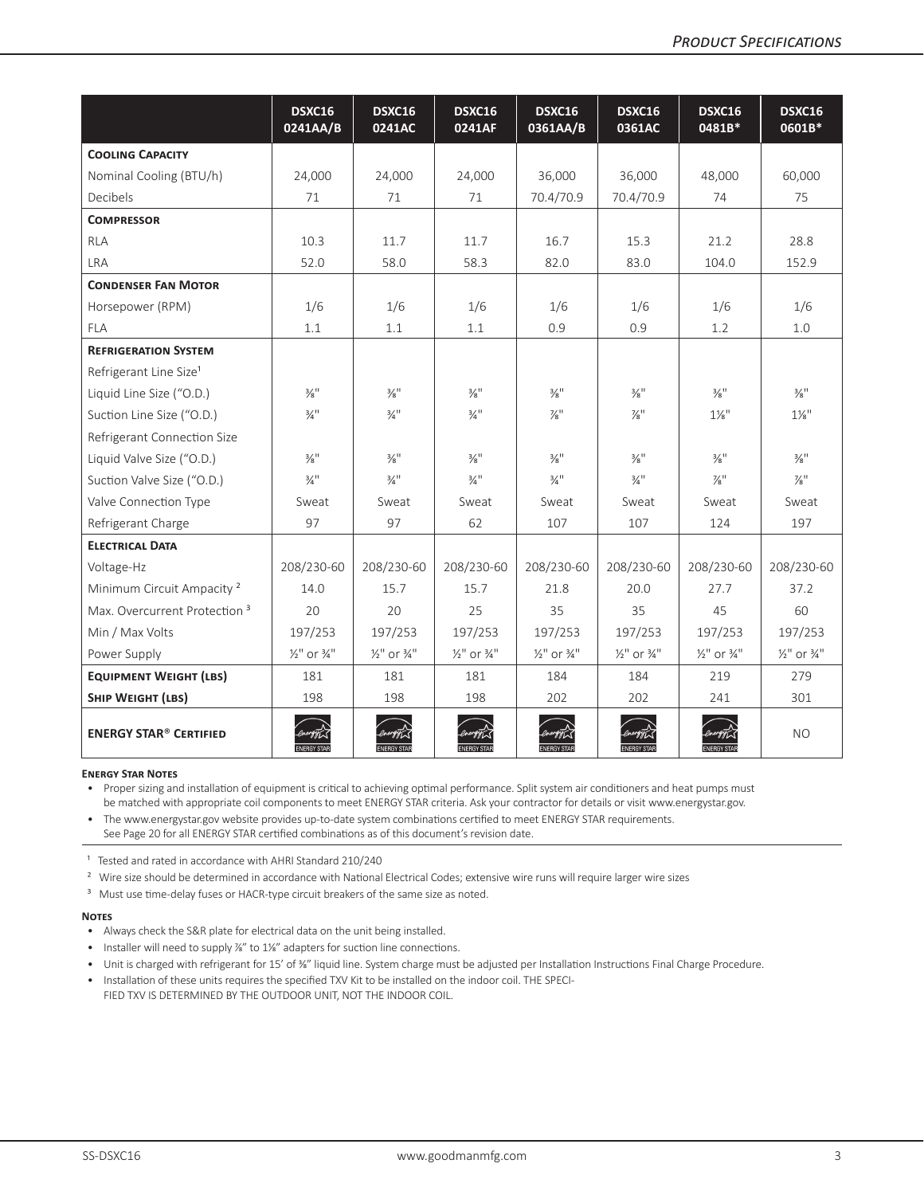| | DSXC16 0241AA/B | DSXC16 0241AC | DSXC16 0241AF | DSXC16 0361AA/B | DSXC16 0361AC | DSXC16 0481B* | DSXC16 0601B* |
|---|---|---|---|---|---|---|---|
| **Cooling Capacity** | | | | | | | |
| Nominal Cooling (BTU/h) | 24,000 | 24,000 | 24,000 | 36,000 | 36,000 | 48,000 | 60,000 |
| Decibels | 71 | 71 | 71 | 70.4/70.9 | 70.4/70.9 | 74 | 75 |
| **Compressor** | | | | | | | |
| RLA | 10.3 | 11.7 | 11.7 | 16.7 | 15.3 | 21.2 | 28.8 |
| LRA | 52.0 | 58.0 | 58.3 | 82.0 | 83.0 | 104.0 | 152.9 |
| **Condenser Fan Motor** | | | | | | | |
| Horsepower (RPM) | 1/6 | 1/6 | 1/6 | 1/6 | 1/6 | 1/6 | 1/6 |
| FLA | 1.1 | 1.1 | 1.1 | 0.9 | 0.9 | 1.2 | 1.0 |
| **Refrigeration System** | | | | | | | |
| Refrigerant Line Size[1] | | | | | | | |
| Liquid Line Size ("O.D.) | ⅜" | ⅜" | ⅜" | ⅜" | ⅜" | ⅜" | ⅜" |
| Suction Line Size ("O.D.) | ¾" | ¾" | ¾" | ⅞" | ⅞" | 1⅛" | 1⅛" |
| Refrigerant Connection Size | | | | | | | |
| Liquid Valve Size ("O.D.) | ⅜" | ⅜" | ⅜" | ⅜" | ⅜" | ⅜" | ⅜" |
| Suction Valve Size ("O.D.) | ¾" | ¾" | ¾" | ¾" | ¾" | ⅞" | ⅞" |
| Valve Connection Type | Sweat | Sweat | Sweat | Sweat | Sweat | Sweat | Sweat |
| Refrigerant Charge | 97 | 97 | 62 | 107 | 107 | 124 | 197 |
| **Electrical Data** | | | | | | | |
| Voltage-Hz | 208/230-60 | 208/230-60 | 208/230-60 | 208/230-60 | 208/230-60 | 208/230-60 | 208/230-60 |
| Minimum Circuit Ampacity [2] | 14.0 | 15.7 | 15.7 | 21.8 | 20.0 | 27.7 | 37.2 |
| Max. Overcurrent Protection [3] | 20 | 20 | 25 | 35 | 35 | 45 | 60 |
| Min / Max Volts | 197/253 | 197/253 | 197/253 | 197/253 | 197/253 | 197/253 | 197/253 |
| Power Supply | ½" or ¾" | ½" or ¾" | ½" or ¾" | ½" or ¾" | ½" or ¾" | ½" or ¾" | ½" or ¾" |
| **Equipment Weight (lbs)** | 181 | 181 | 181 | 184 | 184 | 219 | 279 |
| **Ship Weight (lbs)** | 198 | 198 | 198 | 202 | 202 | 241 | 301 |
| **ENERGY STAR® Certified** | ENERGY STAR | ENERGY STAR | ENERGY STAR | ENERGY STAR | ENERGY STAR | ENERGY STAR | NO |

**Energy Star Notes**

- Proper sizing and installation of equipment is critical to achieving optimal performance. Split system air conditioners and heat pumps must be matched with appropriate coil components to meet ENERGY STAR criteria. Ask your contractor for details or visit www.energystar.gov.
- The www.energystar.gov website provides up-to-date system combinations certified to meet ENERGY STAR requirements. See Page 20 for all ENERGY STAR certified combinations as of this document's revision date.

[1] Tested and rated in accordance with AHRI Standard 210/240

[2] Wire size should be determined in accordance with National Electrical Codes; extensive wire runs will require larger wire sizes

[3] Must use time-delay fuses or HACR-type circuit breakers of the same size as noted.

**Notes**

- Always check the S&R plate for electrical data on the unit being installed.
- Installer will need to supply ⅞" to 1⅛" adapters for suction line connections.
- Unit is charged with refrigerant for 15' of ⅜" liquid line. System charge must be adjusted per Installation Instructions Final Charge Procedure.
- Installation of these units requires the specified TXV Kit to be installed on the indoor coil. THE SPECIFIED TXV IS DETERMINED BY THE OUTDOOR UNIT, NOT THE INDOOR COIL.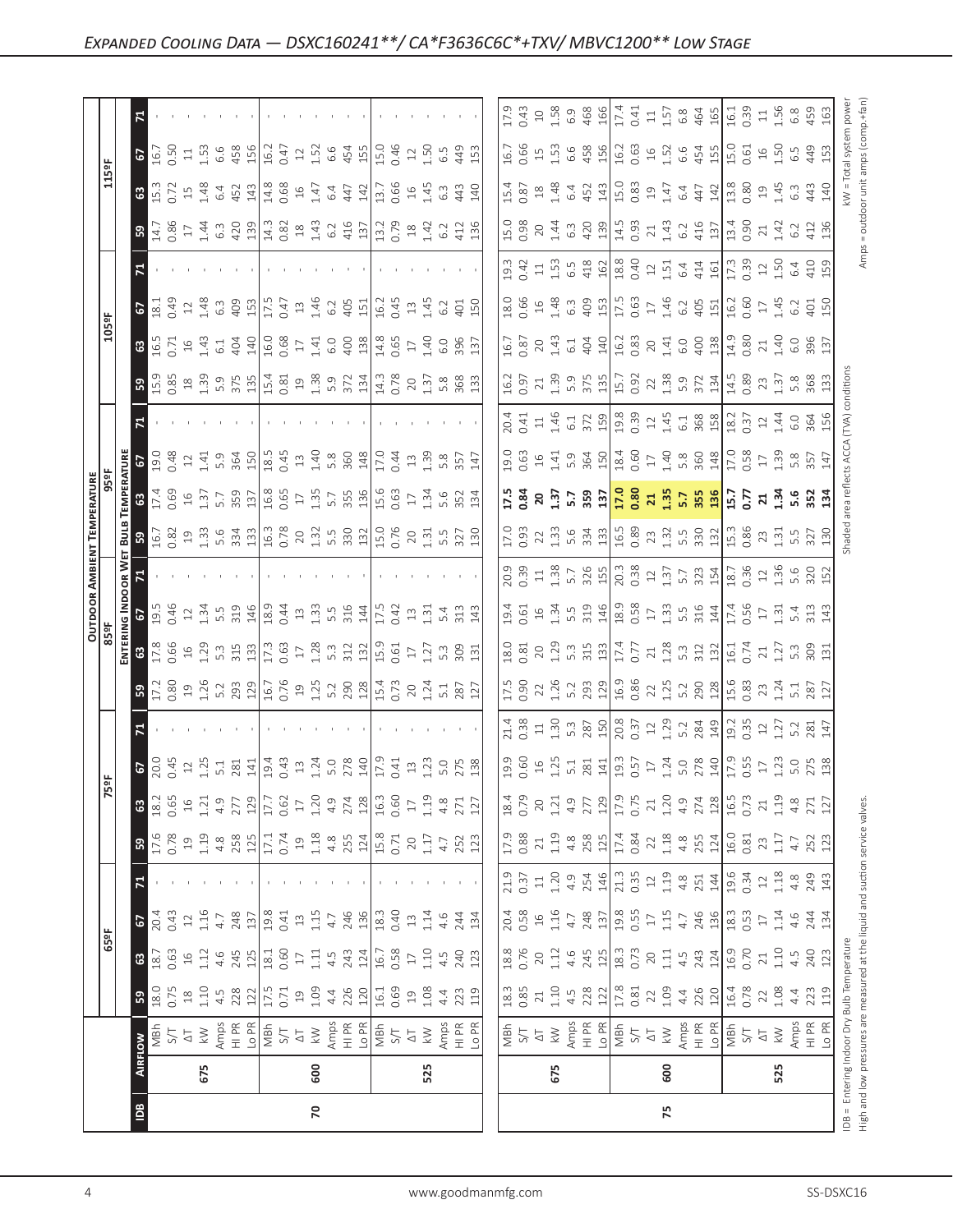# Expanded Cooling Data — DSXC160241**/ CA*F3636C6C*+TXV/ MBVC1200** Low Stage

| IDB | AIRFLOW | | OUTDOOR AMBIENT TEMPERATURE | | | | | | | | | | | | | | | | | | | |
|---|---|---|---|---|---|---|---|---|---|---|---|---|---|---|---|---|---|---|---|---|---|---|
| | | | 65ºF | | | | 75ºF | | | | 85ºF | | | | 95ºF | | | | 105ºF | | | | 115ºF | | | |
| | | | ENTERING INDOOR WET BULB TEMPERATURE | | | | | | | | | | | | | | | | | | | | | | | |
| | | | 59 | 63 | 67 | 71 | 59 | 63 | 67 | 71 | 59 | 63 | 67 | 71 | 59 | 63 | 67 | 71 | 59 | 63 | 67 | 71 | 59 | 63 | 67 | 71 |
| 70 | 675 | MBh | 18.0 | 18.7 | 20.4 | - | 17.6 | 18.2 | 20.0 | - | 17.2 | 17.8 | 19.5 | - | 16.7 | 17.4 | 19.0 | - | 15.9 | 16.5 | 18.1 | - | 14.7 | 15.3 | 16.7 | - |
| | | S/T | 0.75 | 0.63 | 0.43 | - | 0.78 | 0.65 | 0.45 | - | 0.80 | 0.66 | 0.46 | - | 0.82 | 0.69 | 0.48 | - | 0.85 | 0.71 | 0.49 | - | 0.86 | 0.72 | 0.50 | - |
| | | ΔT | 18 | 16 | 12 | - | 19 | 16 | 12 | - | 19 | 16 | 12 | - | 19 | 16 | 12 | - | 18 | 16 | 12 | - | 17 | 15 | 11 | - |
| | | kW | 1.10 | 1.12 | 1.16 | - | 1.19 | 1.21 | 1.25 | - | 1.26 | 1.29 | 1.34 | - | 1.33 | 1.37 | 1.41 | - | 1.39 | 1.43 | 1.48 | - | 1.44 | 1.48 | 1.53 | - |
| | | Amps | 4.5 | 4.6 | 4.7 | - | 4.8 | 4.9 | 5.1 | - | 5.2 | 5.3 | 5.5 | - | 5.6 | 5.7 | 5.9 | - | 5.9 | 6.1 | 6.3 | - | 6.3 | 6.4 | 6.6 | - |
| | | HI PR | 228 | 245 | 248 | - | 258 | 277 | 281 | - | 293 | 315 | 319 | - | 334 | 359 | 364 | - | 375 | 404 | 409 | - | 420 | 452 | 458 | - |
| | | Lo PR | 122 | 125 | 137 | - | 125 | 129 | 141 | - | 129 | 133 | 146 | - | 133 | 137 | 150 | - | 135 | 140 | 153 | - | 139 | 143 | 156 | - |
| | 600 | MBh | 17.5 | 18.1 | 19.8 | - | 17.1 | 17.7 | 19.4 | - | 16.7 | 17.3 | 18.9 | - | 16.3 | 16.8 | 18.5 | - | 15.4 | 16.0 | 17.5 | - | 14.3 | 14.8 | 16.2 | - |
| | | S/T | 0.71 | 0.60 | 0.41 | - | 0.74 | 0.62 | 0.43 | - | 0.76 | 0.63 | 0.44 | - | 0.78 | 0.65 | 0.45 | - | 0.81 | 0.68 | 0.47 | - | 0.82 | 0.68 | 0.47 | - |
| | | ΔT | 19 | 17 | 13 | - | 19 | 17 | 13 | - | 19 | 17 | 13 | - | 20 | 17 | 13 | - | 19 | 17 | 13 | - | 18 | 16 | 12 | - |
| | | kW | 1.09 | 1.11 | 1.15 | - | 1.18 | 1.20 | 1.24 | - | 1.25 | 1.28 | 1.33 | - | 1.32 | 1.35 | 1.40 | - | 1.38 | 1.41 | 1.46 | - | 1.43 | 1.47 | 1.52 | - |
| | | Amps | 4.4 | 4.5 | 4.7 | - | 4.8 | 4.9 | 5.0 | - | 5.2 | 5.3 | 5.5 | - | 5.5 | 5.7 | 5.8 | - | 5.9 | 6.0 | 6.2 | - | 6.2 | 6.4 | 6.6 | - |
| | | HI PR | 226 | 243 | 246 | - | 255 | 274 | 278 | - | 290 | 312 | 316 | - | 330 | 355 | 360 | - | 372 | 400 | 405 | - | 416 | 447 | 454 | - |
| | | Lo PR | 120 | 124 | 136 | - | 124 | 128 | 140 | - | 128 | 132 | 144 | - | 132 | 136 | 148 | - | 134 | 138 | 151 | - | 137 | 142 | 155 | - |
| | 525 | MBh | 16.1 | 16.7 | 18.3 | - | 15.8 | 16.3 | 17.9 | - | 15.4 | 15.9 | 17.5 | - | 15.0 | 15.6 | 17.0 | - | 14.3 | 14.8 | 16.2 | - | 13.2 | 13.7 | 15.0 | - |
| | | S/T | 0.69 | 0.58 | 0.40 | - | 0.71 | 0.60 | 0.41 | - | 0.73 | 0.61 | 0.42 | - | 0.76 | 0.63 | 0.44 | - | 0.78 | 0.65 | 0.45 | - | 0.79 | 0.66 | 0.46 | - |
| | | ΔT | 19 | 17 | 13 | - | 20 | 17 | 13 | - | 20 | 17 | 13 | - | 20 | 17 | 13 | - | 20 | 17 | 13 | - | 18 | 16 | 12 | - |
| | | kW | 1.08 | 1.10 | 1.14 | - | 1.17 | 1.19 | 1.23 | - | 1.24 | 1.27 | 1.31 | - | 1.31 | 1.34 | 1.39 | - | 1.37 | 1.40 | 1.45 | - | 1.42 | 1.45 | 1.50 | - |
| | | Amps | 4.4 | 4.5 | 4.6 | - | 4.7 | 4.8 | 5.0 | - | 5.1 | 5.3 | 5.4 | - | 5.5 | 5.6 | 5.8 | - | 5.8 | 6.0 | 6.2 | - | 6.2 | 6.3 | 6.5 | - |
| | | HI PR | 223 | 240 | 244 | - | 252 | 271 | 275 | - | 287 | 309 | 313 | - | 327 | 352 | 357 | - | 368 | 396 | 401 | - | 412 | 443 | 449 | - |
| | | Lo PR | 119 | 123 | 134 | - | 123 | 127 | 138 | - | 127 | 131 | 143 | - | 130 | 134 | 147 | - | 133 | 137 | 150 | - | 136 | 140 | 153 | - |
| 75 | 675 | MBh | 18.3 | 18.8 | 20.4 | 21.9 | 17.9 | 18.4 | 19.9 | 21.4 | 17.5 | 18.0 | 19.4 | 20.9 | 17.0 | **17.5** | 19.0 | 20.4 | 16.2 | 16.7 | 18.0 | 19.3 | 15.0 | 15.4 | 16.7 | 17.9 |
| | | S/T | 0.85 | 0.76 | 0.58 | 0.37 | 0.88 | 0.79 | 0.60 | 0.38 | 0.90 | 0.81 | 0.61 | 0.39 | 0.93 | **0.84** | 0.63 | 0.41 | 0.97 | 0.87 | 0.66 | 0.42 | 0.98 | 0.87 | 0.66 | 0.43 |
| | | ΔT | 21 | 20 | 16 | 11 | 21 | 20 | 16 | 11 | 22 | 20 | 16 | 11 | 22 | **20** | 16 | 11 | 21 | 20 | 16 | 11 | 20 | 18 | 15 | 10 |
| | | kW | 1.10 | 1.12 | 1.16 | 1.20 | 1.19 | 1.21 | 1.25 | 1.30 | 1.26 | 1.29 | 1.34 | 1.38 | 1.33 | **1.37** | 1.41 | 1.46 | 1.39 | 1.43 | 1.48 | 1.53 | 1.44 | 1.48 | 1.53 | 1.58 |
| | | Amps | 4.5 | 4.6 | 4.7 | 4.9 | 4.8 | 4.9 | 5.1 | 5.3 | 5.2 | 5.3 | 5.5 | 5.7 | 5.6 | **5.7** | 5.9 | 6.1 | 5.9 | 6.1 | 6.3 | 6.5 | 6.3 | 6.4 | 6.6 | 6.9 |
| | | HI PR | 228 | 245 | 248 | 254 | 258 | 277 | 281 | 287 | 293 | 315 | 319 | 326 | 334 | **359** | 364 | 372 | 375 | 404 | 409 | 418 | 420 | 452 | 458 | 468 |
| | | Lo PR | 122 | 125 | 137 | 146 | 125 | 129 | 141 | 150 | 129 | 133 | 146 | 155 | 133 | **137** | 150 | 159 | 135 | 140 | 153 | 162 | 139 | 143 | 156 | 166 |
| | 600 | MBh | 17.8 | 18.3 | 19.8 | 21.3 | 17.4 | 17.9 | 19.3 | 20.8 | 16.9 | 17.4 | 18.9 | 20.3 | 16.5 | **17.0** | 18.4 | 19.8 | 15.7 | 16.2 | 17.5 | 18.8 | 14.5 | 15.0 | 16.2 | 17.4 |
| | | S/T | 0.81 | 0.73 | 0.55 | 0.35 | 0.84 | 0.75 | 0.57 | 0.37 | 0.86 | 0.77 | 0.58 | 0.38 | 0.89 | **0.80** | 0.60 | 0.39 | 0.92 | 0.83 | 0.63 | 0.40 | 0.93 | 0.83 | 0.63 | 0.41 |
| | | ΔT | 22 | 20 | 17 | 12 | 22 | 21 | 17 | 12 | 22 | 21 | 17 | 12 | 23 | **21** | 17 | 12 | 22 | 20 | 17 | 12 | 21 | 19 | 16 | 11 |
| | | kW | 1.09 | 1.11 | 1.15 | 1.19 | 1.18 | 1.20 | 1.24 | 1.29 | 1.25 | 1.28 | 1.33 | 1.37 | 1.32 | **1.35** | 1.40 | 1.45 | 1.38 | 1.41 | 1.46 | 1.51 | 1.43 | 1.47 | 1.52 | 1.57 |
| | | Amps | 4.4 | 4.5 | 4.7 | 4.8 | 4.8 | 4.9 | 5.0 | 5.2 | 5.2 | 5.3 | 5.5 | 5.7 | 5.5 | **5.7** | 5.8 | 6.1 | 5.9 | 6.0 | 6.2 | 6.4 | 6.2 | 6.4 | 6.6 | 6.8 |
| | | HI PR | 226 | 243 | 246 | 251 | 255 | 274 | 278 | 284 | 290 | 312 | 316 | 323 | 330 | **355** | 360 | 368 | 372 | 400 | 405 | 414 | 416 | 447 | 454 | 464 |
| | | Lo PR | 120 | 124 | 136 | 144 | 124 | 128 | 140 | 149 | 128 | 132 | 144 | 154 | 132 | **136** | 148 | 158 | 134 | 138 | 151 | 161 | 137 | 142 | 155 | 165 |
| | 525 | MBh | 16.4 | 16.9 | 18.3 | 19.6 | 16.0 | 16.5 | 17.9 | 19.2 | 15.6 | 16.1 | 17.4 | 18.7 | 15.3 | **15.7** | 17.0 | 18.2 | 14.5 | 14.9 | 16.2 | 17.3 | 13.4 | 13.8 | 15.0 | 16.1 |
| | | S/T | 0.78 | 0.70 | 0.53 | 0.34 | 0.81 | 0.73 | 0.55 | 0.35 | 0.83 | 0.74 | 0.56 | 0.36 | 0.86 | **0.77** | 0.58 | 0.37 | 0.89 | 0.80 | 0.60 | 0.39 | 0.90 | 0.80 | 0.61 | 0.39 |
| | | ΔT | 22 | 21 | 17 | 12 | 23 | 21 | 17 | 12 | 23 | 21 | 17 | 12 | 23 | **21** | 17 | 12 | 23 | 21 | 17 | 12 | 21 | 19 | 16 | 11 |
| | | kW | 1.08 | 1.10 | 1.14 | 1.18 | 1.17 | 1.19 | 1.23 | 1.27 | 1.24 | 1.27 | 1.31 | 1.36 | 1.31 | **1.34** | 1.39 | 1.44 | 1.37 | 1.40 | 1.45 | 1.50 | 1.42 | 1.45 | 1.50 | 1.56 |
| | | Amps | 4.4 | 4.5 | 4.6 | 4.8 | 4.7 | 4.8 | 5.0 | 5.2 | 5.1 | 5.3 | 5.4 | 5.6 | 5.5 | **5.6** | 5.8 | 6.0 | 5.8 | 6.0 | 6.2 | 6.4 | 6.2 | 6.3 | 6.5 | 6.8 |
| | | HI PR | 223 | 240 | 244 | 249 | 252 | 271 | 275 | 281 | 287 | 309 | 313 | 320 | 327 | **352** | 357 | 364 | 368 | 396 | 401 | 410 | 412 | 443 | 449 | 459 |
| | | Lo PR | 119 | 123 | 134 | 143 | 123 | 127 | 138 | 147 | 127 | 131 | 143 | 152 | 130 | **134** | 147 | 156 | 133 | 137 | 150 | 159 | 136 | 140 | 153 | 163 |

IDB = Entering Indoor Dry Bulb Temperature

High and low pressures are measured at the liquid and suction service valves.

Shaded area reflects ACCA (TVA) conditions

kW = Total system power

Amps = outdoor unit amps (comp.+fan)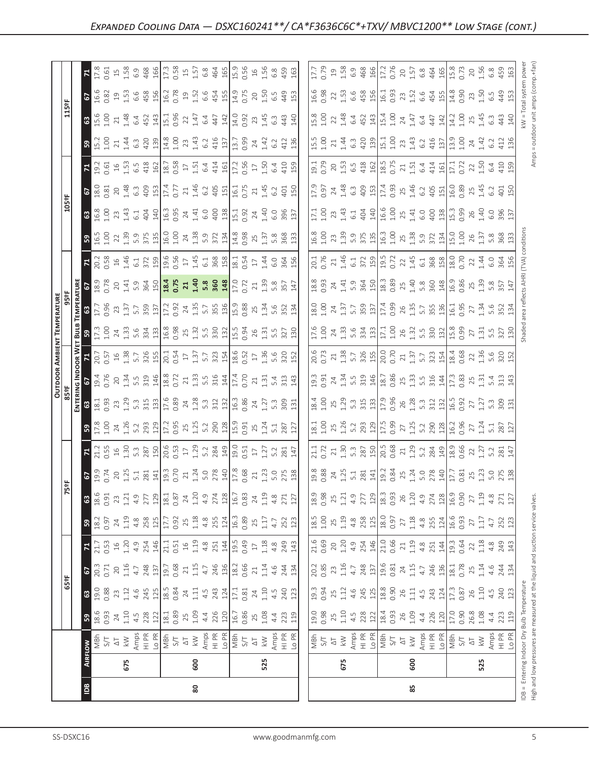## Expanded Cooling Data — DSXC160241**/ CA*F3636C6C*+TXV/ MBVC1200** Low Stage (cont.)

| IDB | Airflow | | 65ºF | | | | 75ºF | | | | 85ºF | | | | 95ºF | | | | 105ºF | | | | 115ºF | | | |
|---|---|---|---|---|---|---|---|---|---|---|---|---|---|---|---|---|---|---|---|---|---|---|---|---|---|---|
| | | | 59 | 63 | 67 | 71 | 59 | 63 | 67 | 71 | 59 | 63 | 67 | 71 | 59 | 63 | 67 | 71 | 59 | 63 | 67 | 71 | 59 | 63 | 67 | 71 |
| 80 | 675 | MBh | 18.6 | 19.0 | 20.3 | 21.7 | 18.2 | 18.6 | 19.9 | 21.2 | 17.8 | 18.1 | 19.4 | 20.7 | 17.3 | 17.7 | 18.9 | 20.2 | 16.5 | 16.8 | 18.0 | 19.2 | 15.2 | 15.6 | 16.6 | 17.8 |
| | | S/T | 0.93 | 0.88 | 0.71 | 0.53 | 0.97 | 0.91 | 0.74 | 0.55 | 1.00 | 0.93 | 0.76 | 0.57 | 1.00 | 0.96 | 0.78 | 0.58 | 1.00 | 1.00 | 0.81 | 0.61 | 1.00 | 1.00 | 0.82 | 0.61 |
| | | ΔT | 24 | 23 | 20 | 16 | 24 | 23 | 20 | 16 | 24 | 23 | 20 | 16 | 24 | 23 | 20 | 16 | 22 | 23 | 20 | 16 | 21 | 21 | 19 | 15 |
| | | kW | 1.10 | 1.12 | 1.16 | 1.20 | 1.19 | 1.21 | 1.25 | 1.30 | 1.26 | 1.29 | 1.34 | 1.38 | 1.33 | 1.37 | 1.41 | 1.46 | 1.39 | 1.43 | 1.48 | 1.53 | 1.44 | 1.48 | 1.53 | 1.58 |
| | | Amps | 4.5 | 4.6 | 4.7 | 4.9 | 4.8 | 4.9 | 5.1 | 5.3 | 5.2 | 5.3 | 5.5 | 5.7 | 5.6 | 5.7 | 5.9 | 6.1 | 5.9 | 6.1 | 6.3 | 6.5 | 6.3 | 6.4 | 6.6 | 6.9 |
| | | HI PR | 228 | 245 | 248 | 254 | 258 | 277 | 281 | 287 | 293 | 315 | 319 | 326 | 334 | 359 | 364 | 372 | 375 | 404 | 409 | 418 | 420 | 452 | 458 | 468 |
| | | Lo PR | 122 | 125 | 137 | 146 | 125 | 129 | 141 | 150 | 129 | 133 | 146 | 155 | 133 | 137 | 150 | 159 | 135 | 140 | 153 | 162 | 139 | 143 | 156 | 166 |
| | 600 | MBh | 18.1 | 18.5 | 19.7 | 21.1 | 17.7 | 18.1 | 19.3 | 20.6 | 17.2 | 17.6 | 18.8 | 20.1 | 16.8 | 17.2 | **18.4** | 19.6 | 16.0 | 16.3 | 17.4 | 18.7 | 14.8 | 15.1 | 16.2 | 17.3 |
| | | S/T | 0.89 | 0.84 | 0.68 | 0.51 | 0.92 | 0.87 | 0.70 | 0.53 | 0.95 | 0.89 | 0.72 | 0.54 | 0.98 | 0.92 | **0.75** | 0.56 | 1.00 | 0.95 | 0.77 | 0.58 | 1.00 | 0.96 | 0.78 | 0.58 |
| | | ΔT | 25 | 24 | 21 | 16 | 25 | 24 | 21 | 17 | 25 | 24 | 21 | 17 | 25 | 24 | **21** | 17 | 24 | 24 | 21 | 17 | 23 | 22 | 19 | 15 |
| | | kW | 1.09 | 1.11 | 1.15 | 1.19 | 1.18 | 1.20 | 1.24 | 1.29 | 1.25 | 1.28 | 1.33 | 1.37 | 1.32 | 1.35 | **1.40** | 1.45 | 1.38 | 1.41 | 1.46 | 1.51 | 1.43 | 1.47 | 1.52 | 1.57 |
| | | Amps | 4.4 | 4.5 | 4.7 | 4.8 | 4.8 | 4.9 | 5.0 | 5.2 | 5.2 | 5.3 | 5.5 | 5.7 | 5.5 | 5.7 | **5.8** | 6.1 | 5.9 | 6.0 | 6.2 | 6.4 | 6.2 | 6.4 | 6.6 | 6.8 |
| | | HI PR | 226 | 243 | 246 | 251 | 255 | 274 | 278 | 284 | 290 | 312 | 316 | 323 | 330 | 355 | **360** | 368 | 372 | 400 | 405 | 414 | 416 | 447 | 454 | 464 |
| | | Lo PR | 120 | 124 | 136 | 144 | 124 | 128 | 140 | 149 | 128 | 132 | 144 | 154 | 132 | 136 | **148** | 158 | 134 | 138 | 151 | 161 | 137 | 142 | 155 | 165 |
| | 525 | MBh | 16.7 | 17.1 | 18.2 | 19.5 | 16.3 | 16.7 | 17.8 | 19.0 | 15.9 | 16.3 | 17.4 | 18.6 | 15.5 | 15.9 | 17.0 | 18.1 | 14.8 | 15.1 | 16.1 | 17.2 | 13.7 | 14.0 | 14.9 | 15.9 |
| | | S/T | 0.86 | 0.81 | 0.66 | 0.49 | 0.89 | 0.83 | 0.68 | 0.51 | 0.91 | 0.86 | 0.70 | 0.52 | 0.94 | 0.88 | 0.72 | 0.54 | 0.98 | 0.92 | 0.75 | 0.56 | 0.99 | 0.92 | 0.75 | 0.56 |
| | | ΔT | 25 | 24 | 21 | 17 | 25 | 24 | 21 | 17 | 25 | 24 | 21 | 17 | 26 | 25 | 21 | 17 | 25 | 24 | 21 | 17 | 24 | 23 | 20 | 16 |
| | | kW | 1.08 | 1.10 | 1.14 | 1.18 | 1.17 | 1.19 | 1.23 | 1.27 | 1.24 | 1.27 | 1.31 | 1.36 | 1.31 | 1.34 | 1.39 | 1.44 | 1.37 | 1.40 | 1.45 | 1.50 | 1.42 | 1.45 | 1.50 | 1.56 |
| | | Amps | 4.4 | 4.5 | 4.6 | 4.8 | 4.7 | 4.8 | 5.0 | 5.2 | 5.1 | 5.3 | 5.4 | 5.6 | 5.5 | 5.6 | 5.8 | 6.0 | 5.8 | 6.0 | 6.2 | 6.4 | 6.2 | 6.3 | 6.5 | 6.8 |
| | | HI PR | 223 | 240 | 244 | 249 | 252 | 271 | 275 | 281 | 287 | 309 | 313 | 320 | 327 | 352 | 357 | 364 | 368 | 396 | 401 | 410 | 412 | 443 | 449 | 459 |
| | | Lo PR | 119 | 123 | 134 | 143 | 123 | 127 | 138 | 147 | 127 | 131 | 143 | 152 | 130 | 134 | 147 | 156 | 133 | 137 | 150 | 159 | 136 | 140 | 153 | 163 |
| 85 | 675 | MBh | 19.0 | 19.3 | 20.2 | 21.6 | 18.5 | 18.9 | 19.8 | 21.1 | 18.1 | 18.4 | 19.3 | 20.6 | 17.6 | 18.0 | 18.8 | 20.1 | 16.8 | 17.1 | 17.9 | 19.1 | 15.5 | 15.8 | 16.6 | 17.7 |
| | | S/T | 0.98 | 0.94 | 0.85 | 0.69 | 1.00 | 0.98 | 0.88 | 0.72 | 1.00 | 1.00 | 0.91 | 0.73 | 1.00 | 1.00 | 0.93 | 0.76 | 1.00 | 1.00 | 0.97 | 0.79 | 1.00 | 1.00 | 0.98 | 0.79 |
| | | ΔT | 25 | 25 | 23 | 20 | 25 | 25 | 24 | 21 | 25 | 25 | 24 | 21 | 24 | 24 | 24 | 21 | 23 | 23 | 24 | 20 | 21 | 22 | 22 | 19 |
| | | kW | 1.10 | 1.12 | 1.16 | 1.20 | 1.19 | 1.21 | 1.25 | 1.30 | 1.26 | 1.29 | 1.34 | 1.38 | 1.33 | 1.37 | 1.41 | 1.46 | 1.39 | 1.43 | 1.48 | 1.53 | 1.44 | 1.48 | 1.53 | 1.58 |
| | | Amps | 4.5 | 4.6 | 4.7 | 4.9 | 4.8 | 4.9 | 5.1 | 5.3 | 5.2 | 5.3 | 5.5 | 5.7 | 5.6 | 5.7 | 5.9 | 6.1 | 5.9 | 6.1 | 6.3 | 6.5 | 6.3 | 6.4 | 6.6 | 6.9 |
| | | HI PR | 228 | 245 | 248 | 254 | 258 | 277 | 281 | 287 | 293 | 315 | 319 | 326 | 334 | 359 | 364 | 372 | 375 | 404 | 409 | 418 | 420 | 452 | 458 | 468 |
| | | Lo PR | 122 | 125 | 137 | 146 | 125 | 129 | 141 | 150 | 129 | 133 | 146 | 155 | 133 | 137 | 150 | 159 | 135 | 140 | 153 | 162 | 139 | 143 | 156 | 166 |
| | 600 | MBh | 18.4 | 18.8 | 19.6 | 21.0 | 18.0 | 18.3 | 19.2 | 20.5 | 17.5 | 17.9 | 18.7 | 20.0 | 17.1 | 17.4 | 18.3 | 19.5 | 16.3 | 16.6 | 17.4 | 18.5 | 15.1 | 15.4 | 16.1 | 17.2 |
| | | S/T | 0.93 | 0.90 | 0.81 | 0.66 | 0.97 | 0.93 | 0.84 | 0.68 | 0.99 | 0.96 | 0.86 | 0.70 | 1.00 | 0.99 | 0.89 | 0.72 | 1.00 | 1.00 | 0.93 | 0.75 | 1.00 | 1.00 | 0.93 | 0.76 |
| | | ΔT | 26 | 26 | 24 | 21 | 27 | 26 | 25 | 21 | 27 | 26 | 25 | 21 | 26 | 26 | 25 | 22 | 25 | 25 | 25 | 21 | 23 | 24 | 23 | 20 |
| | | kW | 1.09 | 1.11 | 1.15 | 1.19 | 1.18 | 1.20 | 1.24 | 1.29 | 1.25 | 1.28 | 1.33 | 1.37 | 1.32 | 1.35 | 1.40 | 1.45 | 1.38 | 1.41 | 1.46 | 1.51 | 1.43 | 1.47 | 1.52 | 1.57 |
| | | Amps | 4.4 | 4.5 | 4.7 | 4.8 | 4.8 | 4.9 | 5.0 | 5.2 | 5.2 | 5.3 | 5.5 | 5.7 | 5.5 | 5.7 | 5.8 | 6.1 | 5.9 | 6.0 | 6.2 | 6.4 | 6.2 | 6.4 | 6.6 | 6.8 |
| | | HI PR | 226 | 243 | 246 | 251 | 255 | 274 | 278 | 284 | 290 | 312 | 316 | 323 | 330 | 355 | 360 | 368 | 372 | 400 | 405 | 414 | 416 | 447 | 454 | 464 |
| | | Lo PR | 120 | 124 | 136 | 144 | 124 | 128 | 140 | 149 | 128 | 132 | 144 | 154 | 132 | 136 | 148 | 158 | 134 | 138 | 151 | 161 | 137 | 142 | 155 | 165 |
| | 525 | MBh | 17.0 | 17.3 | 18.1 | 19.3 | 16.6 | 16.9 | 17.7 | 18.9 | 16.2 | 16.5 | 17.3 | 18.4 | 15.8 | 16.1 | 16.9 | 18.0 | 15.0 | 15.3 | 16.0 | 17.1 | 13.9 | 14.2 | 14.8 | 15.8 |
| | | S/T | 0.90 | 0.87 | 0.78 | 0.64 | 0.93 | 0.90 | 0.81 | 0.66 | 0.96 | 0.92 | 0.83 | 0.68 | 0.99 | 0.95 | 0.86 | 0.70 | 1.00 | 0.99 | 0.89 | 0.72 | 1.00 | 1.00 | 0.90 | 0.73 |
| | | ΔT | 26.8 | 26 | 25 | 22 | 27 | 27 | 25 | 22 | 27 | 27 | 25 | 22 | 27 | 27 | 25 | 22 | 26 | 26 | 25 | 22 | 24 | 25 | 23 | 20 |
| | | kW | 1.08 | 1.10 | 1.14 | 1.18 | 1.17 | 1.19 | 1.23 | 1.27 | 1.24 | 1.27 | 1.31 | 1.36 | 1.31 | 1.34 | 1.39 | 1.44 | 1.37 | 1.40 | 1.45 | 1.50 | 1.42 | 1.45 | 1.50 | 1.56 |
| | | Amps | 4.4 | 4.5 | 4.6 | 4.8 | 4.7 | 4.8 | 5.0 | 5.2 | 5.1 | 5.3 | 5.4 | 5.6 | 5.5 | 5.6 | 5.8 | 6.0 | 5.8 | 6.0 | 6.2 | 6.4 | 6.2 | 6.3 | 6.5 | 6.8 |
| | | HI PR | 223 | 240 | 244 | 249 | 252 | 271 | 275 | 281 | 287 | 309 | 313 | 320 | 327 | 352 | 357 | 364 | 368 | 396 | 401 | 410 | 412 | 443 | 449 | 459 |
| | | Lo PR | 119 | 123 | 134 | 143 | 123 | 127 | 138 | 147 | 127 | 131 | 143 | 152 | 130 | 134 | 147 | 156 | 133 | 137 | 150 | 159 | 136 | 140 | 153 | 163 |

Column headings: Outdoor Ambient Temperature (65ºF–115ºF); Entering Indoor Wet Bulb Temperature (59, 63, 67, 71).

IDB = Entering Indoor Dry Bulb Temperature
High and low pressures are measured at the liquid and suction service valves.
Shaded area reflects AHRI (TVA) conditions
kW = Total system power
Amps = outdoor unit amps (comp.+fan)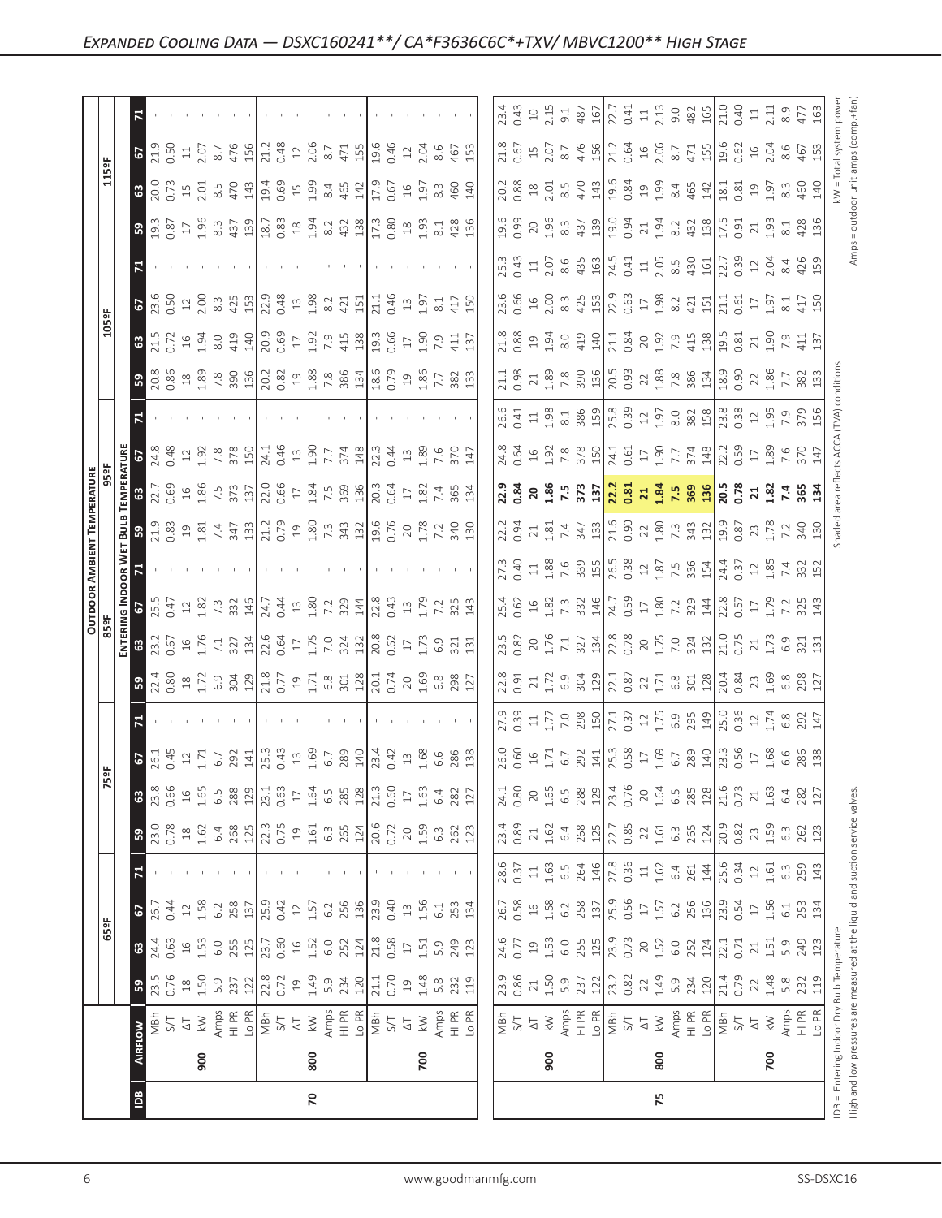## Expanded Cooling Data — DSXC160241**/ CA*F3636C6C*+TXV/ MBVC1200** High Stage

| | | | Outdoor Ambient Temperature | | | | | | | | | | | | | | | | | | | | | | | |
|---|---|---|---|---|---|---|---|---|---|---|---|---|---|---|---|---|---|---|---|---|---|---|---|---|---|---|
| | | | 65°F | | | | 75°F | | | | 85°F | | | | 95°F | | | | 105°F | | | | 115°F | | | |
| | | | Entering Indoor Wet Bulb Temperature | | | | | | | | | | | | | | | | | | | | | | | |
| IDB | Airflow | | 59 | 63 | 67 | 71 | 59 | 63 | 67 | 71 | 59 | 63 | 67 | 71 | 59 | 63 | 67 | 71 | 59 | 63 | 67 | 71 | 59 | 63 | 67 | 71 |
| 70 | 900 | MBh | 23.5 | 24.4 | 26.7 | - | 23.0 | 23.8 | 26.1 | - | 22.4 | 23.2 | 25.5 | - | 21.9 | 22.7 | 24.8 | - | 20.8 | 21.5 | 23.6 | - | 19.3 | 20.0 | 21.9 | - |
| | | S/T | 0.76 | 0.63 | 0.44 | - | 0.78 | 0.66 | 0.45 | - | 0.80 | 0.67 | 0.47 | - | 0.83 | 0.69 | 0.48 | - | 0.86 | 0.72 | 0.50 | - | 0.87 | 0.73 | 0.50 | - |
| | | ΔT | 18 | 16 | 12 | - | 18 | 16 | 12 | - | 18 | 16 | 12 | - | 19 | 16 | 12 | - | 18 | 16 | 12 | - | 17 | 15 | 11 | - |
| | | kW | 1.50 | 1.53 | 1.58 | - | 1.62 | 1.65 | 1.71 | - | 1.72 | 1.76 | 1.82 | - | 1.81 | 1.86 | 1.92 | - | 1.89 | 1.94 | 2.00 | - | 1.96 | 2.01 | 2.07 | - |
| | | Amps | 5.9 | 6.0 | 6.2 | - | 6.4 | 6.5 | 6.7 | - | 6.9 | 7.1 | 7.3 | - | 7.4 | 7.5 | 7.8 | - | 7.8 | 8.0 | 8.3 | - | 8.3 | 8.5 | 8.7 | - |
| | | HI PR | 237 | 255 | 258 | - | 268 | 288 | 292 | - | 304 | 327 | 332 | - | 347 | 373 | 378 | - | 390 | 419 | 425 | - | 437 | 470 | 476 | - |
| | | Lo PR | 122 | 125 | 137 | - | 125 | 129 | 141 | - | 129 | 134 | 146 | - | 133 | 137 | 150 | - | 136 | 140 | 153 | - | 139 | 143 | 156 | - |
| | 800 | MBh | 22.8 | 23.7 | 25.9 | - | 22.3 | 23.1 | 25.3 | - | 21.8 | 22.6 | 24.7 | - | 21.2 | 22.0 | 24.1 | - | 20.2 | 20.9 | 22.9 | - | 18.7 | 19.4 | 21.2 | - |
| | | S/T | 0.72 | 0.60 | 0.42 | - | 0.75 | 0.63 | 0.43 | - | 0.77 | 0.64 | 0.44 | - | 0.79 | 0.66 | 0.46 | - | 0.82 | 0.69 | 0.48 | - | 0.83 | 0.69 | 0.48 | - |
| | | ΔT | 19 | 16 | 12 | - | 19 | 17 | 13 | - | 19 | 17 | 13 | - | 19 | 17 | 13 | - | 19 | 17 | 13 | - | 18 | 15 | 12 | - |
| | | kW | 1.49 | 1.52 | 1.57 | - | 1.61 | 1.64 | 1.69 | - | 1.71 | 1.75 | 1.80 | - | 1.80 | 1.84 | 1.90 | - | 1.88 | 1.92 | 1.98 | - | 1.94 | 1.99 | 2.06 | - |
| | | Amps | 5.9 | 6.0 | 6.2 | - | 6.3 | 6.5 | 6.7 | - | 6.8 | 7.0 | 7.2 | - | 7.3 | 7.5 | 7.7 | - | 7.8 | 7.9 | 8.2 | - | 8.2 | 8.4 | 8.7 | - |
| | | HI PR | 234 | 252 | 256 | - | 265 | 285 | 289 | - | 301 | 324 | 329 | - | 343 | 369 | 374 | - | 386 | 415 | 421 | - | 432 | 465 | 471 | - |
| | | Lo PR | 120 | 124 | 136 | - | 124 | 128 | 140 | - | 128 | 132 | 144 | - | 132 | 136 | 148 | - | 134 | 138 | 151 | - | 138 | 142 | 155 | - |
| | 700 | MBh | 21.1 | 21.8 | 23.9 | - | 20.6 | 21.3 | 23.4 | - | 20.1 | 20.8 | 22.8 | - | 19.6 | 20.3 | 22.3 | - | 18.6 | 19.3 | 21.1 | - | 17.3 | 17.9 | 19.6 | - |
| | | S/T | 0.70 | 0.58 | 0.40 | - | 0.72 | 0.60 | 0.42 | - | 0.74 | 0.62 | 0.43 | - | 0.76 | 0.64 | 0.44 | - | 0.79 | 0.66 | 0.46 | - | 0.80 | 0.67 | 0.46 | - |
| | | ΔT | 19 | 17 | 13 | - | 20 | 17 | 13 | - | 20 | 17 | 13 | - | 20 | 17 | 13 | - | 19 | 17 | 13 | - | 18 | 16 | 12 | - |
| | | kW | 1.48 | 1.51 | 1.56 | - | 1.59 | 1.63 | 1.68 | - | 1.69 | 1.73 | 1.79 | - | 1.78 | 1.82 | 1.89 | - | 1.86 | 1.90 | 1.97 | - | 1.93 | 1.97 | 2.04 | - |
| | | Amps | 5.8 | 5.9 | 6.1 | - | 6.3 | 6.4 | 6.6 | - | 6.8 | 6.9 | 7.2 | - | 7.2 | 7.4 | 7.6 | - | 7.7 | 7.9 | 8.1 | - | 8.1 | 8.3 | 8.6 | - |
| | | HI PR | 232 | 249 | 253 | - | 262 | 282 | 286 | - | 298 | 321 | 325 | - | 340 | 365 | 370 | - | 382 | 411 | 417 | - | 428 | 460 | 467 | - |
| | | Lo PR | 119 | 123 | 134 | - | 123 | 127 | 138 | - | 127 | 131 | 143 | - | 130 | 134 | 147 | - | 133 | 137 | 150 | - | 136 | 140 | 153 | - |
| 75 | 900 | MBh | 23.9 | 24.6 | 26.7 | 28.6 | 23.4 | 24.1 | 26.0 | 27.9 | 22.8 | 23.5 | 25.4 | 27.3 | 22.2 | **22.9** | 24.8 | 26.6 | 21.1 | 21.8 | 23.6 | 25.3 | 19.6 | 20.2 | 21.8 | 23.4 |
| | | S/T | 0.86 | 0.77 | 0.58 | 0.37 | 0.89 | 0.80 | 0.60 | 0.39 | 0.91 | 0.82 | 0.62 | 0.40 | 0.94 | **0.84** | 0.64 | 0.41 | 0.98 | 0.88 | 0.66 | 0.43 | 0.99 | 0.88 | 0.67 | 0.43 |
| | | ΔT | 21 | 19 | 16 | 11 | 21 | 20 | 16 | 11 | 21 | 20 | 16 | 11 | 21 | **20** | 16 | 11 | 21 | 19 | 16 | 11 | 20 | 18 | 15 | 10 |
| | | kW | 1.50 | 1.53 | 1.58 | 1.63 | 1.62 | 1.65 | 1.71 | 1.77 | 1.72 | 1.76 | 1.82 | 1.88 | 1.81 | **1.86** | 1.92 | 1.98 | 1.89 | 1.94 | 2.00 | 2.07 | 1.96 | 2.01 | 2.07 | 2.15 |
| | | Amps | 5.9 | 6.0 | 6.2 | 6.5 | 6.4 | 6.5 | 6.7 | 7.0 | 6.9 | 7.1 | 7.3 | 7.6 | 7.4 | **7.5** | 7.8 | 8.1 | 7.8 | 8.0 | 8.3 | 8.6 | 8.3 | 8.5 | 8.7 | 9.1 |
| | | HI PR | 237 | 255 | 258 | 264 | 268 | 288 | 292 | 298 | 304 | 327 | 332 | 339 | 347 | **373** | 378 | 386 | 390 | 419 | 425 | 435 | 437 | 470 | 476 | 487 |
| | | Lo PR | 122 | 125 | 137 | 146 | 125 | 129 | 141 | 150 | 129 | 134 | 146 | 155 | 133 | **137** | 150 | 159 | 136 | 140 | 153 | 163 | 139 | 143 | 156 | 167 |
| | 800 | MBh | 23.2 | 23.9 | 25.9 | 27.8 | 22.7 | 23.4 | 25.3 | 27.1 | 22.1 | 22.8 | 24.7 | 26.5 | 21.6 | **22.2** | 24.1 | 25.8 | 20.5 | 21.1 | 22.9 | 24.5 | 19.0 | 19.6 | 21.2 | 22.7 |
| | | S/T | 0.82 | 0.73 | 0.56 | 0.36 | 0.85 | 0.76 | 0.58 | 0.37 | 0.87 | 0.78 | 0.59 | 0.38 | 0.90 | **0.81** | 0.61 | 0.39 | 0.93 | 0.84 | 0.63 | 0.41 | 0.94 | 0.84 | 0.64 | 0.41 |
| | | ΔT | 22 | 20 | 17 | 11 | 22 | 20 | 17 | 12 | 22 | 20 | 17 | 12 | 22 | **21** | 17 | 12 | 22 | 20 | 17 | 11 | 21 | 19 | 16 | 11 |
| | | kW | 1.49 | 1.52 | 1.57 | 1.62 | 1.61 | 1.64 | 1.69 | 1.75 | 1.71 | 1.75 | 1.80 | 1.87 | 1.80 | **1.84** | 1.90 | 1.97 | 1.88 | 1.92 | 1.98 | 2.05 | 1.94 | 1.99 | 2.06 | 2.13 |
| | | Amps | 5.9 | 6.0 | 6.2 | 6.4 | 6.3 | 6.5 | 6.7 | 6.9 | 6.8 | 7.0 | 7.2 | 7.5 | 7.3 | **7.5** | 7.7 | 8.0 | 7.8 | 7.9 | 8.2 | 8.5 | 8.2 | 8.4 | 8.7 | 9.0 |
| | | HI PR | 234 | 252 | 256 | 261 | 265 | 285 | 289 | 295 | 301 | 324 | 329 | 336 | 343 | **369** | 374 | 382 | 386 | 415 | 421 | 430 | 432 | 465 | 471 | 482 |
| | | Lo PR | 120 | 124 | 136 | 144 | 124 | 128 | 140 | 149 | 128 | 132 | 144 | 154 | 132 | **136** | 148 | 158 | 134 | 138 | 151 | 161 | 138 | 142 | 155 | 165 |
| | 700 | MBh | 21.4 | 22.1 | 23.9 | 25.6 | 20.9 | 21.6 | 23.3 | 25.0 | 20.4 | 21.0 | 22.8 | 24.4 | 19.9 | 20.5 | 22.2 | 23.8 | 18.9 | 19.5 | 21.1 | 22.7 | 17.5 | 18.1 | 19.6 | 21.0 |
| | | S/T | 0.79 | 0.71 | 0.54 | 0.34 | 0.82 | 0.73 | 0.56 | 0.36 | 0.84 | 0.75 | 0.57 | 0.37 | 0.87 | 0.78 | 0.59 | 0.38 | 0.90 | 0.81 | 0.61 | 0.39 | 0.91 | 0.81 | 0.62 | 0.40 |
| | | ΔT | 22 | 21 | 17 | 12 | 23 | 21 | 17 | 12 | 23 | 21 | 17 | 12 | 23 | 21 | 17 | 12 | 22 | 21 | 17 | 12 | 21 | 19 | 16 | 11 |
| | | kW | 1.48 | 1.51 | 1.56 | 1.61 | 1.59 | 1.63 | 1.68 | 1.74 | 1.69 | 1.73 | 1.79 | 1.85 | 1.78 | 1.82 | 1.89 | 1.95 | 1.86 | 1.90 | 1.97 | 2.04 | 1.93 | 1.97 | 2.04 | 2.11 |
| | | Amps | 5.8 | 5.9 | 6.1 | 6.3 | 6.3 | 6.4 | 6.6 | 6.8 | 6.8 | 6.9 | 7.2 | 7.4 | 7.2 | 7.4 | 7.6 | 7.9 | 7.7 | 7.9 | 8.1 | 8.4 | 8.1 | 8.3 | 8.6 | 8.9 |
| | | HI PR | 232 | 249 | 253 | 259 | 262 | 282 | 286 | 292 | 298 | 321 | 325 | 332 | 340 | 365 | 370 | 379 | 382 | 411 | 417 | 426 | 428 | 460 | 467 | 477 |
| | | Lo PR | 119 | 123 | 134 | 143 | 123 | 127 | 138 | 147 | 127 | 131 | 143 | 152 | 130 | 134 | 147 | 156 | 133 | 137 | 150 | 159 | 136 | 140 | 153 | 163 |

IDB = Entering Indoor Dry Bulb Temperature
High and low pressures are measured at the liquid and suction service valves.

Shaded area reflects ACCA (TVA) conditions

kW = Total system power
Amps = outdoor unit amps (comp.+fan)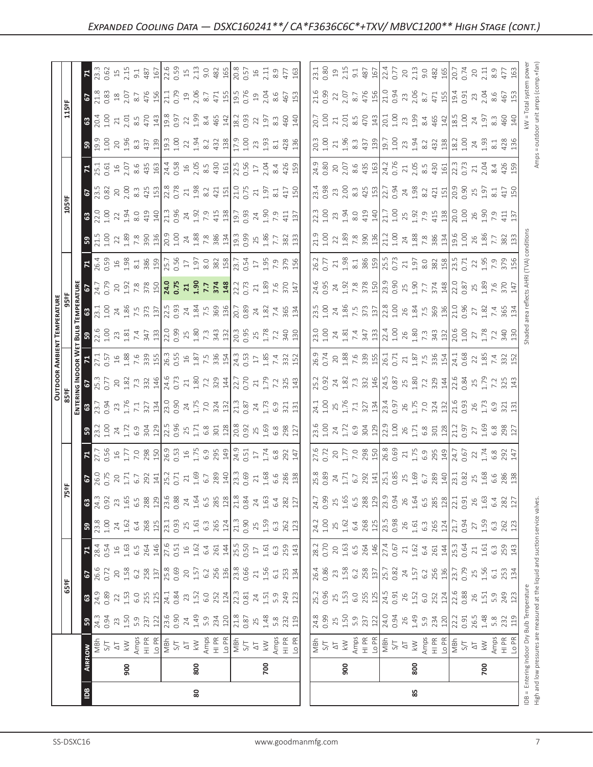# Expanded Cooling Data — DSXC160241**/ CA*F3636C6C*+TXV/ MBVC1200** High Stage (cont.)

| IDB | Airflow | | Outdoor Ambient Temperature | | | | | | | | | | | | | | | | | | | |
|---|---|---|---|---|---|---|---|---|---|---|---|---|---|---|---|---|---|---|---|---|---|---|
| | | | 65ºF | | | | 75ºF | | | | 85ºF | | | | 95ºF | | | | 105ºF | | | | 115ºF | | | |
| | | | Entering Indoor Wet Bulb Temperature | | | | | | | | | | | | | | | | | | | | | | | |
| | | | 59 | 63 | 67 | 71 | 59 | 63 | 67 | 71 | 59 | 63 | 67 | 71 | 59 | 63 | 67 | 71 | 59 | 63 | 67 | 71 | 59 | 63 | 67 | 71 |
| 80 | 900 | MBh | 24.3 | 24.9 | 26.6 | 28.4 | 23.8 | 24.3 | 26.0 | 27.7 | 23.2 | 23.7 | 25.3 | 27.1 | 22.6 | 23.1 | 24.7 | 26.4 | 21.5 | 22.0 | 23.5 | 25.1 | 19.9 | 20.4 | 21.8 | 23.3 |
| | | S/T | 0.94 | 0.89 | 0.72 | 0.54 | 1.00 | 0.92 | 0.75 | 0.56 | 1.00 | 0.94 | 0.77 | 0.57 | 1.00 | 1.00 | 0.79 | 0.59 | 1.00 | 1.00 | 0.82 | 0.61 | 1.00 | 1.00 | 0.83 | 0.62 |
| | | ΔT | 23 | 22 | 20 | 16 | 24 | 23 | 20 | 16 | 24 | 23 | 20 | 16 | 23 | 24 | 20 | 16 | 22 | 22 | 20 | 16 | 20 | 21 | 18 | 15 |
| | | kW | 1.50 | 1.53 | 1.58 | 1.63 | 1.62 | 1.65 | 1.71 | 1.77 | 1.72 | 1.76 | 1.82 | 1.88 | 1.81 | 1.86 | 1.92 | 1.98 | 1.89 | 1.94 | 2.00 | 2.07 | 1.96 | 2.01 | 2.07 | 2.15 |
| | | Amps | 5.9 | 6.0 | 6.2 | 6.5 | 6.4 | 6.5 | 6.7 | 7.0 | 6.9 | 7.1 | 7.3 | 7.6 | 7.4 | 7.5 | 7.8 | 8.1 | 7.8 | 8.0 | 8.3 | 8.6 | 8.3 | 8.5 | 8.7 | 9.1 |
| | | HI PR | 237 | 255 | 258 | 264 | 268 | 288 | 292 | 298 | 304 | 327 | 332 | 339 | 347 | 373 | 378 | 386 | 390 | 419 | 425 | 435 | 437 | 470 | 476 | 487 |
| | | Lo PR | 122 | 125 | 137 | 146 | 125 | 129 | 141 | 150 | 129 | 134 | 146 | 155 | 133 | 137 | 150 | 159 | 136 | 140 | 153 | 163 | 139 | 143 | 156 | 167 |
| | 800 | MBh | 23.6 | 24.1 | 25.8 | 27.6 | 23.1 | 23.6 | 25.2 | 26.9 | 22.5 | 23.0 | 24.6 | 26.3 | 22.0 | 22.5 | **24.0** | 25.7 | 20.9 | 21.3 | 22.8 | 24.4 | 19.3 | 19.8 | 21.1 | 22.6 |
| | | S/T | 0.90 | 0.84 | 0.69 | 0.51 | 0.93 | 0.88 | 0.71 | 0.53 | 0.96 | 0.90 | 0.73 | 0.55 | 0.99 | 0.93 | **0.75** | 0.56 | 1.00 | 0.96 | 0.78 | 0.58 | 1.00 | 0.97 | 0.79 | 0.59 |
| | | ΔT | 24 | 23 | 20 | 16 | 25 | 24 | 21 | 16 | 25 | 24 | 21 | 16 | 25 | 24 | **21** | 17 | 24 | 24 | 21 | 16 | 22 | 22 | 19 | 15 |
| | | kW | 1.49 | 1.52 | 1.57 | 1.62 | 1.61 | 1.64 | 1.69 | 1.75 | 1.71 | 1.75 | 1.80 | 1.87 | 1.80 | 1.84 | **1.90** | 1.97 | 1.88 | 1.92 | 1.98 | 2.05 | 1.94 | 1.99 | 2.06 | 2.13 |
| | | Amps | 5.9 | 6.0 | 6.2 | 6.4 | 6.3 | 6.5 | 6.7 | 6.9 | 6.8 | 7.0 | 7.2 | 7.5 | 7.3 | 7.5 | **7.7** | 8.0 | 7.8 | 7.9 | 8.2 | 8.5 | 8.2 | 8.4 | 8.7 | 9.0 |
| | | HI PR | 234 | 252 | 256 | 261 | 265 | 285 | 289 | 295 | 301 | 324 | 329 | 336 | 343 | 369 | **374** | 382 | 386 | 415 | 421 | 430 | 432 | 465 | 471 | 482 |
| | | Lo PR | 120 | 124 | 136 | 144 | 124 | 128 | 140 | 149 | 128 | 132 | 144 | 154 | 132 | 136 | **148** | 158 | 134 | 138 | 151 | 161 | 138 | 142 | 155 | 165 |
| | 700 | MBh | 21.8 | 22.3 | 23.8 | 25.5 | 21.3 | 21.8 | 23.3 | 24.9 | 20.8 | 21.3 | 22.7 | 24.3 | 20.3 | 20.7 | 22.2 | 23.7 | 19.3 | 19.7 | 21.0 | 22.5 | 17.9 | 18.2 | 19.5 | 20.8 |
| | | S/T | 0.87 | 0.81 | 0.66 | 0.50 | 0.90 | 0.84 | 0.69 | 0.51 | 0.92 | 0.87 | 0.70 | 0.53 | 0.95 | 0.89 | 0.73 | 0.54 | 0.99 | 0.93 | 0.75 | 0.56 | 1.00 | 0.93 | 0.76 | 0.57 |
| | | ΔT | 25 | 24 | 21 | 17 | 25 | 24 | 21 | 17 | 25 | 24 | 21 | 17 | 25 | 24 | 21 | 17 | 25 | 24 | 21 | 17 | 23 | 22 | 19 | 16 |
| | | kW | 1.48 | 1.51 | 1.56 | 1.61 | 1.59 | 1.63 | 1.68 | 1.74 | 1.69 | 1.73 | 1.79 | 1.85 | 1.78 | 1.82 | 1.89 | 1.95 | 1.86 | 1.90 | 1.97 | 2.04 | 1.93 | 1.97 | 2.04 | 2.11 |
| | | Amps | 5.8 | 5.9 | 6.1 | 6.3 | 6.3 | 6.4 | 6.6 | 6.8 | 6.8 | 6.9 | 7.2 | 7.4 | 7.2 | 7.4 | 7.6 | 7.9 | 7.7 | 7.9 | 8.1 | 8.4 | 8.1 | 8.3 | 8.6 | 8.9 |
| | | HI PR | 232 | 249 | 253 | 259 | 262 | 282 | 286 | 292 | 298 | 321 | 325 | 332 | 340 | 365 | 370 | 379 | 382 | 411 | 417 | 426 | 428 | 460 | 467 | 477 |
| | | Lo PR | 119 | 123 | 134 | 143 | 123 | 127 | 138 | 147 | 127 | 131 | 143 | 152 | 130 | 134 | 147 | 156 | 133 | 137 | 150 | 159 | 136 | 140 | 153 | 163 |
| 85 | 900 | MBh | 24.8 | 25.2 | 26.4 | 28.2 | 24.2 | 24.7 | 25.8 | 27.6 | 23.6 | 24.1 | 25.2 | 26.9 | 23.0 | 23.5 | 24.6 | 26.2 | 21.9 | 22.3 | 23.4 | 24.9 | 20.3 | 20.7 | 21.6 | 23.1 |
| | | S/T | 0.99 | 0.96 | 0.86 | 0.70 | 1.00 | 0.99 | 0.89 | 0.72 | 1.00 | 1.00 | 0.92 | 0.74 | 1.00 | 1.00 | 0.95 | 0.77 | 1.00 | 1.00 | 0.98 | 0.80 | 1.00 | 1.00 | 0.99 | 0.80 |
| | | ΔT | 25 | 25 | 23 | 20 | 25 | 25 | 24 | 20 | 24 | 25 | 24 | 20 | 24 | 24 | 24 | 21 | 22 | 23 | 23 | 20 | 21 | 21 | 22 | 19 |
| | | kW | 1.50 | 1.53 | 1.58 | 1.63 | 1.62 | 1.65 | 1.71 | 1.77 | 1.72 | 1.76 | 1.82 | 1.88 | 1.81 | 1.86 | 1.92 | 1.98 | 1.89 | 1.94 | 2.00 | 2.07 | 1.96 | 2.01 | 2.07 | 2.15 |
| | | Amps | 5.9 | 6.0 | 6.2 | 6.5 | 6.4 | 6.5 | 6.7 | 7.0 | 6.9 | 7.1 | 7.3 | 7.6 | 7.4 | 7.5 | 7.8 | 8.1 | 7.8 | 8.0 | 8.3 | 8.6 | 8.3 | 8.5 | 8.7 | 9.1 |
| | | HI PR | 237 | 255 | 258 | 264 | 268 | 288 | 292 | 298 | 304 | 327 | 332 | 339 | 347 | 373 | 378 | 386 | 390 | 419 | 425 | 435 | 437 | 470 | 476 | 487 |
| | | Lo PR | 122 | 125 | 137 | 146 | 125 | 129 | 141 | 150 | 129 | 134 | 146 | 155 | 133 | 137 | 150 | 159 | 136 | 140 | 153 | 163 | 139 | 143 | 156 | 167 |
| | 800 | MBh | 24.0 | 24.5 | 25.7 | 27.4 | 23.5 | 23.9 | 25.1 | 26.8 | 22.9 | 23.4 | 24.5 | 26.1 | 22.4 | 22.8 | 23.9 | 25.5 | 21.2 | 21.7 | 22.7 | 24.2 | 19.7 | 20.1 | 21.0 | 22.4 |
| | | S/T | 0.94 | 0.91 | 0.82 | 0.67 | 0.98 | 0.94 | 0.85 | 0.69 | 1.00 | 0.97 | 0.87 | 0.71 | 1.00 | 1.00 | 0.90 | 0.73 | 1.00 | 1.00 | 0.94 | 0.76 | 1.00 | 1.00 | 0.94 | 0.77 |
| | | ΔT | 26 | 26 | 24 | 21 | 26 | 26 | 25 | 21 | 26 | 26 | 25 | 21 | 26 | 26 | 25 | 21 | 24 | 25 | 24 | 21 | 23 | 23 | 23 | 20 |
| | | kW | 1.49 | 1.52 | 1.57 | 1.62 | 1.61 | 1.64 | 1.69 | 1.75 | 1.71 | 1.75 | 1.80 | 1.87 | 1.80 | 1.84 | 1.90 | 1.97 | 1.88 | 1.92 | 1.98 | 2.05 | 1.94 | 1.99 | 2.06 | 2.13 |
| | | Amps | 5.9 | 6.0 | 6.2 | 6.4 | 6.3 | 6.5 | 6.7 | 6.9 | 6.8 | 7.0 | 7.2 | 7.5 | 7.3 | 7.5 | 7.7 | 8.0 | 7.8 | 7.9 | 8.2 | 8.5 | 8.2 | 8.4 | 8.7 | 9.0 |
| | | HI PR | 234 | 252 | 256 | 261 | 265 | 285 | 289 | 295 | 301 | 324 | 329 | 336 | 343 | 369 | 374 | 382 | 386 | 415 | 421 | 430 | 432 | 465 | 471 | 482 |
| | | Lo PR | 120 | 124 | 136 | 144 | 124 | 128 | 140 | 149 | 128 | 132 | 144 | 154 | 132 | 136 | 148 | 158 | 134 | 138 | 151 | 161 | 138 | 142 | 155 | 165 |
| | 700 | MBh | 22.2 | 22.6 | 23.7 | 25.3 | 21.7 | 22.1 | 23.1 | 24.7 | 21.2 | 21.6 | 22.6 | 24.1 | 20.6 | 21.0 | 22.0 | 23.5 | 19.6 | 20.0 | 20.9 | 22.3 | 18.2 | 18.5 | 19.4 | 20.7 |
| | | S/T | 0.91 | 0.88 | 0.79 | 0.64 | 0.94 | 0.91 | 0.82 | 0.67 | 0.97 | 0.93 | 0.84 | 0.68 | 1.00 | 0.96 | 0.87 | 0.71 | 1.00 | 1.00 | 0.90 | 0.73 | 1.00 | 1.00 | 0.91 | 0.74 |
| | | ΔT | 26.5 | 26 | 25 | 21 | 27 | 26 | 25 | 22 | 27 | 26 | 25 | 22 | 27 | 27 | 25 | 22 | 26 | 26 | 25 | 21 | 24 | 24 | 23 | 20 |
| | | kW | 1.48 | 1.51 | 1.56 | 1.61 | 1.59 | 1.63 | 1.68 | 1.74 | 1.69 | 1.73 | 1.79 | 1.85 | 1.78 | 1.82 | 1.89 | 1.95 | 1.86 | 1.90 | 1.97 | 2.04 | 1.93 | 1.97 | 2.04 | 2.11 |
| | | Amps | 5.8 | 5.9 | 6.1 | 6.3 | 6.3 | 6.4 | 6.6 | 6.8 | 6.8 | 6.9 | 7.2 | 7.4 | 7.2 | 7.4 | 7.6 | 7.9 | 7.7 | 7.9 | 8.1 | 8.4 | 8.1 | 8.3 | 8.6 | 8.9 |
| | | HI PR | 232 | 249 | 253 | 259 | 262 | 282 | 286 | 292 | 298 | 321 | 325 | 332 | 340 | 365 | 370 | 379 | 382 | 411 | 417 | 426 | 428 | 460 | 467 | 477 |
| | | Lo PR | 119 | 123 | 134 | 143 | 123 | 127 | 138 | 147 | 127 | 131 | 143 | 152 | 130 | 134 | 147 | 156 | 133 | 137 | 150 | 159 | 136 | 140 | 153 | 163 |

IDB = Entering Indoor Dry Bulb Temperature

High and low pressures are measured at the liquid and suction service valves.

Shaded area reflects AHRI (TVA) conditions

kW = Total system power

Amps = outdoor unit amps (comp.+fan)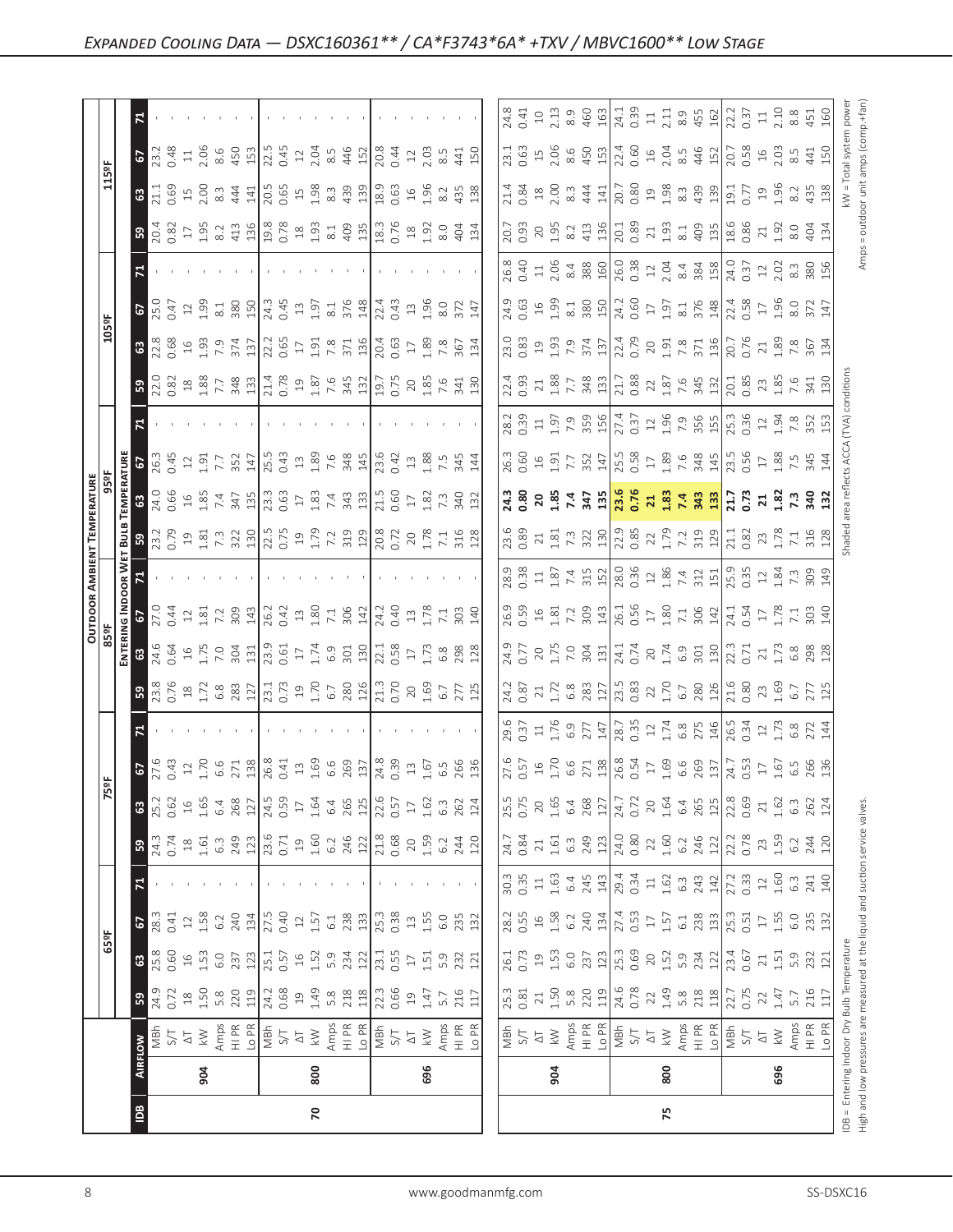# Expanded Cooling Data — DSXC160361** / CA*F3743*6A* +TXV / MBVC1600** Low Stage

| IDB | Airflow | | 65ºF | | | | 75ºF | | | | 85ºF | | | | 95ºF | | | | 105ºF | | | | 115ºF | | | |
|---|---|---|---|---|---|---|---|---|---|---|---|---|---|---|---|---|---|---|---|---|---|---|---|---|---|---|
| | | | Entering Indoor Wet Bulb Temperature | | | | | | | | | | | | | | | | | | | | | | | |
| | | | 59 | 63 | 67 | 71 | 59 | 63 | 67 | 71 | 59 | 63 | 67 | 71 | 59 | 63 | 67 | 71 | 59 | 63 | 67 | 71 | 59 | 63 | 67 | 71 |
| 70 | 904 | MBh | 24.9 | 25.8 | 28.3 | - | 24.3 | 25.2 | 27.6 | - | 23.8 | 24.6 | 27.0 | - | 23.2 | 24.0 | 26.3 | - | 22.0 | 22.8 | 25.0 | - | 20.4 | 21.1 | 23.2 | - |
| | | S/T | 0.72 | 0.60 | 0.41 | - | 0.74 | 0.62 | 0.43 | - | 0.76 | 0.64 | 0.44 | - | 0.79 | 0.66 | 0.45 | - | 0.82 | 0.68 | 0.47 | - | 0.82 | 0.69 | 0.48 | - |
| | | ΔT | 18 | 16 | 12 | - | 18 | 16 | 12 | - | 18 | 16 | 12 | - | 19 | 16 | 12 | - | 18 | 16 | 12 | - | 17 | 15 | 11 | - |
| | | kW | 1.50 | 1.53 | 1.58 | - | 1.61 | 1.65 | 1.70 | - | 1.72 | 1.75 | 1.81 | - | 1.81 | 1.85 | 1.91 | - | 1.88 | 1.93 | 1.99 | - | 1.95 | 2.00 | 2.06 | - |
| | | Amps | 5.8 | 6.0 | 6.2 | - | 6.3 | 6.4 | 6.6 | - | 6.8 | 7.0 | 7.2 | - | 7.3 | 7.4 | 7.7 | - | 7.7 | 7.9 | 8.1 | - | 8.2 | 8.3 | 8.6 | - |
| | | HI PR | 220 | 237 | 240 | - | 249 | 268 | 271 | - | 283 | 304 | 309 | - | 322 | 347 | 352 | - | 348 | 374 | 380 | - | 413 | 444 | 450 | - |
| | | Lo PR | 119 | 123 | 134 | - | 123 | 127 | 138 | - | 127 | 131 | 143 | - | 130 | 135 | 147 | - | 133 | 137 | 150 | - | 136 | 141 | 153 | - |
| | 800 | MBh | 24.2 | 25.1 | 27.5 | - | 23.6 | 24.5 | 26.8 | - | 23.1 | 23.9 | 26.2 | - | 22.5 | 23.3 | 25.5 | - | 21.4 | 22.2 | 24.3 | - | 19.8 | 20.5 | 22.5 | - |
| | | S/T | 0.68 | 0.57 | 0.40 | - | 0.71 | 0.59 | 0.41 | - | 0.73 | 0.61 | 0.42 | - | 0.75 | 0.63 | 0.43 | - | 0.78 | 0.65 | 0.45 | - | 0.78 | 0.65 | 0.45 | - |
| | | ΔT | 19 | 16 | 12 | - | 19 | 17 | 13 | - | 19 | 17 | 13 | - | 19 | 17 | 13 | - | 19 | 17 | 13 | - | 18 | 15 | 12 | - |
| | | kW | 1.49 | 1.52 | 1.57 | - | 1.60 | 1.64 | 1.69 | - | 1.70 | 1.74 | 1.80 | - | 1.79 | 1.83 | 1.89 | - | 1.87 | 1.91 | 1.97 | - | 1.93 | 1.98 | 2.04 | - |
| | | Amps | 5.8 | 5.9 | 6.1 | - | 6.2 | 6.4 | 6.6 | - | 6.7 | 6.9 | 7.1 | - | 7.2 | 7.4 | 7.6 | - | 7.6 | 7.8 | 8.1 | - | 8.1 | 8.3 | 8.5 | - |
| | | HI PR | 218 | 234 | 238 | - | 246 | 265 | 269 | - | 280 | 301 | 306 | - | 319 | 343 | 348 | - | 345 | 371 | 376 | - | 409 | 439 | 446 | - |
| | | Lo PR | 118 | 122 | 133 | - | 122 | 125 | 137 | - | 126 | 130 | 142 | - | 129 | 133 | 145 | - | 132 | 136 | 148 | - | 135 | 139 | 152 | - |
| | 696 | MBh | 22.3 | 23.1 | 25.3 | - | 21.8 | 22.6 | 24.8 | - | 21.3 | 22.1 | 24.2 | - | 20.8 | 21.5 | 23.6 | - | 19.7 | 20.4 | 22.4 | - | 18.3 | 18.9 | 20.8 | - |
| | | S/T | 0.66 | 0.55 | 0.38 | - | 0.68 | 0.57 | 0.39 | - | 0.70 | 0.58 | 0.40 | - | 0.72 | 0.60 | 0.42 | - | 0.75 | 0.63 | 0.43 | - | 0.76 | 0.63 | 0.44 | - |
| | | ΔT | 19 | 17 | 13 | - | 20 | 17 | 13 | - | 20 | 17 | 13 | - | 20 | 17 | 13 | - | 20 | 17 | 13 | - | 18 | 16 | 12 | - |
| | | kW | 1.47 | 1.51 | 1.55 | - | 1.59 | 1.62 | 1.67 | - | 1.69 | 1.73 | 1.78 | - | 1.78 | 1.82 | 1.88 | - | 1.85 | 1.89 | 1.96 | - | 1.92 | 1.96 | 2.03 | - |
| | | Amps | 5.7 | 5.9 | 6.0 | - | 6.2 | 6.3 | 6.5 | - | 6.7 | 6.8 | 7.1 | - | 7.1 | 7.3 | 7.5 | - | 7.6 | 7.8 | 8.0 | - | 8.0 | 8.2 | 8.5 | - |
| | | HI PR | 216 | 232 | 235 | - | 244 | 262 | 266 | - | 277 | 298 | 303 | - | 316 | 340 | 345 | - | 341 | 367 | 372 | - | 404 | 435 | 441 | - |
| | | Lo PR | 117 | 121 | 132 | - | 120 | 124 | 136 | - | 125 | 128 | 140 | - | 128 | 132 | 144 | - | 130 | 134 | 147 | - | 134 | 138 | 150 | - |
| 75 | 904 | MBh | 25.3 | 26.1 | 28.2 | 30.3 | 24.7 | 25.5 | 27.6 | 29.6 | 24.2 | 24.9 | 26.9 | 28.9 | 23.6 | **24.3** | 26.3 | 28.2 | 22.4 | 23.0 | 24.9 | 26.8 | 20.7 | 21.4 | 23.1 | 24.8 |
| | | S/T | 0.81 | 0.73 | 0.55 | 0.35 | 0.84 | 0.75 | 0.57 | 0.37 | 0.87 | 0.77 | 0.59 | 0.38 | 0.89 | **0.80** | 0.60 | 0.39 | 0.93 | 0.83 | 0.63 | 0.40 | 0.93 | 0.84 | 0.63 | 0.41 |
| | | ΔT | 21 | 19 | 16 | 11 | 21 | 20 | 16 | 11 | 21 | 20 | 16 | 11 | 21 | **20** | 16 | 11 | 21 | 19 | 16 | 11 | 20 | 18 | 15 | 10 |
| | | kW | 1.50 | 1.53 | 1.58 | 1.63 | 1.61 | 1.65 | 1.70 | 1.76 | 1.72 | 1.75 | 1.81 | 1.87 | 1.81 | **1.85** | 1.91 | 1.97 | 1.88 | 1.93 | 1.99 | 2.06 | 1.95 | 2.00 | 2.06 | 2.13 |
| | | Amps | 5.8 | 6.0 | 6.2 | 6.4 | 6.3 | 6.4 | 6.6 | 6.9 | 6.8 | 7.0 | 7.2 | 7.4 | 7.3 | **7.4** | 7.7 | 7.9 | 7.7 | 7.9 | 8.1 | 8.4 | 8.2 | 8.3 | 8.6 | 8.9 |
| | | HI PR | 220 | 237 | 240 | 245 | 249 | 268 | 271 | 277 | 283 | 304 | 309 | 315 | 322 | **347** | 352 | 359 | 348 | 374 | 380 | 388 | 413 | 444 | 450 | 460 |
| | | Lo PR | 119 | 123 | 134 | 143 | 123 | 127 | 138 | 147 | 127 | 131 | 143 | 152 | 130 | **135** | 147 | 156 | 133 | 137 | 150 | 160 | 136 | 141 | 153 | 163 |
| | 800 | MBh | 24.6 | 25.3 | 27.4 | 29.4 | 24.0 | 24.7 | 26.8 | 28.7 | 23.5 | 24.1 | 26.1 | 28.0 | 22.9 | **23.6** | 25.5 | 27.4 | 21.7 | 22.4 | 24.2 | 26.0 | 20.1 | 20.7 | 22.4 | 24.1 |
| | | S/T | 0.78 | 0.69 | 0.53 | 0.34 | 0.80 | 0.72 | 0.54 | 0.35 | 0.83 | 0.74 | 0.56 | 0.36 | 0.85 | **0.76** | 0.58 | 0.37 | 0.88 | 0.79 | 0.60 | 0.38 | 0.89 | 0.80 | 0.60 | 0.39 |
| | | ΔT | 22 | 20 | 17 | 11 | 22 | 20 | 17 | 12 | 22 | 20 | 17 | 12 | 22 | **21** | 17 | 12 | 22 | 20 | 17 | 12 | 21 | 19 | 16 | 11 |
| | | kW | 1.49 | 1.52 | 1.57 | 1.62 | 1.60 | 1.64 | 1.69 | 1.74 | 1.70 | 1.74 | 1.80 | 1.86 | 1.79 | **1.83** | 1.89 | 1.96 | 1.87 | 1.91 | 1.97 | 2.04 | 1.93 | 1.98 | 2.04 | 2.11 |
| | | Amps | 5.8 | 5.9 | 6.1 | 6.3 | 6.2 | 6.4 | 6.6 | 6.8 | 6.7 | 6.9 | 7.1 | 7.4 | 7.2 | **7.4** | 7.6 | 7.9 | 7.6 | 7.8 | 8.1 | 8.4 | 8.1 | 8.3 | 8.5 | 8.9 |
| | | HI PR | 218 | 234 | 238 | 243 | 246 | 265 | 269 | 275 | 280 | 301 | 306 | 312 | 319 | **343** | 348 | 356 | 345 | 371 | 376 | 384 | 409 | 439 | 446 | 455 |
| | | Lo PR | 118 | 122 | 133 | 142 | 122 | 125 | 137 | 146 | 126 | 130 | 142 | 151 | 129 | **133** | 145 | 155 | 132 | 136 | 148 | 158 | 135 | 139 | 152 | 162 |
| | 696 | MBh | 22.7 | 23.4 | 25.3 | 27.2 | 22.2 | 22.8 | 24.7 | 26.5 | 21.6 | 22.3 | 24.1 | 25.9 | 21.1 | **21.7** | 23.5 | 25.3 | 20.1 | 20.7 | 22.4 | 24.0 | 18.6 | 19.1 | 20.7 | 22.2 |
| | | S/T | 0.75 | 0.67 | 0.51 | 0.33 | 0.78 | 0.69 | 0.53 | 0.34 | 0.80 | 0.71 | 0.54 | 0.35 | 0.82 | **0.73** | 0.56 | 0.36 | 0.85 | 0.76 | 0.58 | 0.37 | 0.86 | 0.77 | 0.58 | 0.37 |
| | | ΔT | 22 | 21 | 17 | 12 | 23 | 21 | 17 | 12 | 23 | 21 | 17 | 12 | 23 | **21** | 17 | 12 | 23 | 21 | 17 | 12 | 21 | 19 | 16 | 11 |
| | | kW | 1.47 | 1.51 | 1.55 | 1.60 | 1.59 | 1.62 | 1.67 | 1.73 | 1.69 | 1.73 | 1.78 | 1.84 | 1.78 | **1.82** | 1.88 | 1.94 | 1.85 | 1.89 | 1.96 | 2.02 | 1.92 | 1.96 | 2.03 | 2.10 |
| | | Amps | 5.7 | 5.9 | 6.0 | 6.3 | 6.2 | 6.3 | 6.5 | 6.8 | 6.7 | 6.8 | 7.1 | 7.3 | 7.1 | **7.3** | 7.5 | 7.8 | 7.6 | 7.8 | 8.0 | 8.3 | 8.0 | 8.2 | 8.5 | 8.8 |
| | | HI PR | 216 | 232 | 235 | 241 | 244 | 262 | 266 | 272 | 277 | 298 | 303 | 309 | 316 | **340** | 345 | 352 | 341 | 367 | 372 | 380 | 404 | 435 | 441 | 451 |
| | | Lo PR | 117 | 121 | 132 | 140 | 120 | 124 | 136 | 144 | 125 | 128 | 140 | 149 | 128 | **132** | 144 | 153 | 130 | 134 | 147 | 156 | 134 | 138 | 150 | 160 |

IDB = Entering Indoor Dry Bulb Temperature
High and low pressures are measured at the liquid and suction service valves.
Shaded area reflects ACCA (TVA) conditions
kW = Total system power
Amps = outdoor unit amps (comp.+fan)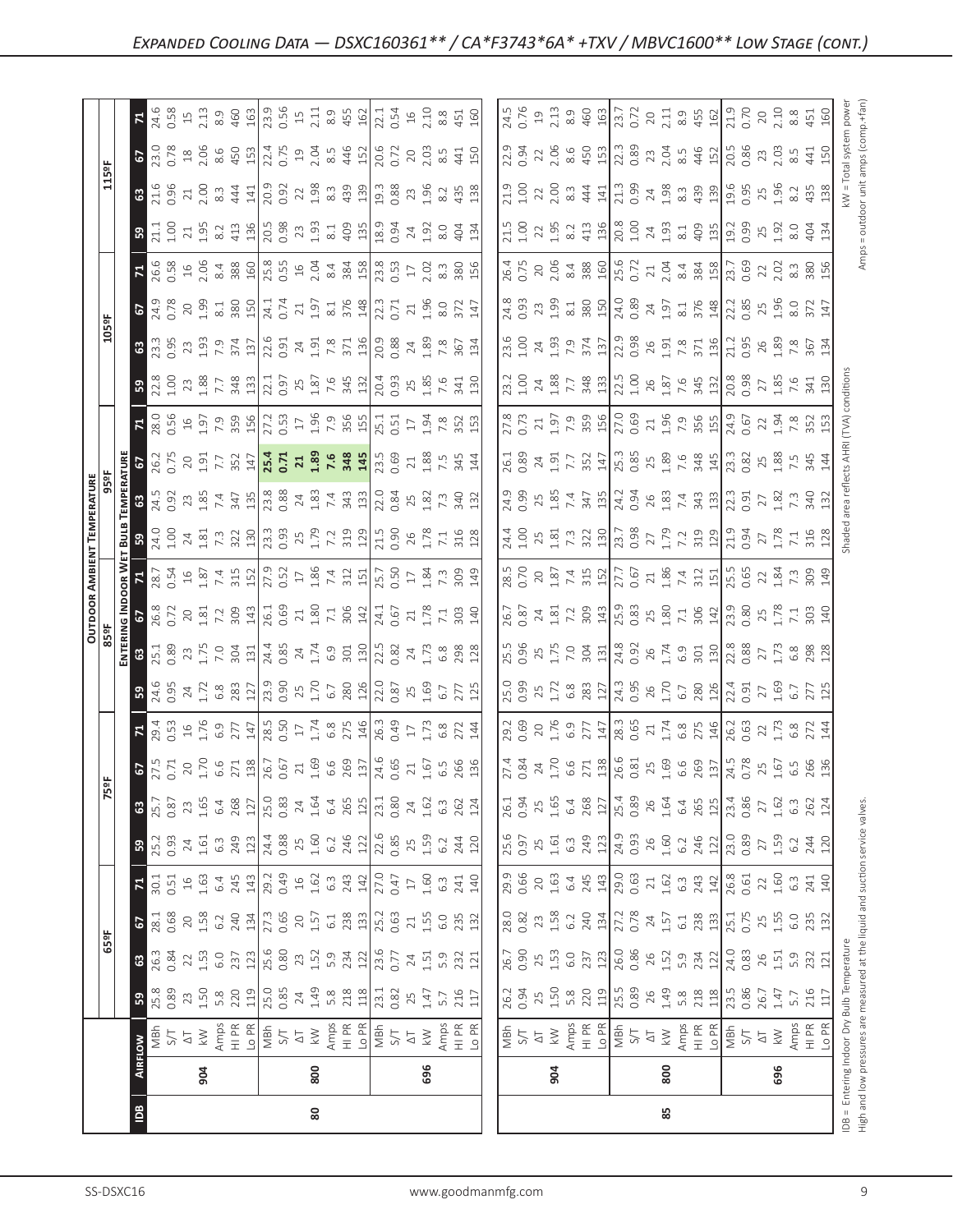## Expanded Cooling Data — DSXC160361** / CA*F3743*6A* +TXV / MBVC1600** Low Stage (cont.)

| IDB | Airflow | | Outdoor Ambient Temperature | | | | | | | | | | | | | | | | | | | | | |
|---|---|---|---|---|---|---|---|---|---|---|---|---|---|---|---|---|---|---|---|---|---|---|---|---|
| | | | 65ºF | | | | 75ºF | | | | 85ºF | | | | 95ºF | | | | 105ºF | | | | 115ºF | | | |
| | | | Entering Indoor Wet Bulb Temperature | | | | | | | | | | | | | | | | | | | | | | | |
| | | | 59 | 63 | 67 | 71 | 59 | 63 | 67 | 71 | 59 | 63 | 67 | 71 | 59 | 63 | 67 | 71 | 59 | 63 | 67 | 71 | 59 | 63 | 67 | 71 |
| 80 | 904 | MBh | 25.8 | 26.3 | 28.1 | 30.1 | 25.2 | 25.7 | 27.5 | 29.4 | 24.6 | 25.1 | 26.8 | 28.7 | 24.0 | 24.5 | 26.2 | 28.0 | 22.8 | 23.3 | 24.9 | 26.6 | 21.1 | 21.6 | 23.0 | 24.6 |
| | | S/T | 0.89 | 0.84 | 0.68 | 0.51 | 0.93 | 0.87 | 0.71 | 0.53 | 0.95 | 0.89 | 0.72 | 0.54 | 1.00 | 0.92 | 0.75 | 0.56 | 1.00 | 0.95 | 0.78 | 0.58 | 1.00 | 0.96 | 0.78 | 0.58 |
| | | ΔT | 23 | 22 | 20 | 16 | 24 | 23 | 20 | 16 | 24 | 23 | 20 | 16 | 24 | 23 | 20 | 16 | 23 | 23 | 20 | 16 | 21 | 21 | 18 | 15 |
| | | kW | 1.50 | 1.53 | 1.58 | 1.63 | 1.61 | 1.65 | 1.70 | 1.76 | 1.72 | 1.75 | 1.81 | 1.87 | 1.81 | 1.85 | 1.91 | 1.97 | 1.88 | 1.93 | 1.99 | 2.06 | 1.95 | 2.00 | 2.06 | 2.13 |
| | | Amps | 5.8 | 6.0 | 6.2 | 6.4 | 6.3 | 6.4 | 6.6 | 6.9 | 6.8 | 7.0 | 7.2 | 7.4 | 7.3 | 7.4 | 7.7 | 7.9 | 7.7 | 7.9 | 8.1 | 8.4 | 8.2 | 8.3 | 8.6 | 8.9 |
| | | HI PR | 220 | 237 | 240 | 245 | 249 | 268 | 271 | 277 | 283 | 304 | 309 | 315 | 322 | 347 | 352 | 359 | 348 | 374 | 380 | 388 | 413 | 444 | 450 | 460 |
| | | Lo PR | 119 | 123 | 134 | 143 | 123 | 127 | 138 | 147 | 127 | 131 | 143 | 152 | 130 | 135 | 147 | 156 | 133 | 137 | 150 | 160 | 136 | 141 | 153 | 163 |
| | 800 | MBh | 25.0 | 25.6 | 27.3 | 29.2 | 24.4 | 25.0 | 26.7 | 28.5 | 23.9 | 24.4 | 26.1 | 27.9 | 23.3 | 23.8 | **25.4** | 27.2 | 22.1 | 22.6 | 24.1 | 25.8 | 20.5 | 20.9 | 22.4 | 23.9 |
| | | S/T | 0.85 | 0.80 | 0.65 | 0.49 | 0.88 | 0.83 | 0.67 | 0.50 | 0.90 | 0.85 | 0.69 | 0.52 | 0.93 | 0.88 | **0.71** | 0.53 | 0.97 | 0.91 | 0.74 | 0.55 | 0.98 | 0.92 | 0.75 | 0.56 |
| | | ΔT | 24 | 23 | 20 | 16 | 25 | 24 | 21 | 17 | 25 | 24 | 21 | 17 | 25 | 24 | **21** | 17 | 25 | 24 | 21 | 16 | 23 | 22 | 19 | 15 |
| | | kW | 1.49 | 1.52 | 1.57 | 1.62 | 1.60 | 1.64 | 1.69 | 1.74 | 1.70 | 1.74 | 1.80 | 1.86 | 1.79 | 1.83 | **1.89** | 1.96 | 1.87 | 1.91 | 1.97 | 2.04 | 1.93 | 1.98 | 2.04 | 2.11 |
| | | Amps | 5.8 | 5.9 | 6.1 | 6.3 | 6.2 | 6.4 | 6.6 | 6.8 | 6.7 | 6.9 | 7.1 | 7.4 | 7.2 | 7.4 | **7.6** | 7.9 | 7.6 | 7.8 | 8.1 | 8.4 | 8.1 | 8.3 | 8.5 | 8.9 |
| | | HI PR | 218 | 234 | 238 | 243 | 246 | 265 | 269 | 275 | 280 | 301 | 306 | 312 | 319 | 343 | **348** | 356 | 345 | 371 | 376 | 384 | 409 | 439 | 446 | 455 |
| | | Lo PR | 118 | 122 | 133 | 142 | 122 | 125 | 137 | 146 | 126 | 130 | 142 | 151 | 129 | 133 | **145** | 155 | 132 | 136 | 148 | 158 | 135 | 139 | 152 | 162 |
| | 696 | MBh | 23.1 | 23.6 | 25.2 | 27.0 | 22.6 | 23.1 | 24.6 | 26.3 | 22.0 | 22.5 | 24.1 | 25.7 | 21.5 | 22.0 | 23.5 | 25.1 | 20.4 | 20.9 | 22.3 | 23.8 | 18.9 | 19.3 | 20.6 | 22.1 |
| | | S/T | 0.82 | 0.77 | 0.63 | 0.47 | 0.85 | 0.80 | 0.65 | 0.49 | 0.87 | 0.82 | 0.67 | 0.50 | 0.90 | 0.84 | 0.69 | 0.51 | 0.93 | 0.88 | 0.71 | 0.53 | 0.94 | 0.88 | 0.72 | 0.54 |
| | | ΔT | 25 | 24 | 21 | 17 | 25 | 24 | 21 | 17 | 25 | 24 | 21 | 17 | 26 | 25 | 21 | 17 | 25 | 24 | 21 | 17 | 24 | 23 | 20 | 16 |
| | | kW | 1.47 | 1.51 | 1.55 | 1.60 | 1.59 | 1.62 | 1.67 | 1.73 | 1.69 | 1.73 | 1.78 | 1.84 | 1.78 | 1.82 | 1.88 | 1.94 | 1.85 | 1.89 | 1.96 | 2.02 | 1.92 | 1.96 | 2.03 | 2.10 |
| | | Amps | 5.7 | 5.9 | 6.0 | 6.3 | 6.2 | 6.3 | 6.5 | 6.8 | 6.7 | 6.8 | 7.1 | 7.3 | 7.1 | 7.3 | 7.5 | 7.8 | 7.6 | 7.8 | 8.0 | 8.3 | 8.0 | 8.2 | 8.5 | 8.8 |
| | | HI PR | 216 | 232 | 235 | 241 | 244 | 262 | 266 | 272 | 277 | 298 | 303 | 309 | 316 | 340 | 345 | 352 | 341 | 367 | 372 | 380 | 404 | 435 | 441 | 451 |
| | | Lo PR | 117 | 121 | 132 | 140 | 120 | 124 | 136 | 144 | 125 | 128 | 140 | 149 | 128 | 132 | 144 | 153 | 130 | 134 | 147 | 156 | 134 | 138 | 150 | 160 |
| 85 | 904 | MBh | 26.2 | 26.7 | 28.0 | 29.9 | 25.6 | 26.1 | 27.4 | 29.2 | 25.0 | 25.5 | 26.7 | 28.5 | 24.4 | 24.9 | 26.1 | 27.8 | 23.2 | 23.6 | 24.8 | 26.4 | 21.5 | 21.9 | 22.9 | 24.5 |
| | | S/T | 0.94 | 0.90 | 0.82 | 0.66 | 0.97 | 0.94 | 0.84 | 0.69 | 0.99 | 0.96 | 0.87 | 0.70 | 1.00 | 0.99 | 0.89 | 0.73 | 1.00 | 1.00 | 0.93 | 0.75 | 1.00 | 1.00 | 0.94 | 0.76 |
| | | ΔT | 25 | 25 | 23 | 20 | 25 | 25 | 24 | 20 | 25 | 25 | 24 | 20 | 25 | 25 | 24 | 21 | 24 | 24 | 23 | 20 | 22 | 22 | 22 | 19 |
| | | kW | 1.50 | 1.53 | 1.58 | 1.63 | 1.61 | 1.65 | 1.70 | 1.76 | 1.72 | 1.75 | 1.81 | 1.87 | 1.81 | 1.85 | 1.91 | 1.97 | 1.88 | 1.93 | 1.99 | 2.06 | 1.95 | 2.00 | 2.06 | 2.13 |
| | | Amps | 5.8 | 6.0 | 6.2 | 6.4 | 6.3 | 6.4 | 6.6 | 6.9 | 6.8 | 7.0 | 7.2 | 7.4 | 7.3 | 7.4 | 7.7 | 7.9 | 7.7 | 7.9 | 8.1 | 8.4 | 8.2 | 8.3 | 8.6 | 8.9 |
| | | HI PR | 220 | 237 | 240 | 245 | 249 | 268 | 271 | 277 | 283 | 304 | 309 | 315 | 322 | 347 | 352 | 359 | 348 | 374 | 380 | 388 | 413 | 444 | 450 | 460 |
| | | Lo PR | 119 | 123 | 134 | 143 | 123 | 127 | 138 | 147 | 127 | 131 | 143 | 152 | 130 | 135 | 147 | 156 | 133 | 137 | 150 | 160 | 136 | 141 | 153 | 163 |
| | 800 | MBh | 25.5 | 26.0 | 27.2 | 29.0 | 24.9 | 25.4 | 26.6 | 28.3 | 24.3 | 24.8 | 25.9 | 27.7 | 23.7 | 24.2 | 25.3 | 27.0 | 22.5 | 22.9 | 24.0 | 25.6 | 20.8 | 21.3 | 22.3 | 23.7 |
| | | S/T | 0.89 | 0.86 | 0.78 | 0.63 | 0.93 | 0.89 | 0.81 | 0.65 | 0.95 | 0.92 | 0.83 | 0.67 | 0.98 | 0.94 | 0.85 | 0.69 | 1.00 | 0.98 | 0.89 | 0.72 | 1.00 | 0.99 | 0.89 | 0.72 |
| | | ΔT | 26 | 26 | 24 | 21 | 26 | 26 | 25 | 21 | 26 | 26 | 25 | 21 | 27 | 26 | 25 | 21 | 26 | 26 | 24 | 21 | 24 | 24 | 23 | 20 |
| | | kW | 1.49 | 1.52 | 1.57 | 1.62 | 1.60 | 1.64 | 1.69 | 1.74 | 1.70 | 1.74 | 1.80 | 1.86 | 1.79 | 1.83 | 1.89 | 1.96 | 1.87 | 1.91 | 1.97 | 2.04 | 1.93 | 1.98 | 2.04 | 2.11 |
| | | Amps | 5.8 | 5.9 | 6.1 | 6.3 | 6.2 | 6.4 | 6.6 | 6.8 | 6.7 | 6.9 | 7.1 | 7.4 | 7.2 | 7.4 | 7.6 | 7.9 | 7.6 | 7.8 | 8.1 | 8.4 | 8.1 | 8.3 | 8.5 | 8.9 |
| | | HI PR | 218 | 234 | 238 | 243 | 246 | 265 | 269 | 275 | 280 | 301 | 306 | 312 | 319 | 343 | 348 | 356 | 345 | 371 | 376 | 384 | 409 | 439 | 446 | 455 |
| | | Lo PR | 118 | 122 | 133 | 142 | 122 | 125 | 137 | 146 | 126 | 130 | 142 | 151 | 129 | 133 | 145 | 155 | 132 | 136 | 148 | 158 | 135 | 139 | 152 | 162 |
| | 696 | MBh | 23.5 | 24.0 | 25.1 | 26.8 | 23.0 | 23.4 | 24.5 | 26.2 | 22.4 | 22.8 | 23.9 | 25.5 | 21.9 | 22.3 | 23.3 | 24.9 | 20.8 | 21.2 | 22.2 | 23.7 | 19.2 | 19.6 | 20.5 | 21.9 |
| | | S/T | 0.86 | 0.83 | 0.75 | 0.61 | 0.89 | 0.86 | 0.78 | 0.63 | 0.91 | 0.88 | 0.80 | 0.65 | 0.94 | 0.91 | 0.82 | 0.67 | 0.98 | 0.95 | 0.85 | 0.69 | 0.99 | 0.95 | 0.86 | 0.70 |
| | | ΔT | 26.7 | 26 | 25 | 22 | 27 | 27 | 25 | 22 | 27 | 27 | 25 | 22 | 27 | 27 | 25 | 22 | 27 | 26 | 25 | 22 | 25 | 25 | 23 | 20 |
| | | kW | 1.47 | 1.51 | 1.55 | 1.60 | 1.59 | 1.62 | 1.67 | 1.73 | 1.69 | 1.73 | 1.78 | 1.84 | 1.78 | 1.82 | 1.88 | 1.94 | 1.85 | 1.89 | 1.96 | 2.02 | 1.92 | 1.96 | 2.03 | 2.10 |
| | | Amps | 5.7 | 5.9 | 6.0 | 6.3 | 6.2 | 6.3 | 6.5 | 6.8 | 6.7 | 6.8 | 7.1 | 7.3 | 7.1 | 7.3 | 7.5 | 7.8 | 7.6 | 7.8 | 8.0 | 8.3 | 8.0 | 8.2 | 8.5 | 8.8 |
| | | HI PR | 216 | 232 | 235 | 241 | 244 | 262 | 266 | 272 | 277 | 298 | 303 | 309 | 316 | 340 | 345 | 352 | 341 | 367 | 372 | 380 | 404 | 435 | 441 | 451 |
| | | Lo PR | 117 | 121 | 132 | 140 | 120 | 124 | 136 | 144 | 125 | 128 | 140 | 149 | 128 | 132 | 144 | 153 | 130 | 134 | 147 | 156 | 134 | 138 | 150 | 160 |

IDB = Entering Indoor Dry Bulb Temperature

High and low pressures are measured at the liquid and suction service valves.

Shaded area reflects AHRI (TVA) conditions

kW = Total system power

Amps = outdoor unit amps (comp.+fan)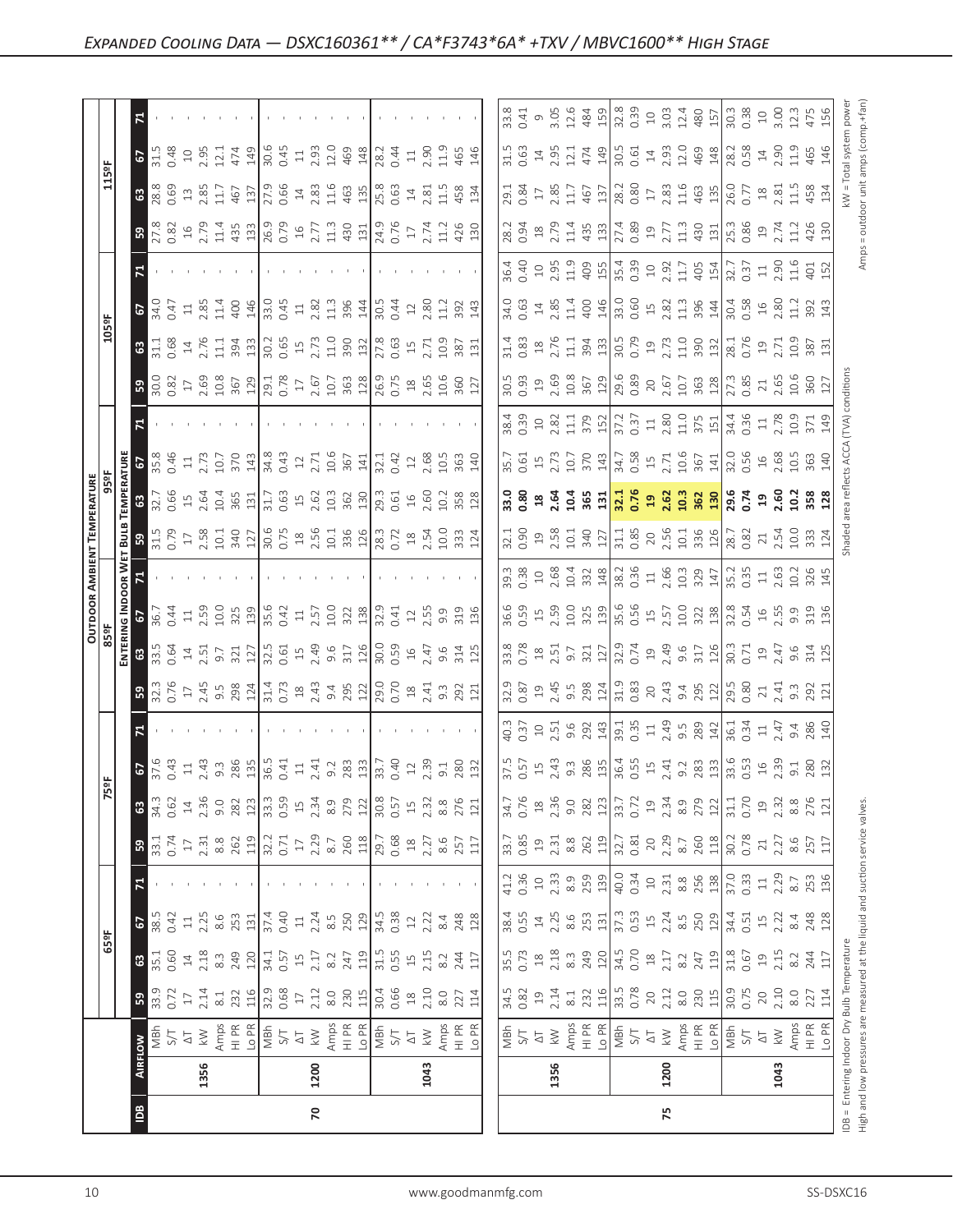## Expanded Cooling Data — DSXC160361** / CA*F3743*6A* +TXV / MBVC1600** High Stage

| IDB | Airflow | | Outdoor Ambient Temperature | | | | | | | | | | | | | | | | | | | | | | | |
|---|---|---|---|---|---|---|---|---|---|---|---|---|---|---|---|---|---|---|---|---|---|---|---|---|---|---|
| | | | 65ºF | | | | 75ºF | | | | 85ºF | | | | 95ºF | | | | 105ºF | | | | 115ºF | | | |
| | | | Entering Indoor Wet Bulb Temperature | | | | | | | | | | | | | | | | | | | | | | | | | |
| | | | 59 | 63 | 67 | 71 | 59 | 63 | 67 | 71 | 59 | 63 | 67 | 71 | 59 | 63 | 67 | 71 | 59 | 63 | 67 | 71 | 59 | 63 | 67 | 71 |
| 70 | 1356 | MBh | 33.9 | 35.1 | 38.5 | - | 33.1 | 34.3 | 37.6 | - | 32.3 | 33.5 | 36.7 | - | 31.5 | 32.7 | 35.8 | - | 30.0 | 31.1 | 34.0 | - | 27.8 | 28.8 | 31.5 | - |
| | | S/T | 0.72 | 0.60 | 0.42 | - | 0.74 | 0.62 | 0.43 | - | 0.76 | 0.64 | 0.44 | - | 0.79 | 0.66 | 0.46 | - | 0.82 | 0.68 | 0.47 | - | 0.82 | 0.69 | 0.48 | - |
| | | ΔT | 17 | 14 | 11 | - | 17 | 14 | 11 | - | 17 | 14 | 11 | - | 17 | 15 | 11 | - | 17 | 14 | 11 | - | 16 | 13 | 10 | - |
| | | kW | 2.14 | 2.18 | 2.25 | - | 2.31 | 2.36 | 2.43 | - | 2.45 | 2.51 | 2.59 | - | 2.58 | 2.64 | 2.73 | - | 2.69 | 2.76 | 2.85 | - | 2.79 | 2.85 | 2.95 | - |
| | | Amps | 8.1 | 8.3 | 8.6 | - | 8.8 | 9.0 | 9.3 | - | 9.5 | 9.7 | 10.0 | - | 10.1 | 10.4 | 10.7 | - | 10.8 | 11.1 | 11.4 | - | 11.4 | 11.7 | 12.1 | - |
| | | HI PR | 232 | 249 | 253 | - | 262 | 282 | 286 | - | 298 | 321 | 325 | - | 340 | 365 | 370 | - | 367 | 394 | 400 | - | 435 | 467 | 474 | - |
| | | Lo PR | 116 | 120 | 131 | - | 119 | 123 | 135 | - | 124 | 127 | 139 | - | 127 | 131 | 143 | - | 129 | 133 | 146 | - | 133 | 137 | 149 | - |
| | 1200 | MBh | 32.9 | 34.1 | 37.4 | - | 32.2 | 33.3 | 36.5 | - | 31.4 | 32.5 | 35.6 | - | 30.6 | 31.7 | 34.8 | - | 29.1 | 30.2 | 33.0 | - | 26.9 | 27.9 | 30.6 | - |
| | | S/T | 0.68 | 0.57 | 0.40 | - | 0.71 | 0.59 | 0.41 | - | 0.73 | 0.61 | 0.42 | - | 0.75 | 0.63 | 0.43 | - | 0.78 | 0.65 | 0.45 | - | 0.79 | 0.66 | 0.45 | - |
| | | ΔT | 17 | 15 | 11 | - | 17 | 15 | 11 | - | 18 | 15 | 11 | - | 18 | 15 | 12 | - | 17 | 15 | 11 | - | 16 | 14 | 11 | - |
| | | kW | 2.12 | 2.17 | 2.24 | - | 2.29 | 2.34 | 2.41 | - | 2.43 | 2.49 | 2.57 | - | 2.56 | 2.62 | 2.71 | - | 2.67 | 2.73 | 2.82 | - | 2.77 | 2.83 | 2.93 | - |
| | | Amps | 8.0 | 8.2 | 8.5 | - | 8.7 | 8.9 | 9.2 | - | 9.4 | 9.6 | 10.0 | - | 10.1 | 10.3 | 10.6 | - | 10.7 | 11.0 | 11.3 | - | 11.3 | 11.6 | 12.0 | - |
| | | HI PR | 230 | 247 | 250 | - | 260 | 279 | 283 | - | 295 | 317 | 322 | - | 336 | 362 | 367 | - | 363 | 390 | 396 | - | 430 | 463 | 469 | - |
| | | Lo PR | 115 | 119 | 129 | - | 118 | 122 | 133 | - | 122 | 126 | 138 | - | 126 | 130 | 141 | - | 128 | 132 | 144 | - | 131 | 135 | 148 | - |
| | 1043 | MBh | 30.4 | 31.5 | 34.5 | - | 29.7 | 30.8 | 33.7 | - | 29.0 | 30.0 | 32.9 | - | 28.3 | 29.3 | 32.1 | - | 26.9 | 27.8 | 30.5 | - | 24.9 | 25.8 | 28.2 | - |
| | | S/T | 0.66 | 0.55 | 0.38 | - | 0.68 | 0.57 | 0.40 | - | 0.70 | 0.59 | 0.41 | - | 0.72 | 0.61 | 0.42 | - | 0.75 | 0.63 | 0.44 | - | 0.76 | 0.63 | 0.44 | - |
| | | ΔT | 18 | 15 | 12 | - | 18 | 15 | 12 | - | 18 | 16 | 12 | - | 18 | 16 | 12 | - | 18 | 15 | 12 | - | 17 | 14 | 11 | - |
| | | kW | 2.10 | 2.15 | 2.22 | - | 2.27 | 2.32 | 2.39 | - | 2.41 | 2.47 | 2.55 | - | 2.54 | 2.60 | 2.68 | - | 2.65 | 2.71 | 2.80 | - | 2.74 | 2.81 | 2.90 | - |
| | | Amps | 8.0 | 8.2 | 8.4 | - | 8.6 | 8.8 | 9.1 | - | 9.3 | 9.6 | 9.9 | - | 10.0 | 10.2 | 10.5 | - | 10.6 | 10.9 | 11.2 | - | 11.2 | 11.5 | 11.9 | - |
| | | HI PR | 227 | 244 | 248 | - | 257 | 276 | 280 | - | 292 | 314 | 319 | - | 333 | 358 | 363 | - | 360 | 387 | 392 | - | 426 | 458 | 465 | - |
| | | Lo PR | 114 | 117 | 128 | - | 117 | 121 | 132 | - | 121 | 125 | 136 | - | 124 | 128 | 140 | - | 127 | 131 | 143 | - | 130 | 134 | 146 | - |
| 75 | 1356 | MBh | 34.5 | 35.5 | 38.4 | 41.2 | 33.7 | 34.7 | 37.5 | 40.3 | 32.9 | 33.8 | 36.6 | 39.3 | 32.1 | **33.0** | 35.7 | 38.4 | 30.5 | 31.4 | 34.0 | 36.4 | 28.2 | 29.1 | 31.5 | 33.8 |
| | | S/T | 0.82 | 0.73 | 0.55 | 0.36 | 0.85 | 0.76 | 0.57 | 0.37 | 0.87 | 0.78 | 0.59 | 0.38 | 0.90 | **0.80** | 0.61 | 0.39 | 0.93 | 0.83 | 0.63 | 0.40 | 0.94 | 0.84 | 0.63 | 0.41 |
| | | ΔT | 19 | 18 | 14 | 10 | 19 | 18 | 15 | 10 | 19 | 18 | 15 | 10 | 19 | **18** | 15 | 10 | 19 | 18 | 14 | 10 | 18 | 17 | 14 | 9 |
| | | kW | 2.14 | 2.18 | 2.25 | 2.33 | 2.31 | 2.36 | 2.43 | 2.51 | 2.45 | 2.51 | 2.59 | 2.68 | 2.58 | **2.64** | 2.73 | 2.82 | 2.69 | 2.76 | 2.85 | 2.95 | 2.79 | 2.85 | 2.95 | 3.05 |
| | | Amps | 8.1 | 8.3 | 8.6 | 8.9 | 8.8 | 9.0 | 9.3 | 9.6 | 9.5 | 9.7 | 10.0 | 10.4 | 10.1 | **10.4** | 10.7 | 11.1 | 10.8 | 11.1 | 11.4 | 11.9 | 11.4 | 11.7 | 12.1 | 12.6 |
| | | HI PR | 232 | 249 | 253 | 259 | 262 | 282 | 286 | 292 | 298 | 321 | 325 | 332 | 340 | **365** | 370 | 379 | 367 | 394 | 400 | 409 | 435 | 467 | 474 | 484 |
| | | Lo PR | 116 | 120 | 131 | 139 | 119 | 123 | 135 | 143 | 124 | 127 | 139 | 148 | 127 | **131** | 143 | 152 | 129 | 133 | 146 | 155 | 133 | 137 | 149 | 159 |
| | 1200 | MBh | 33.5 | 34.5 | 37.3 | 40.0 | 32.7 | 33.7 | 36.4 | 39.1 | 31.9 | 32.9 | 35.6 | 38.2 | 31.1 | **32.1** | 34.7 | 37.2 | 29.6 | 30.5 | 33.0 | 35.4 | 27.4 | 28.2 | 30.5 | 32.8 |
| | | S/T | 0.78 | 0.70 | 0.53 | 0.34 | 0.81 | 0.72 | 0.55 | 0.35 | 0.83 | 0.74 | 0.56 | 0.36 | 0.85 | **0.76** | 0.58 | 0.37 | 0.89 | 0.79 | 0.60 | 0.39 | 0.89 | 0.80 | 0.61 | 0.39 |
| | | ΔT | 20 | 18 | 15 | 10 | 20 | 19 | 15 | 11 | 20 | 19 | 15 | 11 | 20 | **19** | 15 | 11 | 20 | 19 | 15 | 10 | 19 | 17 | 14 | 10 |
| | | kW | 2.12 | 2.17 | 2.24 | 2.31 | 2.29 | 2.34 | 2.41 | 2.49 | 2.43 | 2.49 | 2.57 | 2.66 | 2.56 | **2.62** | 2.71 | 2.80 | 2.67 | 2.73 | 2.82 | 2.92 | 2.77 | 2.83 | 2.93 | 3.03 |
| | | Amps | 8.0 | 8.2 | 8.5 | 8.8 | 8.7 | 8.9 | 9.2 | 9.5 | 9.4 | 9.6 | 10.0 | 10.3 | 10.1 | **10.3** | 10.6 | 11.0 | 10.7 | 11.0 | 11.3 | 11.7 | 11.3 | 11.6 | 12.0 | 12.4 |
| | | HI PR | 230 | 247 | 250 | 256 | 260 | 279 | 283 | 289 | 295 | 317 | 322 | 329 | 336 | **362** | 367 | 375 | 363 | 390 | 396 | 405 | 430 | 463 | 469 | 480 |
| | | Lo PR | 115 | 119 | 129 | 138 | 118 | 122 | 133 | 142 | 122 | 126 | 138 | 147 | 126 | **130** | 141 | 151 | 128 | 132 | 144 | 154 | 131 | 135 | 148 | 157 |
| | 1043 | MBh | 30.9 | 31.8 | 34.4 | 37.0 | 30.2 | 31.1 | 33.6 | 36.1 | 29.5 | 30.3 | 32.8 | 35.2 | 28.7 | **29.6** | 32.0 | 34.4 | 27.3 | 28.1 | 30.4 | 32.7 | 25.3 | 26.0 | 28.2 | 30.3 |
| | | S/T | 0.75 | 0.67 | 0.51 | 0.33 | 0.78 | 0.70 | 0.53 | 0.34 | 0.80 | 0.71 | 0.54 | 0.35 | 0.82 | **0.74** | 0.56 | 0.36 | 0.85 | 0.76 | 0.58 | 0.37 | 0.86 | 0.77 | 0.58 | 0.38 |
| | | ΔT | 20 | 19 | 15 | 11 | 21 | 19 | 16 | 11 | 21 | 19 | 16 | 11 | 21 | **19** | 16 | 11 | 21 | 19 | 16 | 11 | 19 | 18 | 14 | 10 |
| | | kW | 2.10 | 2.15 | 2.22 | 2.29 | 2.27 | 2.32 | 2.39 | 2.47 | 2.41 | 2.47 | 2.55 | 2.63 | 2.54 | **2.60** | 2.68 | 2.78 | 2.65 | 2.71 | 2.80 | 2.90 | 2.74 | 2.81 | 2.90 | 3.00 |
| | | Amps | 8.0 | 8.2 | 8.4 | 8.7 | 8.6 | 8.8 | 9.1 | 9.4 | 9.3 | 9.6 | 9.9 | 10.2 | 10.0 | **10.2** | 10.5 | 10.9 | 10.6 | 10.9 | 11.2 | 11.6 | 11.2 | 11.5 | 11.9 | 12.3 |
| | | HI PR | 227 | 244 | 248 | 253 | 257 | 276 | 280 | 286 | 292 | 314 | 319 | 326 | 333 | **358** | 363 | 371 | 360 | 387 | 392 | 401 | 426 | 458 | 465 | 475 |
| | | Lo PR | 114 | 117 | 128 | 136 | 117 | 121 | 132 | 140 | 121 | 125 | 136 | 145 | 124 | **128** | 140 | 149 | 127 | 131 | 143 | 152 | 130 | 134 | 146 | 156 |

IDB = Entering Indoor Dry Bulb Temperature
High and low pressures are measured at the liquid and suction service valves.

Shaded area reflects ACCA (TVA) conditions

kW = Total system power
Amps = outdoor unit amps (comp.+fan)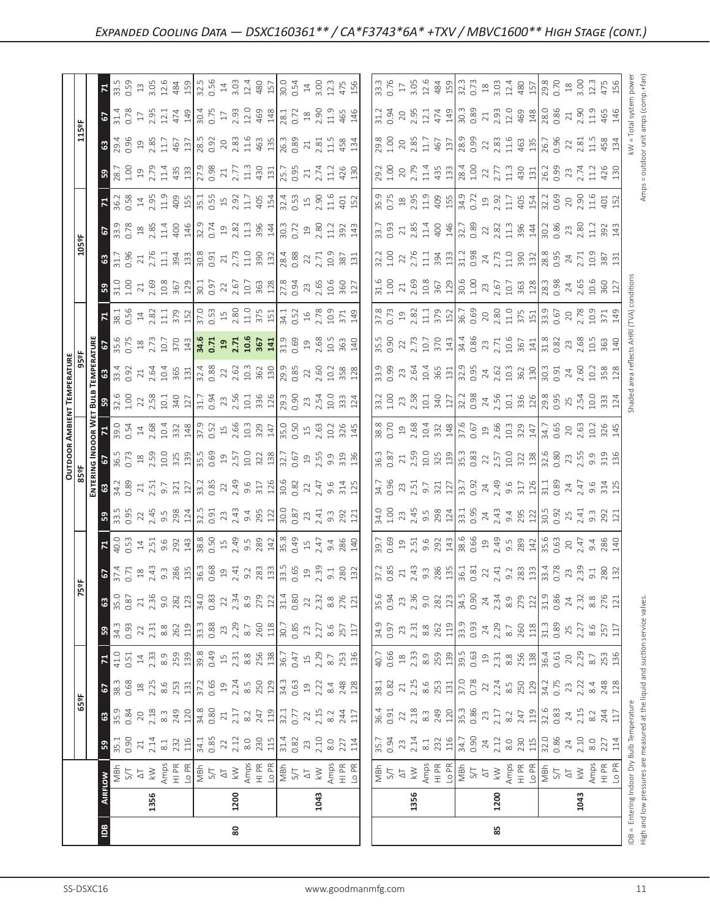# Expanded Cooling Data — DSXC160361** / CA*F3743*6A* +TXV / MBVC1600** High Stage (cont.)

| IDB | Airflow | | 65ºF 59 | 65ºF 63 | 65ºF 67 | 65ºF 71 | 75ºF 59 | 75ºF 63 | 75ºF 67 | 75ºF 71 | 85ºF 59 | 85ºF 63 | 85ºF 67 | 85ºF 71 | 95ºF 59 | 95ºF 63 | 95ºF 67 | 95ºF 71 | 105ºF 59 | 105ºF 63 | 105ºF 67 | 105ºF 71 | 115ºF 59 | 115ºF 63 | 115ºF 67 | 115ºF 71 |
|---|---|---|---|---|---|---|---|---|---|---|---|---|---|---|---|---|---|---|---|---|---|---|---|---|---|---|
| 80 | 1356 | MBh | 35.1 | 35.9 | 38.3 | 41.0 | 34.3 | 35.0 | 37.4 | 40.0 | 33.5 | 34.2 | 36.5 | 39.0 | 32.6 | 33.4 | 35.6 | 38.1 | 31.0 | 31.7 | 33.9 | 36.2 | 28.7 | 29.4 | 31.4 | 33.5 |
| | | S/T | 0.90 | 0.84 | 0.68 | 0.51 | 0.93 | 0.87 | 0.71 | 0.53 | 0.95 | 0.89 | 0.73 | 0.54 | 1.00 | 0.92 | 0.75 | 0.56 | 1.00 | 0.96 | 0.78 | 0.58 | 1.00 | 0.96 | 0.78 | 0.59 |
| | | ΔT | 21 | 20 | 18 | 14 | 22 | 21 | 18 | 14 | 22 | 21 | 18 | 14 | 22 | 21 | 18 | 14 | 21 | 21 | 18 | 14 | 19 | 19 | 17 | 13 |
| | | kW | 2.14 | 2.18 | 2.25 | 2.33 | 2.31 | 2.36 | 2.43 | 2.51 | 2.45 | 2.51 | 2.59 | 2.68 | 2.58 | 2.64 | 2.73 | 2.82 | 2.69 | 2.76 | 2.85 | 2.95 | 2.79 | 2.85 | 2.95 | 3.05 |
| | | Amps | 8.1 | 8.3 | 8.6 | 8.9 | 8.8 | 9.0 | 9.3 | 9.6 | 9.5 | 9.7 | 10.0 | 10.4 | 10.1 | 10.4 | 10.7 | 11.1 | 10.8 | 11.1 | 11.4 | 11.9 | 11.4 | 11.7 | 12.1 | 12.6 |
| | | HI PR | 232 | 249 | 253 | 259 | 262 | 282 | 286 | 292 | 298 | 321 | 325 | 332 | 340 | 365 | 370 | 379 | 367 | 394 | 400 | 409 | 435 | 467 | 474 | 484 |
| | | Lo PR | 116 | 120 | 131 | 139 | 119 | 123 | 135 | 143 | 124 | 127 | 139 | 148 | 127 | 131 | 143 | 152 | 129 | 133 | 146 | 155 | 133 | 137 | 149 | 159 |
| | 1200 | MBh | 34.1 | 34.8 | 37.2 | 39.8 | 33.3 | 34.0 | 36.3 | 38.8 | 32.5 | 33.2 | 35.5 | 37.9 | 31.7 | 32.4 | **34.6** | 37.0 | 30.1 | 30.8 | 32.9 | 35.1 | 27.9 | 28.5 | 30.4 | 32.5 |
| | | S/T | 0.85 | 0.80 | 0.65 | 0.49 | 0.88 | 0.83 | 0.68 | 0.50 | 0.91 | 0.85 | 0.69 | 0.52 | 0.94 | 0.88 | **0.71** | 0.53 | 0.97 | 0.91 | 0.74 | 0.55 | 0.98 | 0.92 | 0.75 | 0.56 |
| | | ΔT | 22 | 21 | 19 | 15 | 23 | 22 | 19 | 15 | 23 | 22 | 19 | 15 | 23 | 22 | **19** | 15 | 22 | 21 | 19 | 15 | 21 | 20 | 17 | 14 |
| | | kW | 2.12 | 2.17 | 2.24 | 2.31 | 2.29 | 2.34 | 2.41 | 2.49 | 2.43 | 2.49 | 2.57 | 2.66 | 2.56 | 2.62 | **2.71** | 2.80 | 2.67 | 2.73 | 2.82 | 2.92 | 2.77 | 2.83 | 2.93 | 3.03 |
| | | Amps | 8.0 | 8.2 | 8.5 | 8.8 | 8.7 | 8.9 | 9.2 | 9.5 | 9.4 | 9.6 | 10.0 | 10.3 | 10.1 | 10.3 | **10.6** | 11.0 | 10.7 | 11.0 | 11.3 | 11.7 | 11.3 | 11.6 | 12.0 | 12.4 |
| | | HI PR | 230 | 247 | 250 | 256 | 260 | 279 | 283 | 289 | 295 | 317 | 322 | 329 | 336 | 362 | **367** | 375 | 363 | 390 | 396 | 405 | 430 | 463 | 469 | 480 |
| | | Lo PR | 115 | 119 | 129 | 138 | 118 | 122 | 133 | 142 | 122 | 126 | 138 | 147 | 126 | 130 | **141** | 151 | 128 | 132 | 144 | 154 | 131 | 135 | 148 | 157 |
| | 1043 | MBh | 31.4 | 32.1 | 34.3 | 36.7 | 30.7 | 31.4 | 33.5 | 35.8 | 30.0 | 30.6 | 32.7 | 35.0 | 29.3 | 29.9 | 31.9 | 34.1 | 27.8 | 28.4 | 30.3 | 32.4 | 25.7 | 26.3 | 28.1 | 30.0 |
| | | S/T | 0.82 | 0.77 | 0.63 | 0.47 | 0.85 | 0.80 | 0.65 | 0.49 | 0.87 | 0.82 | 0.67 | 0.50 | 0.90 | 0.85 | 0.69 | 0.52 | 0.94 | 0.88 | 0.72 | 0.53 | 0.95 | 0.89 | 0.72 | 0.54 |
| | | ΔT | 23 | 22 | 19 | 15 | 23 | 22 | 19 | 15 | 23 | 22 | 19 | 15 | 23 | 22 | 19 | 16 | 23 | 22 | 19 | 15 | 21 | 21 | 18 | 14 |
| | | kW | 2.10 | 2.15 | 2.22 | 2.29 | 2.27 | 2.32 | 2.39 | 2.47 | 2.41 | 2.47 | 2.55 | 2.63 | 2.54 | 2.60 | 2.68 | 2.78 | 2.65 | 2.71 | 2.80 | 2.90 | 2.74 | 2.81 | 2.90 | 3.00 |
| | | Amps | 8.0 | 8.2 | 8.4 | 8.7 | 8.6 | 8.8 | 9.1 | 9.4 | 9.3 | 9.6 | 9.9 | 10.2 | 10.0 | 10.2 | 10.5 | 10.9 | 10.6 | 10.9 | 11.2 | 11.6 | 11.2 | 11.5 | 11.9 | 12.3 |
| | | HI PR | 227 | 244 | 248 | 253 | 257 | 276 | 280 | 286 | 292 | 314 | 319 | 326 | 333 | 358 | 363 | 371 | 360 | 387 | 392 | 401 | 426 | 458 | 465 | 475 |
| | | Lo PR | 114 | 117 | 128 | 136 | 117 | 121 | 132 | 140 | 121 | 125 | 136 | 145 | 124 | 128 | 140 | 149 | 127 | 131 | 143 | 152 | 130 | 134 | 146 | 156 |
| 85 | 1356 | MBh | 35.7 | 36.4 | 38.1 | 40.7 | 34.9 | 35.6 | 37.2 | 39.7 | 34.0 | 34.7 | 36.3 | 38.8 | 33.2 | 33.9 | 35.5 | 37.8 | 31.6 | 32.2 | 33.7 | 35.9 | 29.2 | 29.8 | 31.2 | 33.3 |
| | | S/T | 0.94 | 0.91 | 0.82 | 0.66 | 0.97 | 0.94 | 0.85 | 0.69 | 1.00 | 0.96 | 0.87 | 0.70 | 1.00 | 0.99 | 0.90 | 0.73 | 1.00 | 1.00 | 0.93 | 0.75 | 1.00 | 1.00 | 0.94 | 0.76 |
| | | ΔT | 23 | 22 | 21 | 18 | 23 | 23 | 21 | 19 | 23 | 23 | 21 | 19 | 23 | 23 | 22 | 19 | 21 | 22 | 21 | 18 | 20 | 20 | 20 | 17 |
| | | kW | 2.14 | 2.18 | 2.25 | 2.33 | 2.31 | 2.36 | 2.43 | 2.51 | 2.45 | 2.51 | 2.59 | 2.68 | 2.58 | 2.64 | 2.73 | 2.82 | 2.69 | 2.76 | 2.85 | 2.95 | 2.79 | 2.85 | 2.95 | 3.05 |
| | | Amps | 8.1 | 8.3 | 8.6 | 8.9 | 8.8 | 9.0 | 9.3 | 9.6 | 9.5 | 9.7 | 10.0 | 10.4 | 10.1 | 10.4 | 10.7 | 11.1 | 10.8 | 11.1 | 11.4 | 11.9 | 11.4 | 11.7 | 12.1 | 12.6 |
| | | HI PR | 232 | 249 | 253 | 259 | 262 | 282 | 286 | 292 | 298 | 321 | 325 | 332 | 340 | 365 | 370 | 379 | 367 | 394 | 400 | 409 | 435 | 467 | 474 | 484 |
| | | Lo PR | 116 | 120 | 131 | 139 | 119 | 123 | 135 | 143 | 124 | 127 | 139 | 148 | 127 | 131 | 143 | 152 | 129 | 133 | 146 | 155 | 133 | 137 | 149 | 159 |
| | 1200 | MBh | 34.7 | 35.3 | 37.0 | 39.5 | 33.9 | 34.5 | 36.1 | 38.6 | 33.1 | 33.7 | 35.3 | 37.6 | 32.2 | 32.9 | 34.4 | 36.7 | 30.6 | 31.2 | 32.7 | 34.9 | 28.4 | 28.9 | 30.3 | 32.3 |
| | | S/T | 0.90 | 0.86 | 0.78 | 0.63 | 0.93 | 0.90 | 0.81 | 0.66 | 0.95 | 0.92 | 0.83 | 0.67 | 0.98 | 0.95 | 0.86 | 0.69 | 1.00 | 0.98 | 0.89 | 0.72 | 1.00 | 0.99 | 0.89 | 0.73 |
| | | ΔT | 24 | 23 | 22 | 19 | 24 | 24 | 22 | 19 | 24 | 24 | 22 | 19 | 24 | 24 | 23 | 20 | 23 | 24 | 22 | 19 | 22 | 22 | 21 | 18 |
| | | kW | 2.12 | 2.17 | 2.24 | 2.31 | 2.29 | 2.34 | 2.41 | 2.49 | 2.43 | 2.49 | 2.57 | 2.66 | 2.56 | 2.62 | 2.71 | 2.80 | 2.67 | 2.73 | 2.82 | 2.92 | 2.77 | 2.83 | 2.93 | 3.03 |
| | | Amps | 8.0 | 8.2 | 8.5 | 8.8 | 8.7 | 8.9 | 9.2 | 9.5 | 9.4 | 9.6 | 10.0 | 10.3 | 10.1 | 10.3 | 10.6 | 11.0 | 10.7 | 11.0 | 11.3 | 11.7 | 11.3 | 11.6 | 12.0 | 12.4 |
| | | HI PR | 230 | 247 | 250 | 256 | 260 | 279 | 283 | 289 | 295 | 317 | 322 | 329 | 336 | 362 | 367 | 375 | 363 | 390 | 396 | 405 | 430 | 463 | 469 | 480 |
| | | Lo PR | 115 | 119 | 129 | 138 | 118 | 122 | 133 | 142 | 122 | 126 | 138 | 147 | 126 | 130 | 141 | 151 | 128 | 132 | 144 | 154 | 131 | 135 | 148 | 157 |
| | 1043 | MBh | 32.0 | 32.6 | 34.2 | 36.4 | 31.3 | 31.9 | 33.4 | 35.6 | 30.5 | 31.1 | 32.6 | 34.7 | 29.8 | 30.3 | 31.8 | 33.9 | 28.3 | 28.8 | 30.2 | 32.2 | 26.2 | 26.7 | 28.0 | 29.8 |
| | | S/T | 0.86 | 0.83 | 0.75 | 0.61 | 0.89 | 0.86 | 0.78 | 0.63 | 0.92 | 0.89 | 0.80 | 0.65 | 0.95 | 0.91 | 0.82 | 0.67 | 0.98 | 0.95 | 0.86 | 0.69 | 0.99 | 0.96 | 0.86 | 0.70 |
| | | ΔT | 24 | 24 | 23 | 20 | 25 | 24 | 23 | 20 | 25 | 24 | 23 | 20 | 25 | 24 | 23 | 20 | 24 | 24 | 23 | 20 | 23 | 22 | 21 | 18 |
| | | kW | 2.10 | 2.15 | 2.22 | 2.29 | 2.27 | 2.32 | 2.39 | 2.47 | 2.41 | 2.47 | 2.55 | 2.63 | 2.54 | 2.60 | 2.68 | 2.78 | 2.65 | 2.71 | 2.80 | 2.90 | 2.74 | 2.81 | 2.90 | 3.00 |
| | | Amps | 8.0 | 8.2 | 8.4 | 8.7 | 8.6 | 8.8 | 9.1 | 9.4 | 9.3 | 9.6 | 9.9 | 10.2 | 10.0 | 10.2 | 10.5 | 10.9 | 10.6 | 10.9 | 11.2 | 11.6 | 11.2 | 11.5 | 11.9 | 12.3 |
| | | HI PR | 227 | 244 | 248 | 253 | 257 | 276 | 280 | 286 | 292 | 314 | 319 | 326 | 333 | 358 | 363 | 371 | 360 | 387 | 392 | 401 | 426 | 458 | 465 | 475 |
| | | Lo PR | 114 | 117 | 128 | 136 | 117 | 121 | 132 | 140 | 121 | 125 | 136 | 145 | 124 | 128 | 140 | 149 | 127 | 131 | 143 | 152 | 130 | 134 | 146 | 156 |

Column headers: Outdoor Ambient Temperature (65ºF, 75ºF, 85ºF, 95ºF, 105ºF, 115ºF); Entering Indoor Wet Bulb Temperature (59, 63, 67, 71).

IDB = Entering Indoor Dry Bulb Temperature
High and low pressures are measured at the liquid and suction service valves.

Shaded area reflects AHRI (TVA) conditions

kW = Total system power
Amps = outdoor unit amps (comp.+fan)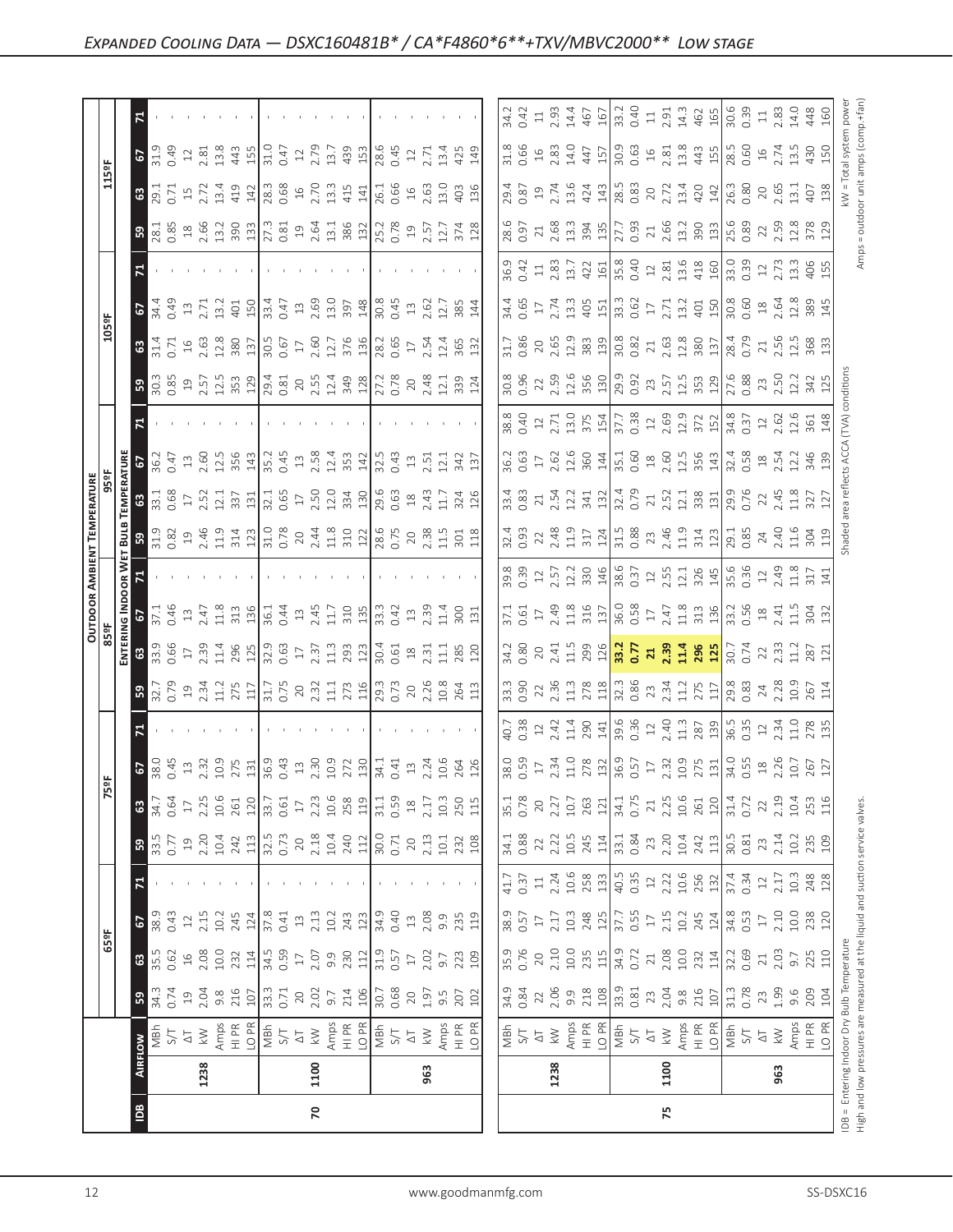# Expanded Cooling Data — DSXC160481B* / CA*F4860*6**+TXV/MBVC2000** Low Stage

| IDB | Airflow | | 65ºF | | | | 75ºF | | | | 85ºF | | | | 95ºF | | | | 105ºF | | | | 115ºF | | | |
|---|---|---|---|---|---|---|---|---|---|---|---|---|---|---|---|---|---|---|---|---|---|---|---|---|---|---|
| | | | **Entering Indoor Wet Bulb Temperature** | | | | | | | | | | | | | | | | | | | | | | | |
| | | | 59 | 63 | 67 | 71 | 59 | 63 | 67 | 71 | 59 | 63 | 67 | 71 | 59 | 63 | 67 | 71 | 59 | 63 | 67 | 71 | 59 | 63 | 67 | 71 |
| 70 | 1238 | MBh | 34.3 | 35.5 | 38.9 | - | 33.5 | 34.7 | 38.0 | - | 32.7 | 33.9 | 37.1 | - | 31.9 | 33.1 | 36.2 | - | 30.3 | 31.4 | 34.4 | - | 28.1 | 29.1 | 31.9 | - |
| | | S/T | 0.74 | 0.62 | 0.43 | - | 0.77 | 0.64 | 0.45 | - | 0.79 | 0.66 | 0.46 | - | 0.82 | 0.68 | 0.47 | - | 0.85 | 0.71 | 0.49 | - | 0.85 | 0.71 | 0.49 | - |
| | | ΔT | 19 | 16 | 12 | - | 19 | 17 | 13 | - | 19 | 17 | 13 | - | 19 | 17 | 13 | - | 19 | 16 | 13 | - | 18 | 15 | 12 | - |
| | | kW | 2.04 | 2.08 | 2.15 | - | 2.20 | 2.25 | 2.32 | - | 2.34 | 2.39 | 2.47 | - | 2.46 | 2.52 | 2.60 | - | 2.57 | 2.63 | 2.71 | - | 2.66 | 2.72 | 2.81 | - |
| | | Amps | 9.8 | 10.0 | 10.2 | - | 10.4 | 10.6 | 10.9 | - | 11.2 | 11.4 | 11.8 | - | 11.9 | 12.1 | 12.5 | - | 12.5 | 12.8 | 13.2 | - | 13.2 | 13.4 | 13.8 | - |
| | | HI PR | 216 | 232 | 245 | - | 242 | 261 | 275 | - | 275 | 296 | 313 | - | 314 | 337 | 356 | - | 353 | 380 | 401 | - | 390 | 419 | 443 | - |
| | | LO PR | 107 | 114 | 124 | - | 113 | 120 | 131 | - | 117 | 125 | 136 | - | 123 | 131 | 143 | - | 129 | 137 | 150 | - | 133 | 142 | 155 | - |
| | 1100 | MBh | 33.3 | 34.5 | 37.8 | - | 32.5 | 33.7 | 36.9 | - | 31.7 | 32.9 | 36.1 | - | 31.0 | 32.1 | 35.2 | - | 29.4 | 30.5 | 33.4 | - | 27.3 | 28.3 | 31.0 | - |
| | | S/T | 0.71 | 0.59 | 0.41 | - | 0.73 | 0.61 | 0.43 | - | 0.75 | 0.63 | 0.44 | - | 0.78 | 0.65 | 0.45 | - | 0.81 | 0.67 | 0.47 | - | 0.81 | 0.68 | 0.47 | - |
| | | ΔT | 20 | 17 | 13 | - | 20 | 17 | 13 | - | 20 | 17 | 13 | - | 20 | 17 | 13 | - | 20 | 17 | 13 | - | 19 | 16 | 12 | - |
| | | kW | 2.02 | 2.07 | 2.13 | - | 2.18 | 2.23 | 2.30 | - | 2.32 | 2.37 | 2.45 | - | 2.44 | 2.50 | 2.58 | - | 2.55 | 2.60 | 2.69 | - | 2.64 | 2.70 | 2.79 | - |
| | | Amps | 9.7 | 9.9 | 10.2 | - | 10.4 | 10.6 | 10.9 | - | 11.1 | 11.3 | 11.7 | - | 11.8 | 12.0 | 12.4 | - | 12.4 | 12.7 | 13.0 | - | 13.1 | 13.3 | 13.7 | - |
| | | HI PR | 214 | 230 | 243 | - | 240 | 258 | 272 | - | 273 | 293 | 310 | - | 310 | 334 | 353 | - | 349 | 376 | 397 | - | 386 | 415 | 439 | - |
| | | LO PR | 106 | 112 | 123 | - | 112 | 119 | 130 | - | 116 | 123 | 135 | - | 122 | 130 | 142 | - | 128 | 136 | 148 | - | 132 | 141 | 153 | - |
| | 963 | MBh | 30.7 | 31.9 | 34.9 | - | 30.0 | 31.1 | 34.1 | - | 29.3 | 30.4 | 33.3 | - | 28.6 | 29.6 | 32.5 | - | 27.2 | 28.2 | 30.8 | - | 25.2 | 26.1 | 28.6 | - |
| | | S/T | 0.68 | 0.57 | 0.40 | - | 0.71 | 0.59 | 0.41 | - | 0.73 | 0.61 | 0.42 | - | 0.75 | 0.63 | 0.43 | - | 0.78 | 0.65 | 0.45 | - | 0.78 | 0.66 | 0.45 | - |
| | | ΔT | 20 | 17 | 13 | - | 20 | 18 | 13 | - | 20 | 18 | 13 | - | 20 | 18 | 13 | - | 20 | 17 | 13 | - | 19 | 16 | 12 | - |
| | | kW | 1.97 | 2.02 | 2.08 | - | 2.13 | 2.17 | 2.24 | - | 2.26 | 2.31 | 2.39 | - | 2.38 | 2.43 | 2.51 | - | 2.48 | 2.54 | 2.62 | - | 2.57 | 2.63 | 2.71 | - |
| | | Amps | 9.5 | 9.7 | 9.9 | - | 10.1 | 10.3 | 10.6 | - | 10.8 | 11.1 | 11.4 | - | 11.5 | 11.7 | 12.1 | - | 12.1 | 12.4 | 12.7 | - | 12.7 | 13.0 | 13.4 | - |
| | | HI PR | 207 | 223 | 235 | - | 232 | 250 | 264 | - | 264 | 285 | 300 | - | 301 | 324 | 342 | - | 339 | 365 | 385 | - | 374 | 403 | 425 | - |
| | | LO PR | 102 | 109 | 119 | - | 108 | 115 | 126 | - | 113 | 120 | 131 | - | 118 | 126 | 137 | - | 124 | 132 | 144 | - | 128 | 136 | 149 | - |
| 75 | 1238 | MBh | 34.9 | 35.9 | 38.9 | 41.7 | 34.1 | 35.1 | 38.0 | 40.7 | 33.3 | 34.2 | 37.1 | 39.8 | 32.4 | 33.4 | 36.2 | 38.8 | 30.8 | 31.7 | 34.4 | 36.9 | 28.6 | 29.4 | 31.8 | 34.2 |
| | | S/T | 0.84 | 0.76 | 0.57 | 0.37 | 0.88 | 0.78 | 0.59 | 0.38 | 0.90 | 0.80 | 0.61 | 0.39 | 0.93 | 0.83 | 0.63 | 0.40 | 0.96 | 0.86 | 0.65 | 0.42 | 0.97 | 0.87 | 0.66 | 0.42 |
| | | ΔT | 22 | 20 | 17 | 11 | 22 | 20 | 17 | 12 | 22 | 20 | 17 | 12 | 22 | 21 | 17 | 12 | 22 | 20 | 17 | 11 | 21 | 19 | 16 | 11 |
| | | kW | 2.06 | 2.10 | 2.17 | 2.24 | 2.22 | 2.27 | 2.34 | 2.42 | 2.36 | 2.41 | 2.49 | 2.57 | 2.48 | 2.54 | 2.62 | 2.71 | 2.59 | 2.65 | 2.74 | 2.83 | 2.68 | 2.74 | 2.83 | 2.93 |
| | | Amps | 9.9 | 10.0 | 10.3 | 10.6 | 10.5 | 10.7 | 11.0 | 11.4 | 11.3 | 11.5 | 11.8 | 12.2 | 11.9 | 12.2 | 12.6 | 13.0 | 12.6 | 12.9 | 13.3 | 13.7 | 13.3 | 13.6 | 14.0 | 14.4 |
| | | HI PR | 218 | 235 | 248 | 258 | 245 | 263 | 278 | 290 | 278 | 299 | 316 | 330 | 317 | 341 | 360 | 375 | 356 | 383 | 405 | 422 | 394 | 424 | 447 | 467 |
| | | LO PR | 108 | 115 | 125 | 133 | 114 | 121 | 132 | 141 | 118 | 126 | 137 | 146 | 124 | 132 | 144 | 154 | 130 | 139 | 151 | 161 | 135 | 143 | 157 | 167 |
| | 1100 | MBh | 33.9 | 34.9 | 37.7 | 40.5 | 33.1 | 34.1 | 36.9 | 39.6 | 32.3 | **33.2** | 36.0 | 38.6 | 31.5 | 32.4 | 35.1 | 37.7 | 29.9 | 30.8 | 33.3 | 35.8 | 27.7 | 28.5 | 30.9 | 33.2 |
| | | S/T | 0.81 | 0.72 | 0.55 | 0.35 | 0.84 | 0.75 | 0.57 | 0.36 | 0.86 | **0.77** | 0.58 | 0.37 | 0.88 | 0.79 | 0.60 | 0.38 | 0.92 | 0.82 | 0.62 | 0.40 | 0.93 | 0.83 | 0.63 | 0.40 |
| | | ΔT | 23 | 21 | 17 | 12 | 23 | 21 | 17 | 12 | 23 | **21** | 17 | 12 | 23 | 21 | 18 | 12 | 23 | 21 | 17 | 12 | 21 | 20 | 16 | 11 |
| | | kW | 2.04 | 2.08 | 2.15 | 2.22 | 2.20 | 2.25 | 2.32 | 2.40 | 2.34 | **2.39** | 2.47 | 2.55 | 2.46 | 2.52 | 2.60 | 2.69 | 2.57 | 2.63 | 2.71 | 2.81 | 2.66 | 2.72 | 2.81 | 2.91 |
| | | Amps | 9.8 | 10.0 | 10.2 | 10.6 | 10.4 | 10.6 | 10.9 | 11.3 | 11.2 | **11.4** | 11.8 | 12.1 | 11.9 | 12.1 | 12.5 | 12.9 | 12.5 | 12.8 | 13.2 | 13.6 | 13.2 | 13.4 | 13.8 | 14.3 |
| | | HI PR | 216 | 232 | 245 | 256 | 242 | 261 | 275 | 287 | 275 | **296** | 313 | 326 | 314 | 338 | 356 | 372 | 353 | 380 | 401 | 418 | 390 | 420 | 443 | 462 |
| | | LO PR | 107 | 114 | 124 | 132 | 113 | 120 | 131 | 139 | 117 | **125** | 136 | 145 | 123 | 131 | 143 | 152 | 129 | 137 | 150 | 160 | 133 | 142 | 155 | 165 |
| | 963 | MBh | 31.3 | 32.2 | 34.8 | 37.4 | 30.5 | 31.4 | 34.0 | 36.5 | 29.8 | 30.7 | 33.2 | 35.6 | 29.1 | 29.9 | 32.4 | 34.8 | 27.6 | 28.4 | 30.8 | 33.0 | 25.6 | 26.3 | 28.5 | 30.6 |
| | | S/T | 0.78 | 0.69 | 0.53 | 0.34 | 0.81 | 0.72 | 0.55 | 0.35 | 0.83 | 0.74 | 0.56 | 0.36 | 0.85 | 0.76 | 0.58 | 0.37 | 0.88 | 0.79 | 0.60 | 0.39 | 0.89 | 0.80 | 0.60 | 0.39 |
| | | ΔT | 23 | 21 | 17 | 12 | 23 | 22 | 18 | 12 | 24 | 22 | 18 | 12 | 24 | 22 | 18 | 12 | 23 | 21 | 18 | 12 | 22 | 20 | 16 | 11 |
| | | kW | 1.99 | 2.03 | 2.10 | 2.17 | 2.14 | 2.19 | 2.26 | 2.34 | 2.28 | 2.33 | 2.41 | 2.49 | 2.40 | 2.45 | 2.54 | 2.62 | 2.50 | 2.56 | 2.64 | 2.73 | 2.59 | 2.65 | 2.74 | 2.83 |
| | | Amps | 9.6 | 9.7 | 10.0 | 10.3 | 10.2 | 10.4 | 10.7 | 11.0 | 10.9 | 11.2 | 11.5 | 11.8 | 11.6 | 11.8 | 12.2 | 12.6 | 12.2 | 12.5 | 12.8 | 13.3 | 12.8 | 13.1 | 13.5 | 14.0 |
| | | HI PR | 209 | 225 | 238 | 248 | 235 | 253 | 267 | 278 | 267 | 287 | 304 | 317 | 304 | 327 | 346 | 361 | 342 | 368 | 389 | 406 | 378 | 407 | 430 | 448 |
| | | LO PR | 104 | 110 | 120 | 128 | 109 | 116 | 127 | 135 | 114 | 121 | 132 | 141 | 119 | 127 | 139 | 148 | 125 | 133 | 145 | 155 | 129 | 138 | 150 | 160 |

IDB = Entering Indoor Dry Bulb Temperature
High and low pressures are measured at the liquid and suction service valves.

Shaded area reflects ACCA (TVA) conditions

kW = Total system power
Amps = outdoor unit amps (comp.+fan)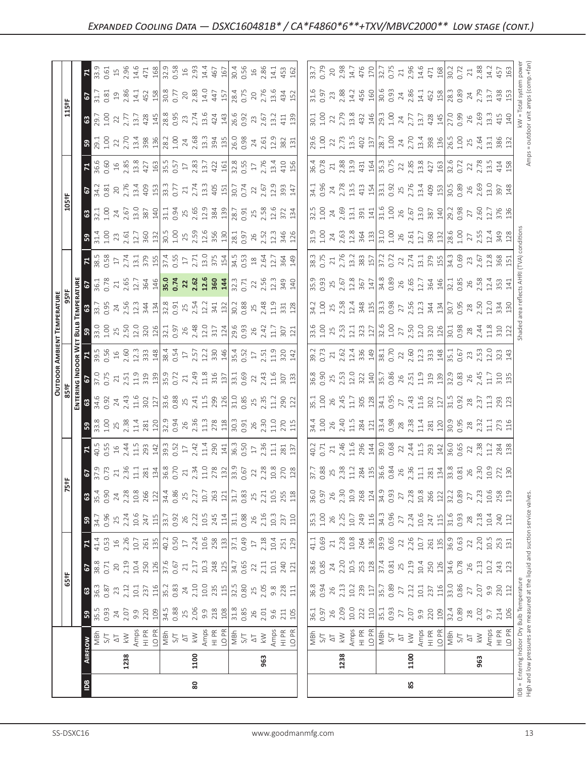# Expanded Cooling Data — DSXC160481B* / CA*F4860*6**+TXV/MBVC2000** Low Stage (cont.)

| IDB | Airflow | | 65ºF | | | | 75ºF | | | | 85ºF | | | | 95ºF | | | | 105ºF | | | | 115ºF | | | |
|---|---|---|---|---|---|---|---|---|---|---|---|---|---|---|---|---|---|---|---|---|---|---|---|---|---|---|
| | | | Entering Indoor Wet Bulb Temperature | | | | | | | | | | | | | | | | | | | | | | | |
| | | | 59 | 63 | 67 | 71 | 59 | 63 | 67 | 71 | 59 | 63 | 67 | 71 | 59 | 63 | 67 | 71 | 59 | 63 | 67 | 71 | 59 | 63 | 67 | 71 |
| 80 | 1238 | MBh | 35.5 | 36.3 | 38.8 | 41.4 | 34.7 | 35.4 | 37.9 | 40.5 | 33.8 | 34.6 | 37.0 | 39.5 | 33.0 | 33.7 | 36.1 | 38.5 | 31.4 | 32.1 | 34.2 | 36.6 | 29.1 | 29.7 | 31.7 | 33.9 |
| | | S/T | 0.93 | 0.87 | 0.71 | 0.53 | 0.96 | 0.90 | 0.73 | 0.55 | 1.00 | 0.92 | 0.75 | 0.56 | 1.00 | 0.95 | 0.78 | 0.58 | 1.00 | 1.00 | 0.81 | 0.60 | 1.00 | 1.00 | 0.81 | 0.61 |
| | | ΔT | 24 | 23 | 20 | 16 | 25 | 24 | 21 | 16 | 25 | 24 | 21 | 16 | 25 | 24 | 21 | 17 | 23 | 24 | 20 | 16 | 22 | 22 | 19 | 15 |
| | | kW | 2.07 | 2.12 | 2.19 | 2.26 | 2.24 | 2.28 | 2.36 | 2.44 | 2.38 | 2.43 | 2.51 | 2.60 | 2.50 | 2.56 | 2.65 | 2.74 | 2.61 | 2.67 | 2.76 | 2.85 | 2.70 | 2.77 | 2.86 | 2.96 |
| | | Amps | 9.9 | 10.1 | 10.4 | 10.7 | 10.6 | 10.8 | 11.1 | 11.5 | 11.4 | 11.6 | 11.9 | 12.3 | 12.0 | 12.3 | 12.7 | 13.1 | 12.7 | 13.0 | 13.4 | 13.8 | 13.4 | 13.7 | 14.1 | 14.6 |
| | | HI PR | 220 | 237 | 250 | 261 | 247 | 266 | 281 | 293 | 281 | 302 | 319 | 333 | 320 | 344 | 364 | 379 | 360 | 387 | 409 | 427 | 398 | 428 | 452 | 471 |
| | | LO PR | 109 | 116 | 126 | 135 | 115 | 122 | 134 | 142 | 120 | 127 | 139 | 148 | 126 | 134 | 146 | 155 | 132 | 140 | 153 | 163 | 136 | 145 | 158 | 168 |
| | 1100 | MBh | 34.5 | 35.2 | 37.6 | 40.2 | 33.7 | 34.4 | 36.8 | 39.3 | 32.9 | 33.6 | 35.9 | 38.4 | 32.1 | 32.8 | **35.0** | 37.4 | 30.5 | 31.1 | 33.3 | 35.5 | 28.2 | 28.8 | 30.8 | 32.9 |
| | | S/T | 0.88 | 0.83 | 0.67 | 0.50 | 0.92 | 0.86 | 0.70 | 0.52 | 0.94 | 0.88 | 0.72 | 0.54 | 0.97 | 0.91 | **0.74** | 0.55 | 1.00 | 0.94 | 0.77 | 0.57 | 1.00 | 0.95 | 0.77 | 0.58 |
| | | ΔT | 25 | 24 | 21 | 17 | 26 | 25 | 21 | 17 | 26 | 25 | 21 | 17 | 26 | 25 | **22** | 17 | 25 | 25 | 21 | 17 | 24 | 23 | 20 | 16 |
| | | kW | 2.06 | 2.10 | 2.17 | 2.24 | 2.22 | 2.27 | 2.34 | 2.42 | 2.36 | 2.41 | 2.49 | 2.57 | 2.48 | 2.54 | **2.62** | 2.71 | 2.59 | 2.65 | 2.74 | 2.83 | 2.68 | 2.74 | 2.83 | 2.93 |
| | | Amps | 9.9 | 10.0 | 10.3 | 10.6 | 10.5 | 10.7 | 11.0 | 11.4 | 11.3 | 11.5 | 11.8 | 12.2 | 12.0 | 12.2 | **12.6** | 13.0 | 12.6 | 12.9 | 13.3 | 13.7 | 13.3 | 13.6 | 14.0 | 14.4 |
| | | HI PR | 218 | 235 | 248 | 258 | 245 | 263 | 278 | 290 | 278 | 299 | 316 | 330 | 317 | 341 | **360** | 375 | 356 | 384 | 405 | 422 | 394 | 424 | 447 | 467 |
| | | LO PR | 108 | 115 | 125 | 133 | 114 | 121 | 132 | 141 | 118 | 126 | 137 | 146 | 124 | 132 | **144** | 154 | 130 | 139 | 151 | 161 | 135 | 143 | 157 | 167 |
| | 963 | MBh | 31.8 | 32.5 | 34.7 | 37.1 | 31.1 | 31.7 | 33.9 | 36.3 | 30.3 | 31.0 | 33.1 | 35.4 | 29.6 | 30.2 | 32.3 | 34.5 | 28.1 | 28.7 | 30.7 | 32.8 | 26.0 | 26.6 | 28.4 | 30.4 |
| | | S/T | 0.85 | 0.80 | 0.65 | 0.49 | 0.88 | 0.83 | 0.67 | 0.50 | 0.91 | 0.85 | 0.69 | 0.52 | 0.93 | 0.88 | 0.71 | 0.53 | 0.97 | 0.91 | 0.74 | 0.55 | 0.98 | 0.92 | 0.75 | 0.56 |
| | | ΔT | 26 | 25 | 22 | 17 | 26 | 25 | 22 | 17 | 26 | 25 | 22 | 17 | 26 | 25 | 22 | 18 | 26 | 25 | 22 | 17 | 24 | 23 | 20 | 16 |
| | | kW | 2.01 | 2.05 | 2.11 | 2.18 | 2.16 | 2.21 | 2.28 | 2.36 | 2.30 | 2.35 | 2.43 | 2.51 | 2.42 | 2.48 | 2.56 | 2.64 | 2.52 | 2.58 | 2.67 | 2.76 | 2.61 | 2.67 | 2.76 | 2.86 |
| | | Amps | 9.6 | 9.8 | 10.1 | 10.4 | 10.3 | 10.5 | 10.8 | 11.1 | 11.0 | 11.2 | 11.6 | 11.9 | 11.7 | 11.9 | 12.3 | 12.7 | 12.3 | 12.6 | 12.9 | 13.4 | 12.9 | 13.2 | 13.6 | 14.1 |
| | | HI PR | 211 | 228 | 240 | 251 | 237 | 255 | 270 | 281 | 270 | 290 | 307 | 320 | 307 | 331 | 349 | 364 | 346 | 372 | 393 | 410 | 382 | 411 | 434 | 453 |
| | | LO PR | 105 | 111 | 121 | 129 | 110 | 118 | 128 | 137 | 115 | 122 | 133 | 142 | 121 | 128 | 140 | 149 | 126 | 134 | 147 | 156 | 131 | 139 | 152 | 162 |
| 85 | 1238 | MBh | 36.1 | 36.8 | 38.6 | 41.1 | 35.3 | 36.0 | 37.7 | 40.2 | 34.4 | 35.1 | 36.8 | 39.2 | 33.6 | 34.2 | 35.9 | 38.3 | 31.9 | 32.5 | 34.1 | 36.4 | 29.6 | 30.1 | 31.6 | 33.7 |
| | | S/T | 0.97 | 0.94 | 0.85 | 0.69 | 1.00 | 0.97 | 0.88 | 0.71 | 1.00 | 1.00 | 0.90 | 0.73 | 1.00 | 1.00 | 0.93 | 0.75 | 1.00 | 1.00 | 0.96 | 0.78 | 1.00 | 1.00 | 0.97 | 0.79 |
| | | ΔT | 26 | 26 | 24 | 21 | 26 | 26 | 25 | 21 | 26 | 26 | 25 | 21 | 25 | 25 | 25 | 21 | 24 | 24 | 24 | 21 | 22 | 22 | 23 | 20 |
| | | kW | 2.09 | 2.13 | 2.20 | 2.28 | 2.25 | 2.30 | 2.38 | 2.46 | 2.40 | 2.45 | 2.53 | 2.62 | 2.53 | 2.58 | 2.67 | 2.76 | 2.63 | 2.69 | 2.78 | 2.88 | 2.73 | 2.79 | 2.88 | 2.98 |
| | | Amps | 10.0 | 10.2 | 10.5 | 10.8 | 10.7 | 10.9 | 11.2 | 11.6 | 11.5 | 11.7 | 12.0 | 12.4 | 12.1 | 12.4 | 12.8 | 13.2 | 12.8 | 13.1 | 13.5 | 13.9 | 13.5 | 13.8 | 14.2 | 14.7 |
| | | HI PR | 222 | 239 | 253 | 264 | 249 | 268 | 284 | 296 | 284 | 305 | 322 | 336 | 323 | 348 | 367 | 383 | 364 | 391 | 413 | 431 | 402 | 432 | 456 | 476 |
| | | LO PR | 110 | 117 | 128 | 136 | 116 | 124 | 135 | 144 | 121 | 128 | 140 | 149 | 127 | 135 | 147 | 157 | 133 | 141 | 154 | 164 | 137 | 146 | 160 | 170 |
| | 1100 | MBh | 35.1 | 35.7 | 37.4 | 39.9 | 34.3 | 34.9 | 36.6 | 39.0 | 33.4 | 34.1 | 35.7 | 38.1 | 32.6 | 33.3 | 34.8 | 37.2 | 31.0 | 31.6 | 33.1 | 35.3 | 28.7 | 29.3 | 30.6 | 32.7 |
| | | S/T | 0.93 | 0.89 | 0.81 | 0.65 | 0.96 | 0.93 | 0.84 | 0.68 | 0.98 | 0.95 | 0.86 | 0.70 | 1.00 | 0.98 | 0.89 | 0.72 | 1.00 | 1.00 | 0.92 | 0.75 | 1.00 | 1.00 | 0.93 | 0.75 |
| | | ΔT | 27 | 27 | 25 | 22 | 27 | 27 | 26 | 22 | 28 | 27 | 26 | 22 | 27 | 27 | 26 | 22 | 26 | 26 | 25 | 22 | 24 | 24 | 24 | 21 |
| | | kW | 2.07 | 2.12 | 2.19 | 2.26 | 2.24 | 2.28 | 2.36 | 2.44 | 2.38 | 2.43 | 2.51 | 2.60 | 2.50 | 2.56 | 2.65 | 2.74 | 2.61 | 2.67 | 2.76 | 2.85 | 2.70 | 2.77 | 2.86 | 2.96 |
| | | Amps | 9.9 | 10.1 | 10.4 | 10.7 | 10.6 | 10.8 | 11.1 | 11.5 | 11.4 | 11.6 | 11.9 | 12.3 | 12.0 | 12.3 | 12.7 | 13.1 | 12.7 | 13.0 | 13.4 | 13.8 | 13.4 | 13.7 | 14.1 | 14.6 |
| | | HI PR | 220 | 237 | 250 | 261 | 247 | 266 | 281 | 293 | 281 | 302 | 319 | 333 | 320 | 344 | 364 | 379 | 360 | 387 | 409 | 427 | 398 | 428 | 452 | 471 |
| | | LO PR | 109 | 116 | 126 | 135 | 115 | 122 | 134 | 142 | 120 | 127 | 139 | 148 | 126 | 134 | 146 | 155 | 132 | 140 | 153 | 163 | 136 | 145 | 158 | 168 |
| | 963 | MBh | 32.4 | 33.0 | 34.6 | 36.9 | 31.6 | 32.2 | 33.8 | 36.0 | 30.9 | 31.5 | 32.9 | 35.1 | 30.1 | 30.7 | 32.1 | 34.3 | 28.6 | 29.2 | 30.5 | 32.6 | 26.5 | 27.0 | 28.3 | 30.2 |
| | | S/T | 0.89 | 0.86 | 0.78 | 0.63 | 0.93 | 0.89 | 0.81 | 0.65 | 0.95 | 0.92 | 0.83 | 0.67 | 0.98 | 0.95 | 0.85 | 0.69 | 1.00 | 0.98 | 0.89 | 0.72 | 1.00 | 0.99 | 0.89 | 0.72 |
| | | ΔT | 28 | 27 | 26 | 22 | 28 | 27 | 26 | 22 | 28 | 28 | 26 | 23 | 28 | 28 | 26 | 23 | 27 | 27 | 26 | 22 | 25 | 26 | 24 | 21 |
| | | kW | 2.02 | 2.07 | 2.13 | 2.20 | 2.18 | 2.23 | 2.30 | 2.38 | 2.32 | 2.37 | 2.45 | 2.53 | 2.44 | 2.50 | 2.58 | 2.67 | 2.55 | 2.60 | 2.69 | 2.78 | 2.64 | 2.69 | 2.79 | 2.88 |
| | | Amps | 9.7 | 9.9 | 10.2 | 10.5 | 10.4 | 10.6 | 10.9 | 11.2 | 11.1 | 11.3 | 11.7 | 12.0 | 11.8 | 12.0 | 12.4 | 12.8 | 12.4 | 12.7 | 13.0 | 13.5 | 13.1 | 13.3 | 13.7 | 14.2 |
| | | HI PR | 214 | 230 | 243 | 253 | 240 | 258 | 272 | 284 | 273 | 293 | 310 | 323 | 310 | 334 | 353 | 368 | 349 | 376 | 397 | 414 | 386 | 415 | 438 | 457 |
| | | LO PR | 106 | 112 | 123 | 131 | 112 | 119 | 130 | 138 | 116 | 123 | 135 | 143 | 122 | 130 | 141 | 151 | 128 | 136 | 148 | 158 | 132 | 140 | 153 | 163 |

IDB = Entering Indoor Dry Bulb Temperature
High and low pressures are measured at the liquid and suction service valves.

Shaded area reflects AHRI (TVA) conditions

kW = Total system power
Amps = outdoor unit amps (comp.+fan)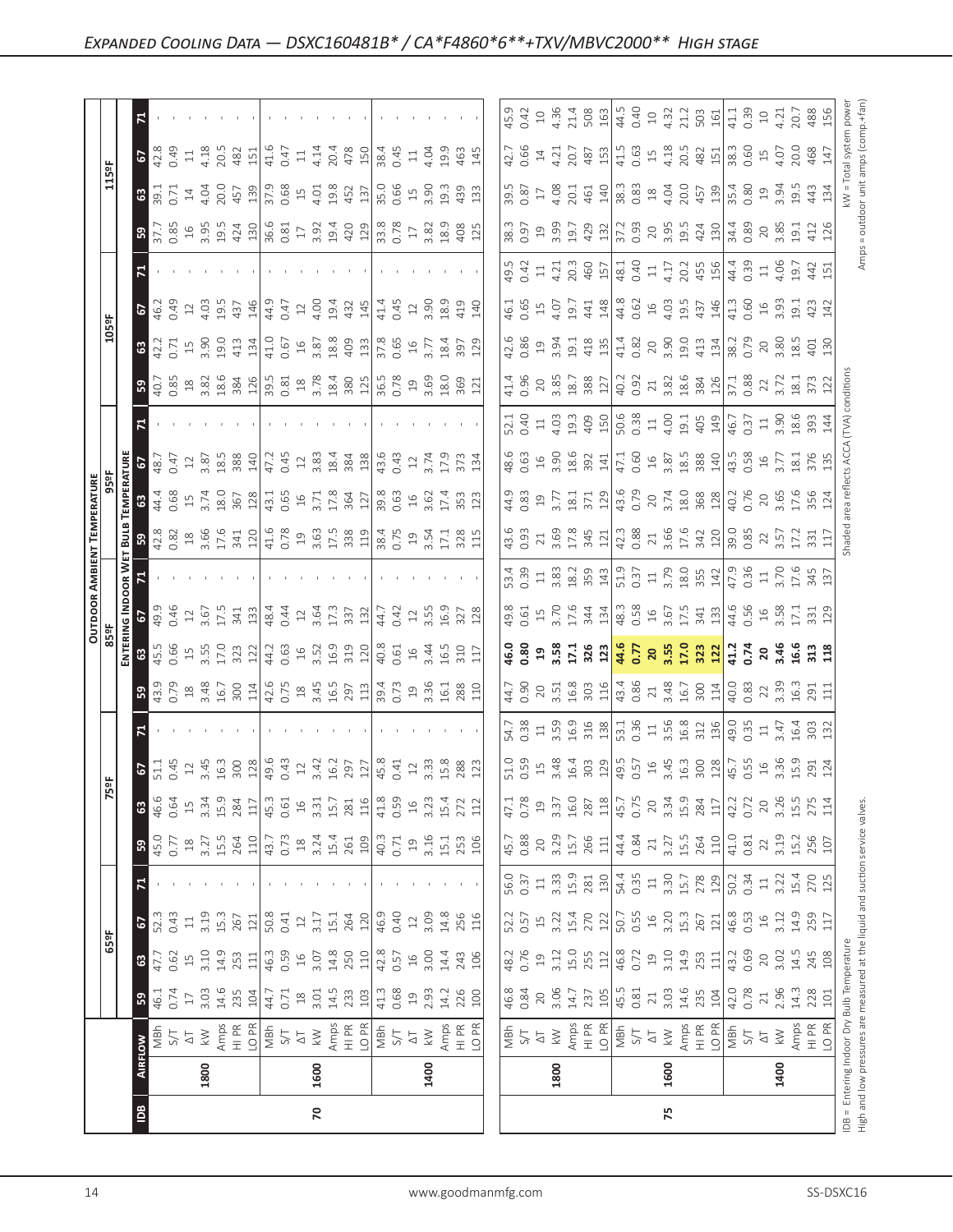## Expanded Cooling Data — DSXC160481B* / CA*F4860*6**+TXV/MBVC2000** High stage

| IDB | Airflow | | 65ºF 59 | 65ºF 63 | 65ºF 67 | 65ºF 71 | 75ºF 59 | 75ºF 63 | 75ºF 67 | 75ºF 71 | 85ºF 59 | 85ºF 63 | 85ºF 67 | 85ºF 71 | 95ºF 59 | 95ºF 63 | 95ºF 67 | 95ºF 71 | 105ºF 59 | 105ºF 63 | 105ºF 67 | 105ºF 71 | 115ºF 59 | 115ºF 63 | 115ºF 67 | 115ºF 71 |
|---|---|---|---|---|---|---|---|---|---|---|---|---|---|---|---|---|---|---|---|---|---|---|---|---|---|---|
| 70 | 1800 | MBh | 46.1 | 47.7 | 52.3 | - | 45.0 | 46.6 | 51.1 | - | 43.9 | 45.5 | 49.9 | - | 42.8 | 44.4 | 48.7 | - | 40.7 | 42.2 | 46.2 | - | 37.7 | 39.1 | 42.8 | - |
| | | S/T | 0.74 | 0.62 | 0.43 | - | 0.77 | 0.64 | 0.45 | - | 0.79 | 0.66 | 0.46 | - | 0.82 | 0.68 | 0.47 | - | 0.85 | 0.71 | 0.49 | - | 0.85 | 0.71 | 0.49 | - |
| | | ΔT | 17 | 15 | 11 | - | 18 | 15 | 12 | - | 18 | 15 | 12 | - | 18 | 15 | 12 | - | 18 | 15 | 12 | - | 16 | 14 | 11 | - |
| | | kW | 3.03 | 3.10 | 3.19 | - | 3.27 | 3.34 | 3.45 | - | 3.48 | 3.55 | 3.67 | - | 3.66 | 3.74 | 3.87 | - | 3.82 | 3.90 | 4.03 | - | 3.95 | 4.04 | 4.18 | - |
| | | Amps | 14.6 | 14.9 | 15.3 | - | 15.5 | 15.9 | 16.3 | - | 16.7 | 17.0 | 17.5 | - | 17.6 | 18.0 | 18.5 | - | 18.6 | 19.0 | 19.5 | - | 19.5 | 20.0 | 20.5 | - |
| | | HI PR | 235 | 253 | 267 | - | 264 | 284 | 300 | - | 300 | 323 | 341 | - | 341 | 367 | 388 | - | 384 | 413 | 437 | - | 424 | 457 | 482 | - |
| | | LO PR | 104 | 111 | 121 | - | 110 | 117 | 128 | - | 114 | 122 | 133 | - | 120 | 128 | 140 | - | 126 | 134 | 146 | - | 130 | 139 | 151 | - |
| | 1600 | MBh | 44.7 | 46.3 | 50.8 | - | 43.7 | 45.3 | 49.6 | - | 42.6 | 44.2 | 48.4 | - | 41.6 | 43.1 | 47.2 | - | 39.5 | 41.0 | 44.9 | - | 36.6 | 37.9 | 41.6 | - |
| | | S/T | 0.71 | 0.59 | 0.41 | - | 0.73 | 0.61 | 0.43 | - | 0.75 | 0.63 | 0.44 | - | 0.78 | 0.65 | 0.45 | - | 0.81 | 0.67 | 0.47 | - | 0.81 | 0.68 | 0.47 | - |
| | | ΔT | 18 | 16 | 12 | - | 18 | 16 | 12 | - | 18 | 16 | 12 | - | 19 | 16 | 12 | - | 18 | 16 | 12 | - | 17 | 15 | 11 | - |
| | | kW | 3.01 | 3.07 | 3.17 | - | 3.24 | 3.31 | 3.42 | - | 3.45 | 3.52 | 3.64 | - | 3.63 | 3.71 | 3.83 | - | 3.78 | 3.87 | 4.00 | - | 3.92 | 4.01 | 4.14 | - |
| | | Amps | 14.5 | 14.8 | 15.1 | - | 15.4 | 15.7 | 16.2 | - | 16.5 | 16.9 | 17.3 | - | 17.5 | 17.8 | 18.4 | - | 18.4 | 18.8 | 19.4 | - | 19.4 | 19.8 | 20.4 | - |
| | | HI PR | 233 | 250 | 264 | - | 261 | 281 | 297 | - | 297 | 319 | 337 | - | 338 | 364 | 384 | - | 380 | 409 | 432 | - | 420 | 452 | 478 | - |
| | | LO PR | 103 | 110 | 120 | - | 109 | 116 | 127 | - | 113 | 120 | 132 | - | 119 | 127 | 138 | - | 125 | 133 | 145 | - | 129 | 137 | 150 | - |
| | 1400 | MBh | 41.3 | 42.8 | 46.9 | - | 40.3 | 41.8 | 45.8 | - | 39.4 | 40.8 | 44.7 | - | 38.4 | 39.8 | 43.6 | - | 36.5 | 37.8 | 41.4 | - | 33.8 | 35.0 | 38.4 | - |
| | | S/T | 0.68 | 0.57 | 0.40 | - | 0.71 | 0.59 | 0.41 | - | 0.73 | 0.61 | 0.42 | - | 0.75 | 0.63 | 0.43 | - | 0.78 | 0.65 | 0.45 | - | 0.78 | 0.66 | 0.45 | - |
| | | ΔT | 19 | 16 | 12 | - | 19 | 16 | 12 | - | 19 | 16 | 12 | - | 19 | 16 | 12 | - | 19 | 16 | 12 | - | 17 | 15 | 11 | - |
| | | kW | 2.93 | 3.00 | 3.09 | - | 3.16 | 3.23 | 3.33 | - | 3.36 | 3.44 | 3.55 | - | 3.54 | 3.62 | 3.74 | - | 3.69 | 3.77 | 3.90 | - | 3.82 | 3.90 | 4.04 | - |
| | | Amps | 14.2 | 14.4 | 14.8 | - | 15.1 | 15.4 | 15.8 | - | 16.1 | 16.5 | 16.9 | - | 17.1 | 17.4 | 17.9 | - | 18.0 | 18.4 | 18.9 | - | 18.9 | 19.3 | 19.9 | - |
| | | HI PR | 226 | 243 | 256 | - | 253 | 272 | 288 | - | 288 | 310 | 327 | - | 328 | 353 | 373 | - | 369 | 397 | 419 | - | 408 | 439 | 463 | - |
| | | LO PR | 100 | 106 | 116 | - | 106 | 112 | 123 | - | 110 | 117 | 128 | - | 115 | 123 | 134 | - | 121 | 129 | 140 | - | 125 | 133 | 145 | - |
| 75 | 1800 | MBh | 46.8 | 48.2 | 52.2 | 56.0 | 45.7 | 47.1 | 51.0 | 54.7 | 44.7 | **46.0** | 49.8 | 53.4 | 43.6 | 44.9 | 48.6 | 52.1 | 41.4 | 42.6 | 46.1 | 49.5 | 38.3 | 39.5 | 42.7 | 45.9 |
| | | S/T | 0.84 | 0.76 | 0.57 | 0.37 | 0.88 | 0.78 | 0.59 | 0.38 | 0.90 | **0.80** | 0.61 | 0.39 | 0.93 | 0.83 | 0.63 | 0.40 | 0.96 | 0.86 | 0.65 | 0.42 | 0.97 | 0.87 | 0.66 | 0.42 |
| | | ΔT | 20 | 19 | 15 | 11 | 20 | 19 | 15 | 11 | 20 | **19** | 15 | 11 | 21 | 19 | 16 | 11 | 20 | 19 | 15 | 11 | 19 | 17 | 14 | 10 |
| | | kW | 3.06 | 3.12 | 3.22 | 3.33 | 3.29 | 3.37 | 3.48 | 3.59 | 3.51 | **3.58** | 3.70 | 3.83 | 3.69 | 3.77 | 3.90 | 4.03 | 3.85 | 3.94 | 4.07 | 4.21 | 3.99 | 4.08 | 4.21 | 4.36 |
| | | Amps | 14.7 | 15.0 | 15.4 | 15.9 | 15.7 | 16.0 | 16.4 | 16.9 | 16.8 | **17.1** | 17.6 | 18.2 | 17.8 | 18.1 | 18.6 | 19.3 | 18.7 | 19.1 | 19.7 | 20.3 | 19.7 | 20.1 | 20.7 | 21.4 |
| | | HI PR | 237 | 255 | 270 | 281 | 266 | 287 | 303 | 316 | 303 | **326** | 344 | 359 | 345 | 371 | 392 | 409 | 388 | 418 | 441 | 460 | 429 | 461 | 487 | 508 |
| | | LO PR | 105 | 112 | 122 | 130 | 111 | 118 | 129 | 138 | 116 | **123** | 134 | 143 | 121 | 129 | 141 | 150 | 127 | 135 | 148 | 157 | 132 | 140 | 153 | 163 |
| | 1600 | MBh | 45.5 | 46.8 | 50.7 | 54.4 | 44.4 | 45.7 | 49.5 | 53.1 | 43.4 | **44.6** | 48.3 | 51.9 | 42.3 | 43.6 | 47.1 | 50.6 | 40.2 | 41.4 | 44.8 | 48.1 | 37.2 | 38.3 | 41.5 | 44.5 |
| | | S/T | 0.81 | 0.72 | 0.55 | 0.35 | 0.84 | 0.75 | 0.57 | 0.36 | 0.86 | **0.77** | 0.58 | 0.37 | 0.88 | 0.79 | 0.60 | 0.38 | 0.92 | 0.82 | 0.62 | 0.40 | 0.93 | 0.83 | 0.63 | 0.40 |
| | | ΔT | 21 | 19 | 16 | 11 | 21 | 20 | 16 | 11 | 21 | **20** | 16 | 11 | 21 | 20 | 16 | 11 | 21 | 20 | 16 | 11 | 20 | 18 | 15 | 10 |
| | | kW | 3.03 | 3.10 | 3.20 | 3.30 | 3.27 | 3.34 | 3.45 | 3.56 | 3.48 | **3.55** | 3.67 | 3.79 | 3.66 | 3.74 | 3.87 | 4.00 | 3.82 | 3.90 | 4.03 | 4.17 | 3.95 | 4.04 | 4.18 | 4.32 |
| | | Amps | 14.6 | 14.9 | 15.3 | 15.7 | 15.5 | 15.9 | 16.3 | 16.8 | 16.7 | **17.0** | 17.5 | 18.0 | 17.6 | 18.0 | 18.5 | 19.1 | 18.6 | 19.0 | 19.5 | 20.2 | 19.5 | 20.0 | 20.5 | 21.2 |
| | | HI PR | 235 | 253 | 267 | 278 | 264 | 284 | 300 | 312 | 300 | **323** | 341 | 355 | 342 | 368 | 388 | 405 | 384 | 413 | 437 | 455 | 424 | 457 | 482 | 503 |
| | | LO PR | 104 | 111 | 121 | 129 | 110 | 117 | 128 | 136 | 114 | **122** | 133 | 142 | 120 | 128 | 140 | 149 | 126 | 134 | 146 | 156 | 130 | 139 | 151 | 161 |
| | 1400 | MBh | 42.0 | 43.2 | 46.8 | 50.2 | 41.0 | 42.2 | 45.7 | 49.0 | 40.0 | **41.2** | 44.6 | 47.9 | 39.0 | 40.2 | 43.5 | 46.7 | 37.1 | 38.2 | 41.3 | 44.4 | 34.4 | 35.4 | 38.3 | 41.1 |
| | | S/T | 0.78 | 0.69 | 0.53 | 0.34 | 0.81 | 0.72 | 0.55 | 0.35 | 0.83 | **0.74** | 0.56 | 0.36 | 0.85 | 0.76 | 0.58 | 0.37 | 0.88 | 0.79 | 0.60 | 0.39 | 0.89 | 0.80 | 0.60 | 0.39 |
| | | ΔT | 21 | 20 | 16 | 11 | 22 | 20 | 16 | 11 | 22 | **20** | 16 | 11 | 22 | 20 | 16 | 11 | 22 | 20 | 16 | 11 | 20 | 19 | 15 | 10 |
| | | kW | 2.96 | 3.02 | 3.12 | 3.22 | 3.19 | 3.26 | 3.36 | 3.47 | 3.39 | **3.46** | 3.58 | 3.70 | 3.57 | 3.65 | 3.77 | 3.90 | 3.72 | 3.80 | 3.93 | 4.06 | 3.85 | 3.94 | 4.07 | 4.21 |
| | | Amps | 14.3 | 14.5 | 14.9 | 15.4 | 15.2 | 15.5 | 15.9 | 16.4 | 16.3 | **16.6** | 17.1 | 17.6 | 17.2 | 17.6 | 18.1 | 18.6 | 18.1 | 18.5 | 19.1 | 19.7 | 19.1 | 19.5 | 20.0 | 20.7 |
| | | HI PR | 228 | 245 | 259 | 270 | 256 | 275 | 291 | 303 | 291 | **313** | 331 | 345 | 331 | 356 | 376 | 393 | 373 | 401 | 423 | 442 | 412 | 443 | 468 | 488 |
| | | LO PR | 101 | 108 | 117 | 125 | 107 | 114 | 124 | 132 | 111 | **118** | 129 | 137 | 117 | 124 | 135 | 144 | 122 | 130 | 142 | 151 | 126 | 134 | 147 | 156 |

Temperatures: Outdoor Ambient Temperature (65ºF–115ºF); Entering Indoor Wet Bulb Temperature (59–71).

IDB = Entering Indoor Dry Bulb Temperature
High and low pressures are measured at the liquid and suction service valves.

Shaded area reflects ACCA (TVA) conditions

kW = Total system power
Amps = outdoor unit amps (comp.+fan)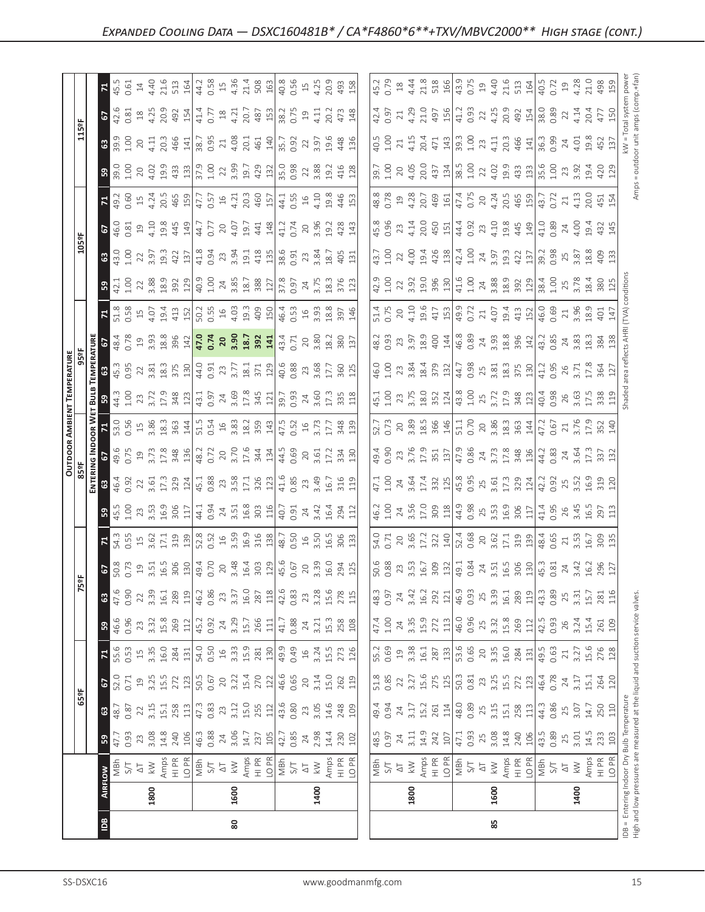# Expanded Cooling Data — DSXC160481B* / CA*F4860*6**+TXV/MBVC2000** High stage (cont.)

| IDB | Airflow | | Outdoor Ambient Temperature | | | | | | | | | | | | | | | | | | | |
|---|---|---|---|---|---|---|---|---|---|---|---|---|---|---|---|---|---|---|---|---|---|---|
| | | | 65ºF | | | | 75ºF | | | | 85ºF | | | | 95ºF | | | | 105ºF | | | | 115ºF | | | |
| | | | Entering Indoor Wet Bulb Temperature | | | | | | | | | | | | | | | | | | | | | | | |
| | | | 59 | 63 | 67 | 71 | 59 | 63 | 67 | 71 | 59 | 63 | 67 | 71 | 59 | 63 | 67 | 71 | 59 | 63 | 67 | 71 | 59 | 63 | 67 | 71 |
| 80 | 1800 | MBh | 47.7 | 48.7 | 52.0 | 55.6 | 46.6 | 47.6 | 50.8 | 54.3 | 45.5 | 46.4 | 49.6 | 53.0 | 44.3 | 45.3 | 48.4 | 51.8 | 42.1 | 43.0 | 46.0 | 49.2 | 39.0 | 39.9 | 42.6 | 45.5 |
| | | S/T | 0.93 | 0.87 | 0.71 | 0.53 | 0.96 | 0.90 | 0.73 | 0.55 | 1.00 | 0.92 | 0.75 | 0.56 | 1.00 | 0.95 | 0.78 | 0.58 | 1.00 | 1.00 | 0.81 | 0.60 | 1.00 | 1.00 | 0.81 | 0.61 |
| | | ΔT | 23 | 22 | 19 | 15 | 23 | 22 | 19 | 15 | 23 | 22 | 19 | 15 | 23 | 22 | 19 | 15 | 22 | 22 | 19 | 15 | 20 | 20 | 18 | 14 |
| | | kW | 3.08 | 3.15 | 3.25 | 3.35 | 3.32 | 3.39 | 3.51 | 3.62 | 3.53 | 3.61 | 3.73 | 3.86 | 3.72 | 3.81 | 3.93 | 4.07 | 3.88 | 3.97 | 4.10 | 4.24 | 4.02 | 4.11 | 4.25 | 4.40 |
| | | Amps | 14.8 | 15.1 | 15.5 | 16.0 | 15.8 | 16.1 | 16.5 | 17.1 | 16.9 | 17.3 | 17.8 | 18.3 | 17.9 | 18.3 | 18.8 | 19.4 | 18.9 | 19.3 | 19.8 | 20.5 | 19.9 | 20.3 | 20.9 | 21.6 |
| | | HI PR | 240 | 258 | 272 | 284 | 269 | 289 | 306 | 319 | 306 | 329 | 348 | 363 | 348 | 375 | 396 | 413 | 392 | 422 | 445 | 465 | 433 | 466 | 492 | 513 |
| | | LO PR | 106 | 113 | 123 | 131 | 112 | 119 | 130 | 139 | 117 | 124 | 136 | 144 | 123 | 130 | 142 | 152 | 129 | 137 | 149 | 159 | 133 | 141 | 154 | 164 |
| | 1600 | MBh | 46.3 | 47.3 | 50.5 | 54.0 | 45.2 | 46.2 | 49.4 | 52.8 | 44.1 | 45.1 | 48.2 | 51.5 | 43.1 | 44.0 | **47.0** | 50.2 | 40.9 | 41.8 | 44.7 | 47.7 | 37.9 | 38.7 | 41.4 | 44.2 |
| | | S/T | 0.88 | 0.83 | 0.67 | 0.50 | 0.92 | 0.86 | 0.70 | 0.52 | 0.94 | 0.88 | 0.72 | 0.54 | 0.97 | 0.91 | **0.74** | 0.55 | 1.00 | 0.94 | 0.77 | 0.57 | 1.00 | 0.95 | 0.77 | 0.58 |
| | | ΔT | 24 | 23 | 20 | 16 | 24 | 23 | 20 | 16 | 24 | 23 | 20 | 16 | 24 | 23 | **20** | 16 | 24 | 23 | 20 | 16 | 22 | 21 | 18 | 15 |
| | | kW | 3.06 | 3.12 | 3.22 | 3.33 | 3.29 | 3.37 | 3.48 | 3.59 | 3.51 | 3.58 | 3.70 | 3.83 | 3.69 | 3.77 | **3.90** | 4.03 | 3.85 | 3.94 | 4.07 | 4.21 | 3.99 | 4.08 | 4.21 | 4.36 |
| | | Amps | 14.7 | 15.0 | 15.4 | 15.9 | 15.7 | 16.0 | 16.4 | 16.9 | 16.8 | 17.1 | 17.6 | 18.2 | 17.8 | 18.1 | **18.7** | 19.3 | 18.7 | 19.1 | 19.7 | 20.3 | 19.7 | 20.1 | 20.7 | 21.4 |
| | | HI PR | 237 | 255 | 270 | 281 | 266 | 287 | 303 | 316 | 303 | 326 | 344 | 359 | 345 | 371 | **392** | 409 | 388 | 418 | 441 | 460 | 429 | 461 | 487 | 508 |
| | | LO PR | 105 | 112 | 122 | 130 | 111 | 118 | 129 | 138 | 116 | 123 | 134 | 143 | 121 | 129 | **141** | 150 | 127 | 135 | 148 | 157 | 132 | 140 | 153 | 163 |
| | 1400 | MBh | 42.7 | 43.6 | 46.6 | 49.9 | 41.7 | 42.6 | 45.6 | 48.7 | 40.7 | 41.6 | 44.5 | 47.5 | 39.7 | 40.6 | 43.4 | 46.4 | 37.8 | 38.6 | 41.2 | 44.1 | 35.0 | 35.7 | 38.2 | 40.8 |
| | | S/T | 0.85 | 0.80 | 0.65 | 0.49 | 0.88 | 0.83 | 0.67 | 0.50 | 0.91 | 0.85 | 0.69 | 0.52 | 0.93 | 0.88 | 0.71 | 0.53 | 0.97 | 0.91 | 0.74 | 0.55 | 0.98 | 0.92 | 0.75 | 0.56 |
| | | ΔT | 24 | 23 | 20 | 16 | 24 | 23 | 20 | 16 | 24 | 23 | 20 | 16 | 24 | 23 | 20 | 16 | 24 | 23 | 20 | 16 | 22 | 22 | 19 | 15 |
| | | kW | 2.98 | 3.05 | 3.14 | 3.24 | 3.21 | 3.28 | 3.39 | 3.50 | 3.42 | 3.49 | 3.61 | 3.73 | 3.60 | 3.68 | 3.80 | 3.93 | 3.75 | 3.84 | 3.96 | 4.10 | 3.88 | 3.97 | 4.11 | 4.25 |
| | | Amps | 14.4 | 14.6 | 15.0 | 15.5 | 15.3 | 15.6 | 16.0 | 16.5 | 16.4 | 16.7 | 17.2 | 17.7 | 17.3 | 17.7 | 18.2 | 18.8 | 18.3 | 18.7 | 19.2 | 19.8 | 19.2 | 19.6 | 20.2 | 20.9 |
| | | HI PR | 230 | 248 | 262 | 273 | 258 | 278 | 294 | 306 | 294 | 316 | 334 | 348 | 335 | 360 | 380 | 397 | 376 | 405 | 428 | 446 | 416 | 448 | 473 | 493 |
| | | LO PR | 102 | 109 | 119 | 126 | 108 | 115 | 125 | 133 | 112 | 119 | 130 | 139 | 118 | 125 | 137 | 146 | 123 | 131 | 143 | 153 | 128 | 136 | 148 | 158 |
| 85 | 1800 | MBh | 48.5 | 49.4 | 51.8 | 55.2 | 47.4 | 48.3 | 50.6 | 54.0 | 46.2 | 47.1 | 49.4 | 52.7 | 45.1 | 46.0 | 48.2 | 51.4 | 42.9 | 43.7 | 45.8 | 48.8 | 39.7 | 40.5 | 42.4 | 45.2 |
| | | S/T | 0.97 | 0.94 | 0.85 | 0.69 | 1.00 | 0.97 | 0.88 | 0.71 | 1.00 | 1.00 | 0.90 | 0.73 | 1.00 | 1.00 | 0.93 | 0.75 | 1.00 | 1.00 | 0.96 | 0.78 | 1.00 | 1.00 | 0.97 | 0.79 |
| | | ΔT | 24 | 24 | 22 | 19 | 24 | 24 | 23 | 20 | 24 | 24 | 23 | 20 | 23 | 23 | 23 | 20 | 22 | 22 | 23 | 19 | 20 | 21 | 21 | 18 |
| | | kW | 3.11 | 3.17 | 3.27 | 3.38 | 3.35 | 3.42 | 3.53 | 3.65 | 3.56 | 3.64 | 3.76 | 3.89 | 3.75 | 3.84 | 3.97 | 4.10 | 3.92 | 4.00 | 4.14 | 4.28 | 4.05 | 4.15 | 4.29 | 4.44 |
| | | Amps | 14.9 | 15.2 | 15.6 | 16.1 | 15.9 | 16.2 | 16.7 | 17.2 | 17.0 | 17.4 | 17.9 | 18.5 | 18.0 | 18.4 | 18.9 | 19.6 | 19.0 | 19.4 | 20.0 | 20.7 | 20.0 | 20.4 | 21.0 | 21.8 |
| | | HI PR | 242 | 261 | 275 | 287 | 272 | 292 | 309 | 322 | 309 | 332 | 351 | 366 | 352 | 379 | 400 | 417 | 396 | 426 | 450 | 469 | 437 | 471 | 497 | 518 |
| | | LO PR | 107 | 114 | 125 | 133 | 113 | 121 | 132 | 140 | 118 | 125 | 137 | 146 | 124 | 132 | 144 | 153 | 130 | 138 | 151 | 161 | 134 | 143 | 156 | 166 |
| | 1600 | MBh | 47.1 | 48.0 | 50.3 | 53.6 | 46.0 | 46.9 | 49.1 | 52.4 | 44.9 | 45.8 | 47.9 | 51.1 | 43.8 | 44.7 | 46.8 | 49.9 | 41.6 | 42.4 | 44.4 | 47.4 | 38.5 | 39.3 | 41.2 | 43.9 |
| | | S/T | 0.93 | 0.89 | 0.81 | 0.65 | 0.96 | 0.93 | 0.84 | 0.68 | 0.98 | 0.95 | 0.86 | 0.70 | 1.00 | 0.98 | 0.89 | 0.72 | 1.00 | 1.00 | 0.92 | 0.75 | 1.00 | 1.00 | 0.93 | 0.75 |
| | | ΔT | 25 | 25 | 23 | 20 | 25 | 25 | 24 | 20 | 25 | 25 | 24 | 20 | 25 | 25 | 24 | 21 | 24 | 24 | 23 | 20 | 22 | 23 | 22 | 19 |
| | | kW | 3.08 | 3.15 | 3.25 | 3.35 | 3.32 | 3.39 | 3.51 | 3.62 | 3.53 | 3.61 | 3.73 | 3.86 | 3.72 | 3.81 | 3.93 | 4.07 | 3.88 | 3.97 | 4.10 | 4.24 | 4.02 | 4.11 | 4.25 | 4.40 |
| | | Amps | 14.8 | 15.1 | 15.5 | 16.0 | 15.8 | 16.1 | 16.5 | 17.1 | 16.9 | 17.3 | 17.8 | 18.3 | 17.9 | 18.3 | 18.8 | 19.4 | 18.9 | 19.3 | 19.8 | 20.5 | 19.9 | 20.3 | 20.9 | 21.6 |
| | | HI PR | 240 | 258 | 272 | 284 | 269 | 289 | 306 | 319 | 306 | 329 | 348 | 363 | 348 | 375 | 396 | 413 | 392 | 422 | 445 | 465 | 433 | 466 | 492 | 513 |
| | | LO PR | 106 | 113 | 123 | 131 | 112 | 119 | 130 | 139 | 117 | 124 | 136 | 144 | 123 | 130 | 142 | 152 | 129 | 137 | 149 | 159 | 133 | 141 | 154 | 164 |
| | 1400 | MBh | 43.5 | 44.3 | 46.4 | 49.5 | 42.5 | 43.3 | 45.3 | 48.4 | 41.4 | 42.2 | 44.2 | 47.2 | 40.4 | 41.2 | 43.2 | 46.0 | 38.4 | 39.2 | 41.0 | 43.7 | 35.6 | 36.3 | 38.0 | 40.5 |
| | | S/T | 0.89 | 0.86 | 0.78 | 0.63 | 0.93 | 0.89 | 0.81 | 0.65 | 0.95 | 0.92 | 0.83 | 0.67 | 0.98 | 0.95 | 0.85 | 0.69 | 1.00 | 0.98 | 0.89 | 0.72 | 1.00 | 0.99 | 0.89 | 0.72 |
| | | ΔT | 25 | 25 | 24 | 21 | 26 | 25 | 24 | 21 | 26 | 25 | 24 | 21 | 26 | 26 | 24 | 21 | 25 | 25 | 24 | 21 | 23 | 24 | 22 | 19 |
| | | kW | 3.01 | 3.07 | 3.17 | 3.27 | 3.24 | 3.31 | 3.42 | 3.53 | 3.45 | 3.52 | 3.64 | 3.76 | 3.63 | 3.71 | 3.83 | 3.96 | 3.78 | 3.87 | 4.00 | 4.13 | 3.92 | 4.01 | 4.14 | 4.28 |
| | | Amps | 14.5 | 14.7 | 15.1 | 15.6 | 15.4 | 15.7 | 16.2 | 16.7 | 16.5 | 16.9 | 17.3 | 17.9 | 17.5 | 17.8 | 18.3 | 18.9 | 18.4 | 18.8 | 19.4 | 20.0 | 19.4 | 19.8 | 20.4 | 21.0 |
| | | HI PR | 233 | 250 | 264 | 276 | 261 | 281 | 296 | 309 | 297 | 319 | 337 | 352 | 338 | 364 | 384 | 401 | 380 | 409 | 432 | 451 | 420 | 452 | 477 | 498 |
| | | LO PR | 103 | 110 | 120 | 128 | 109 | 116 | 127 | 135 | 113 | 120 | 132 | 140 | 119 | 127 | 138 | 147 | 125 | 133 | 145 | 154 | 129 | 137 | 150 | 159 |

IDB = Entering Indoor Dry Bulb Temperature
High and low pressures are measured at the liquid and suction service valves.

Shaded area reflects AHRI (TXVA) conditions

kW = Total system power
Amps = outdoor unit amps (comp.+fan)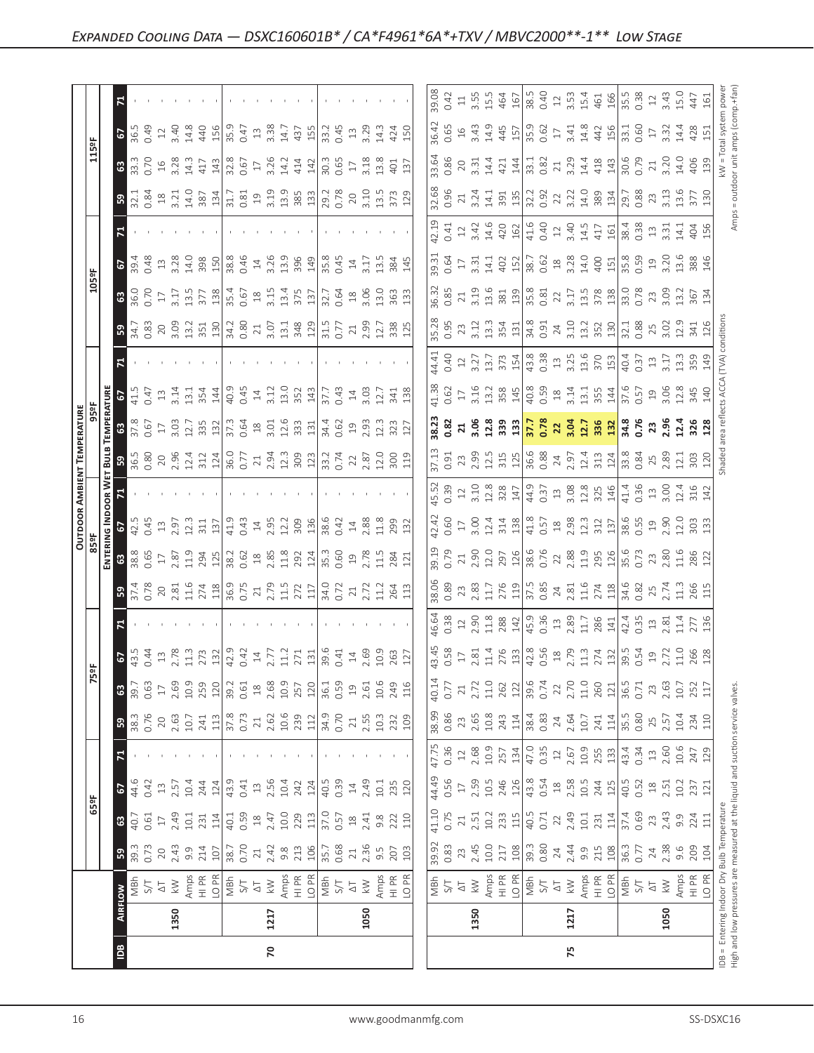# Expanded Cooling Data — DSXC160601B* / CA*F4961*6A*+TXV / MBVC2000**-1** Low Stage

| IDB | Airflow | | 65ºF | | | | 75ºF | | | | 85ºF | | | | 95ºF | | | | 105ºF | | | | 115ºF | | | |
|---|---|---|---|---|---|---|---|---|---|---|---|---|---|---|---|---|---|---|---|---|---|---|---|---|---|---|
| | | | Entering Indoor Wet Bulb Temperature | | | | | | | | | | | | | | | | | | | | | | | |
| | | | 59 | 63 | 67 | 71 | 59 | 63 | 67 | 71 | 59 | 63 | 67 | 71 | 59 | 63 | 67 | 71 | 59 | 63 | 67 | 71 | 59 | 63 | 67 | 71 |
| 70 | 1350 | MBh | 39.3 | 40.7 | 44.6 | - | 38.3 | 39.7 | 43.5 | - | 37.4 | 38.8 | 42.5 | - | 36.5 | 37.8 | 41.5 | - | 34.7 | 36.0 | 39.4 | - | 32.1 | 33.3 | 36.5 | - |
| | | S/T | 0.73 | 0.61 | 0.42 | - | 0.76 | 0.63 | 0.44 | - | 0.78 | 0.65 | 0.45 | - | 0.80 | 0.67 | 0.47 | - | 0.83 | 0.70 | 0.48 | - | 0.84 | 0.70 | 0.49 | - |
| | | ΔT | 20 | 17 | 13 | - | 20 | 17 | 13 | - | 20 | 17 | 13 | - | 20 | 17 | 13 | - | 20 | 17 | 13 | - | 18 | 16 | 12 | - |
| | | kW | 2.43 | 2.49 | 2.57 | - | 2.63 | 2.69 | 2.78 | - | 2.81 | 2.87 | 2.97 | - | 2.96 | 3.03 | 3.14 | - | 3.09 | 3.17 | 3.28 | - | 3.21 | 3.28 | 3.40 | - |
| | | Amps | 9.9 | 10.1 | 10.4 | - | 10.7 | 10.9 | 11.3 | - | 11.6 | 11.9 | 12.3 | - | 12.4 | 12.7 | 13.1 | - | 13.2 | 13.5 | 14.0 | - | 14.0 | 14.3 | 14.8 | - |
| | | HI PR | 214 | 231 | 244 | - | 241 | 259 | 273 | - | 274 | 294 | 311 | - | 312 | 335 | 354 | - | 351 | 377 | 398 | - | 387 | 417 | 440 | - |
| | | LO PR | 107 | 114 | 124 | - | 113 | 120 | 132 | - | 118 | 125 | 137 | - | 124 | 132 | 144 | - | 130 | 138 | 150 | - | 134 | 143 | 156 | - |
| | 1217 | MBh | 38.7 | 40.1 | 43.9 | - | 37.8 | 39.2 | 42.9 | - | 36.9 | 38.2 | 41.9 | - | 36.0 | 37.3 | 40.9 | - | 34.2 | 35.4 | 38.8 | - | 31.7 | 32.8 | 35.9 | - |
| | | S/T | 0.70 | 0.59 | 0.41 | - | 0.73 | 0.61 | 0.42 | - | 0.75 | 0.62 | 0.43 | - | 0.77 | 0.64 | 0.45 | - | 0.80 | 0.67 | 0.46 | - | 0.81 | 0.67 | 0.47 | - |
| | | ΔT | 21 | 18 | 13 | - | 21 | 18 | 14 | - | 21 | 18 | 14 | - | 21 | 18 | 14 | - | 21 | 18 | 14 | - | 19 | 17 | 13 | - |
| | | kW | 2.42 | 2.47 | 2.56 | - | 2.62 | 2.68 | 2.77 | - | 2.79 | 2.85 | 2.95 | - | 2.94 | 3.01 | 3.12 | - | 3.07 | 3.15 | 3.26 | - | 3.19 | 3.26 | 3.38 | - |
| | | Amps | 9.8 | 10.0 | 10.4 | - | 10.6 | 10.9 | 11.2 | - | 11.5 | 11.8 | 12.2 | - | 12.3 | 12.6 | 13.0 | - | 13.1 | 13.4 | 13.9 | - | 13.9 | 14.2 | 14.7 | - |
| | | HI PR | 213 | 229 | 242 | - | 239 | 257 | 271 | - | 272 | 292 | 309 | - | 309 | 333 | 352 | - | 348 | 375 | 396 | - | 385 | 414 | 437 | - |
| | | LO PR | 106 | 113 | 124 | - | 112 | 120 | 131 | - | 117 | 124 | 136 | - | 123 | 131 | 143 | - | 129 | 137 | 149 | - | 133 | 142 | 155 | - |
| | 1050 | MBh | 35.7 | 37.0 | 40.5 | - | 34.9 | 36.1 | 39.6 | - | 34.0 | 35.3 | 38.6 | - | 33.2 | 34.4 | 37.7 | - | 31.5 | 32.7 | 35.8 | - | 29.2 | 30.3 | 33.2 | - |
| | | S/T | 0.68 | 0.57 | 0.39 | - | 0.70 | 0.59 | 0.41 | - | 0.72 | 0.60 | 0.42 | - | 0.74 | 0.62 | 0.43 | - | 0.77 | 0.64 | 0.45 | - | 0.78 | 0.65 | 0.45 | - |
| | | ΔT | 21 | 18 | 14 | - | 21 | 19 | 14 | - | 21 | 19 | 14 | - | 22 | 19 | 14 | - | 21 | 18 | 14 | - | 20 | 17 | 13 | - |
| | | kW | 2.36 | 2.41 | 2.49 | - | 2.55 | 2.61 | 2.69 | - | 2.72 | 2.78 | 2.88 | - | 2.87 | 2.93 | 3.03 | - | 2.99 | 3.06 | 3.17 | - | 3.10 | 3.18 | 3.29 | - |
| | | Amps | 9.5 | 9.8 | 10.1 | - | 10.3 | 10.6 | 10.9 | - | 11.2 | 11.5 | 11.8 | - | 12.0 | 12.3 | 12.7 | - | 12.7 | 13.0 | 13.5 | - | 13.5 | 13.8 | 14.3 | - |
| | | HI PR | 207 | 222 | 235 | - | 232 | 249 | 263 | - | 264 | 284 | 299 | - | 300 | 323 | 341 | - | 338 | 363 | 384 | - | 373 | 401 | 424 | - |
| | | LO PR | 103 | 110 | 120 | - | 109 | 116 | 127 | - | 113 | 121 | 132 | - | 119 | 127 | 138 | - | 125 | 133 | 145 | - | 129 | 137 | 150 | - |
| 75 | 1350 | MBh | 39.92 | 41.10 | 44.49 | 47.75 | 38.99 | 40.14 | 43.45 | 46.64 | 38.06 | 39.19 | 42.42 | 45.52 | 37.13 | **38.23** | 41.38 | 44.41 | 35.28 | 36.32 | 39.31 | 42.19 | 32.68 | 33.64 | 36.42 | 39.08 |
| | | S/T | 0.83 | 0.75 | 0.56 | 0.36 | 0.86 | 0.77 | 0.58 | 0.38 | 0.89 | 0.79 | 0.60 | 0.39 | 0.91 | **0.80** | 0.62 | 0.40 | 0.95 | 0.85 | 0.64 | 0.41 | 0.96 | 0.86 | 0.65 | 0.42 |
| | | ΔT | 23 | 21 | 17 | 12 | 23 | 21 | 17 | 12 | 23 | 21 | 17 | 12 | 23 | **21** | 17 | 12 | 23 | 21 | 17 | 12 | 21 | 20 | 16 | 11 |
| | | kW | 2.45 | 2.51 | 2.59 | 2.68 | 2.65 | 2.72 | 2.81 | 2.90 | 2.83 | 2.90 | 3.00 | 3.10 | 2.99 | **3.06** | 3.16 | 3.27 | 3.12 | 3.19 | 3.31 | 3.42 | 3.24 | 3.31 | 3.43 | 3.55 |
| | | Amps | 10.0 | 10.2 | 10.5 | 10.9 | 10.8 | 11.0 | 11.4 | 11.8 | 11.7 | 12.0 | 12.4 | 12.8 | 12.5 | **12.8** | 13.2 | 13.7 | 13.3 | 13.6 | 14.1 | 14.6 | 14.1 | 14.4 | 14.9 | 15.5 |
| | | HI PR | 217 | 233 | 246 | 257 | 243 | 262 | 276 | 288 | 276 | 297 | 314 | 328 | 315 | **339** | 358 | 373 | 354 | 381 | 402 | 420 | 391 | 421 | 445 | 464 |
| | | LO PR | 108 | 115 | 126 | 134 | 114 | 122 | 133 | 142 | 119 | 126 | 138 | 147 | 125 | **133** | 145 | 154 | 131 | 139 | 152 | 162 | 135 | 144 | 157 | 167 |
| | 1217 | MBh | 39.3 | 40.5 | 43.8 | 47.0 | 38.4 | 39.6 | 42.8 | 45.9 | 37.5 | 38.6 | 41.8 | 44.9 | 36.6 | **37.7** | 40.8 | 43.8 | 34.8 | 35.8 | 38.7 | 41.6 | 32.2 | 33.1 | 35.9 | 38.5 |
| | | S/T | 0.80 | 0.71 | 0.54 | 0.35 | 0.83 | 0.74 | 0.56 | 0.36 | 0.85 | 0.76 | 0.57 | 0.37 | 0.88 | **0.78** | 0.59 | 0.38 | 0.91 | 0.81 | 0.62 | 0.40 | 0.92 | 0.82 | 0.62 | 0.40 |
| | | ΔT | 24 | 22 | 18 | 12 | 24 | 22 | 18 | 13 | 24 | 22 | 18 | 13 | 24 | **22** | 18 | 13 | 24 | 22 | 18 | 12 | 22 | 21 | 17 | 12 |
| | | kW | 2.44 | 2.49 | 2.58 | 2.67 | 2.64 | 2.70 | 2.79 | 2.89 | 2.81 | 2.88 | 2.98 | 3.08 | 2.97 | **3.04** | 3.14 | 3.25 | 3.10 | 3.17 | 3.28 | 3.40 | 3.22 | 3.29 | 3.41 | 3.53 |
| | | Amps | 9.9 | 10.1 | 10.5 | 10.9 | 10.7 | 11.0 | 11.3 | 11.7 | 11.6 | 11.9 | 12.3 | 12.8 | 12.4 | **12.7** | 13.1 | 13.6 | 13.2 | 13.5 | 14.0 | 14.5 | 14.0 | 14.4 | 14.8 | 15.4 |
| | | HI PR | 215 | 231 | 244 | 255 | 241 | 260 | 274 | 286 | 274 | 295 | 312 | 325 | 313 | **336** | 355 | 370 | 352 | 378 | 400 | 417 | 389 | 418 | 442 | 461 |
| | | LO PR | 108 | 114 | 125 | 133 | 114 | 121 | 132 | 141 | 118 | 126 | 137 | 146 | 124 | **132** | 144 | 153 | 130 | 138 | 151 | 161 | 134 | 143 | 156 | 166 |
| | 1050 | MBh | 36.3 | 37.4 | 40.5 | 43.4 | 35.5 | 36.5 | 39.5 | 42.4 | 34.6 | 35.6 | 38.6 | 41.4 | 33.8 | **34.8** | 37.6 | 40.4 | 32.1 | 33.0 | 35.8 | 38.4 | 29.7 | 30.6 | 33.1 | 35.5 |
| | | S/T | 0.77 | 0.69 | 0.52 | 0.34 | 0.80 | 0.71 | 0.54 | 0.35 | 0.82 | 0.73 | 0.55 | 0.36 | 0.84 | **0.76** | 0.57 | 0.37 | 0.88 | 0.78 | 0.59 | 0.38 | 0.88 | 0.79 | 0.60 | 0.38 |
| | | ΔT | 24 | 23 | 18 | 13 | 25 | 23 | 19 | 13 | 25 | 23 | 19 | 13 | 25 | **23** | 19 | 13 | 25 | 23 | 19 | 13 | 23 | 21 | 17 | 12 |
| | | kW | 2.38 | 2.43 | 2.51 | 2.60 | 2.57 | 2.63 | 2.72 | 2.81 | 2.74 | 2.80 | 2.90 | 3.00 | 2.89 | **2.96** | 3.06 | 3.17 | 3.02 | 3.09 | 3.20 | 3.31 | 3.13 | 3.20 | 3.32 | 3.43 |
| | | Amps | 9.6 | 9.9 | 10.2 | 10.6 | 10.4 | 10.7 | 11.0 | 11.4 | 11.3 | 11.6 | 12.0 | 12.4 | 12.1 | **12.4** | 12.8 | 13.3 | 12.9 | 13.2 | 13.6 | 14.1 | 13.6 | 14.0 | 14.4 | 15.0 |
| | | HI PR | 209 | 224 | 237 | 247 | 234 | 252 | 266 | 277 | 266 | 286 | 303 | 316 | 303 | **326** | 345 | 359 | 341 | 367 | 388 | 404 | 377 | 406 | 428 | 447 |
| | | LO PR | 104 | 111 | 121 | 129 | 110 | 117 | 128 | 136 | 115 | 122 | 133 | 142 | 120 | **128** | 140 | 149 | 126 | 134 | 146 | 156 | 130 | 139 | 151 | 161 |

IDB = Entering Indoor Dry Bulb Temperature
High and low pressures are measured at the liquid and suction service valves.

Shaded area reflects ACCA (TVA) conditions

kW = Total system power
Amps = outdoor unit amps (comp.+fan)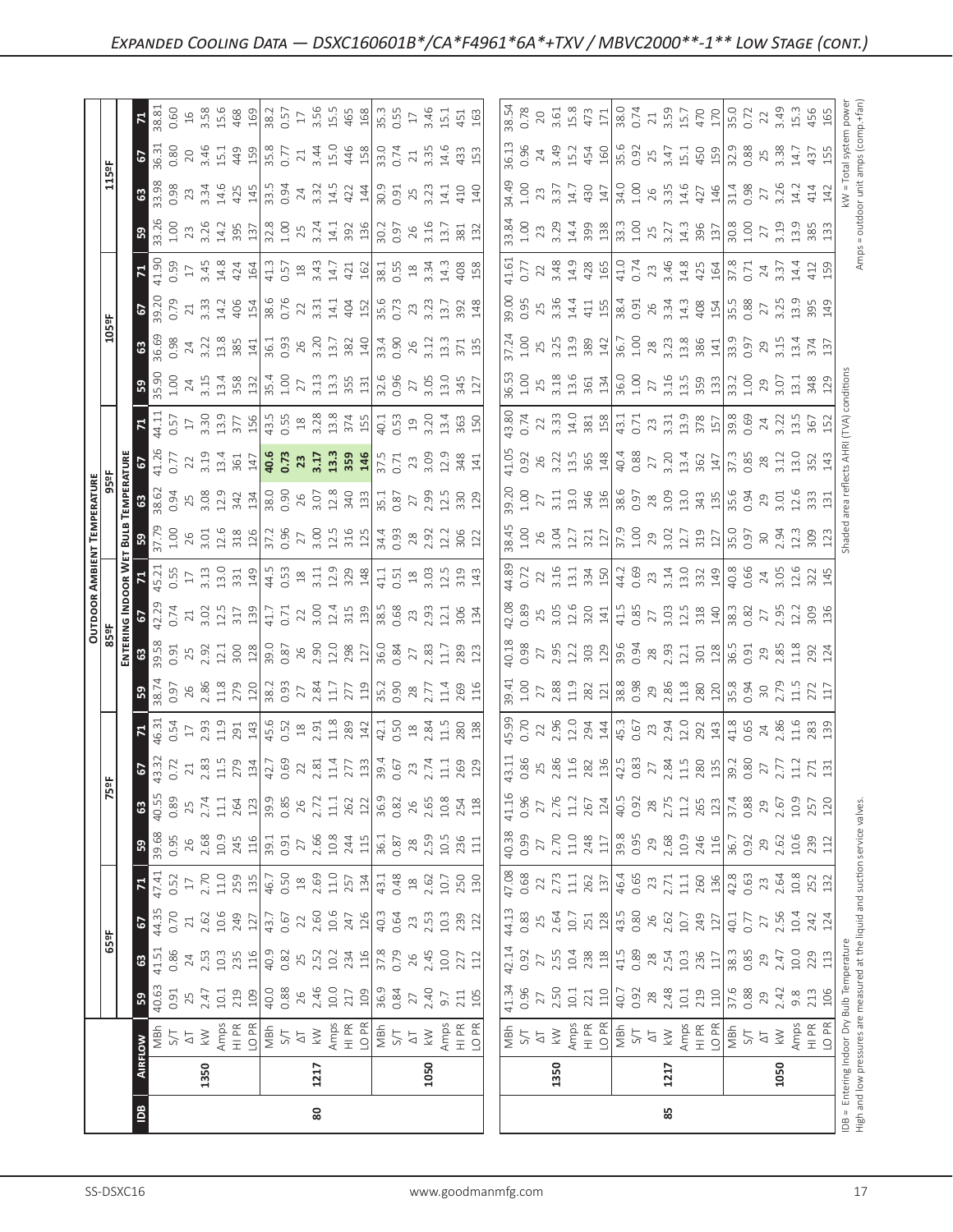## Expanded Cooling Data — DSXC160601B*/CA*F4961*6A*+TXV / MBVC2000**-1** Low Stage (cont.)

| IDB | Airflow | | 65ºF 59 | 65ºF 63 | 65ºF 67 | 65ºF 71 | 75ºF 59 | 75ºF 63 | 75ºF 67 | 75ºF 71 | 85ºF 59 | 85ºF 63 | 85ºF 67 | 85ºF 71 | 95ºF 59 | 95ºF 63 | 95ºF 67 | 95ºF 71 | 105ºF 59 | 105ºF 63 | 105ºF 67 | 105ºF 71 | 115ºF 59 | 115ºF 63 | 115ºF 67 | 115ºF 71 |
|---|---|---|---|---|---|---|---|---|---|---|---|---|---|---|---|---|---|---|---|---|---|---|---|---|---|---|
| 80 | 1350 | MBh | 40.63 | 41.51 | 44.35 | 47.41 | 39.68 | 40.55 | 43.32 | 46.31 | 38.74 | 39.58 | 42.29 | 45.21 | 37.79 | 38.62 | 41.26 | 44.11 | 35.90 | 36.69 | 39.20 | 41.90 | 33.26 | 33.98 | 36.31 | 38.81 |
| | | S/T | 0.91 | 0.86 | 0.70 | 0.52 | 0.95 | 0.89 | 0.72 | 0.54 | 0.97 | 0.91 | 0.74 | 0.55 | 1.00 | 0.94 | 0.77 | 0.57 | 1.00 | 0.98 | 0.79 | 0.59 | 1.00 | 0.98 | 0.80 | 0.60 |
| | | ΔT | 25 | 24 | 21 | 17 | 26 | 25 | 21 | 17 | 26 | 25 | 21 | 17 | 26 | 25 | 22 | 17 | 24 | 24 | 21 | 17 | 23 | 23 | 20 | 16 |
| | | kW | 2.47 | 2.53 | 2.62 | 2.70 | 2.68 | 2.74 | 2.83 | 2.93 | 2.86 | 2.92 | 3.02 | 3.13 | 3.01 | 3.08 | 3.19 | 3.30 | 3.15 | 3.22 | 3.33 | 3.45 | 3.26 | 3.34 | 3.46 | 3.58 |
| | | Amps | 10.1 | 10.3 | 10.6 | 11.0 | 10.9 | 11.1 | 11.5 | 11.9 | 11.8 | 12.1 | 12.5 | 13.0 | 12.6 | 12.9 | 13.4 | 13.9 | 13.4 | 13.8 | 14.2 | 14.8 | 14.2 | 14.6 | 15.1 | 15.6 |
| | | HI PR | 219 | 235 | 249 | 259 | 245 | 264 | 279 | 291 | 279 | 300 | 317 | 331 | 318 | 342 | 361 | 377 | 358 | 385 | 406 | 424 | 395 | 425 | 449 | 468 |
| | | LO PR | 109 | 116 | 127 | 135 | 116 | 123 | 134 | 143 | 120 | 128 | 139 | 149 | 126 | 134 | 147 | 156 | 132 | 141 | 154 | 164 | 137 | 145 | 159 | 169 |
| | 1217 | MBh | 40.0 | 40.9 | 43.7 | 46.7 | 39.1 | 39.9 | 42.7 | 45.6 | 38.2 | 39.0 | 41.7 | 44.5 | 37.2 | 38.0 | **40.6** | 43.5 | 35.4 | 36.1 | 38.6 | 41.3 | 32.8 | 33.5 | 35.8 | 38.2 |
| | | S/T | 0.88 | 0.82 | 0.67 | 0.50 | 0.91 | 0.85 | 0.69 | 0.52 | 0.93 | 0.87 | 0.71 | 0.53 | 0.96 | 0.90 | **0.73** | 0.55 | 1.00 | 0.93 | 0.76 | 0.57 | 1.00 | 0.94 | 0.77 | 0.57 |
| | | ΔT | 26 | 25 | 22 | 18 | 27 | 26 | 22 | 18 | 27 | 26 | 22 | 18 | 27 | 26 | **23** | 18 | 27 | 26 | 22 | 18 | 25 | 24 | 21 | 17 |
| | | kW | 2.46 | 2.52 | 2.60 | 2.69 | 2.66 | 2.72 | 2.81 | 2.91 | 2.84 | 2.90 | 3.00 | 3.11 | 3.00 | 3.07 | **3.17** | 3.28 | 3.13 | 3.20 | 3.31 | 3.43 | 3.24 | 3.32 | 3.44 | 3.56 |
| | | Amps | 10.0 | 10.2 | 10.6 | 11.0 | 10.8 | 11.1 | 11.4 | 11.8 | 11.7 | 12.0 | 12.4 | 12.9 | 12.5 | 12.8 | **13.3** | 13.8 | 13.3 | 13.7 | 14.1 | 14.7 | 14.1 | 14.5 | 15.0 | 15.5 |
| | | HI PR | 217 | 234 | 247 | 257 | 244 | 262 | 277 | 289 | 277 | 298 | 315 | 329 | 316 | 340 | **359** | 374 | 355 | 382 | 404 | 421 | 392 | 422 | 446 | 465 |
| | | LO PR | 109 | 116 | 126 | 134 | 115 | 122 | 133 | 142 | 119 | 127 | 139 | 148 | 125 | 133 | **146** | 155 | 131 | 140 | 152 | 162 | 136 | 144 | 158 | 168 |
| | 1050 | MBh | 36.9 | 37.8 | 40.3 | 43.1 | 36.1 | 36.9 | 39.4 | 42.1 | 35.2 | 36.0 | 38.5 | 41.1 | 34.4 | 35.1 | 37.5 | 40.1 | 32.6 | 33.4 | 35.6 | 38.1 | 30.2 | 30.9 | 33.0 | 35.3 |
| | | S/T | 0.84 | 0.79 | 0.64 | 0.48 | 0.87 | 0.82 | 0.67 | 0.50 | 0.90 | 0.84 | 0.68 | 0.51 | 0.93 | 0.87 | 0.71 | 0.53 | 0.96 | 0.90 | 0.73 | 0.55 | 0.97 | 0.91 | 0.74 | 0.55 |
| | | ΔT | 27 | 26 | 23 | 18 | 28 | 26 | 23 | 18 | 28 | 27 | 23 | 18 | 28 | 27 | 23 | 19 | 27 | 26 | 23 | 18 | 26 | 25 | 21 | 17 |
| | | kW | 2.40 | 2.45 | 2.53 | 2.62 | 2.59 | 2.65 | 2.74 | 2.84 | 2.77 | 2.83 | 2.93 | 3.03 | 2.92 | 2.99 | 3.09 | 3.20 | 3.05 | 3.12 | 3.23 | 3.34 | 3.16 | 3.23 | 3.35 | 3.46 |
| | | Amps | 9.7 | 10.0 | 10.3 | 10.7 | 10.5 | 10.8 | 11.1 | 11.5 | 11.4 | 11.7 | 12.1 | 12.5 | 12.2 | 12.5 | 12.9 | 13.4 | 13.0 | 13.3 | 13.7 | 14.3 | 13.7 | 14.1 | 14.6 | 15.1 |
| | | HI PR | 211 | 227 | 239 | 250 | 236 | 254 | 269 | 280 | 269 | 289 | 306 | 319 | 306 | 330 | 348 | 363 | 345 | 371 | 392 | 408 | 381 | 410 | 433 | 451 |
| | | LO PR | 105 | 112 | 122 | 130 | 111 | 118 | 129 | 138 | 116 | 123 | 134 | 143 | 122 | 129 | 141 | 150 | 127 | 135 | 148 | 158 | 132 | 140 | 153 | 163 |
| 85 | 1350 | MBh | 41.34 | 42.14 | 44.13 | 47.08 | 40.38 | 41.16 | 43.11 | 45.99 | 39.41 | 40.18 | 42.08 | 44.89 | 38.45 | 39.20 | 41.05 | 43.80 | 36.53 | 37.24 | 39.00 | 41.61 | 33.84 | 34.49 | 36.13 | 38.54 |
| | | S/T | 0.96 | 0.92 | 0.83 | 0.68 | 0.99 | 0.96 | 0.86 | 0.70 | 1.00 | 0.98 | 0.89 | 0.72 | 1.00 | 1.00 | 0.92 | 0.74 | 1.00 | 1.00 | 0.95 | 0.77 | 1.00 | 1.00 | 0.96 | 0.78 |
| | | ΔT | 27 | 27 | 25 | 22 | 27 | 27 | 25 | 22 | 27 | 27 | 25 | 22 | 26 | 27 | 26 | 22 | 25 | 25 | 25 | 22 | 23 | 23 | 24 | 20 |
| | | kW | 2.50 | 2.55 | 2.64 | 2.73 | 2.70 | 2.76 | 2.86 | 2.96 | 2.88 | 2.95 | 3.05 | 3.16 | 3.04 | 3.11 | 3.22 | 3.33 | 3.18 | 3.25 | 3.36 | 3.48 | 3.29 | 3.37 | 3.49 | 3.61 |
| | | Amps | 10.1 | 10.4 | 10.7 | 11.1 | 11.0 | 11.2 | 11.6 | 12.0 | 11.9 | 12.2 | 12.6 | 13.1 | 12.7 | 13.0 | 13.5 | 14.0 | 13.6 | 13.9 | 14.4 | 14.9 | 14.4 | 14.7 | 15.2 | 15.8 |
| | | HI PR | 221 | 238 | 251 | 262 | 248 | 267 | 282 | 294 | 282 | 303 | 320 | 334 | 321 | 346 | 365 | 381 | 361 | 389 | 411 | 428 | 399 | 430 | 454 | 473 |
| | | LO PR | 110 | 118 | 128 | 137 | 117 | 124 | 136 | 144 | 121 | 129 | 141 | 150 | 127 | 136 | 148 | 158 | 134 | 142 | 155 | 165 | 138 | 147 | 160 | 171 |
| | 1217 | MBh | 40.7 | 41.5 | 43.5 | 46.4 | 39.8 | 40.5 | 42.5 | 45.3 | 38.8 | 39.6 | 41.5 | 44.2 | 37.9 | 38.6 | 40.4 | 43.1 | 36.0 | 36.7 | 38.4 | 41.0 | 33.3 | 34.0 | 35.6 | 38.0 |
| | | S/T | 0.92 | 0.89 | 0.80 | 0.65 | 0.95 | 0.92 | 0.83 | 0.67 | 0.98 | 0.94 | 0.85 | 0.69 | 1.00 | 0.97 | 0.88 | 0.71 | 1.00 | 1.00 | 0.91 | 0.74 | 1.00 | 1.00 | 0.92 | 0.74 |
| | | ΔT | 28 | 28 | 26 | 23 | 29 | 28 | 27 | 23 | 29 | 28 | 27 | 23 | 29 | 28 | 27 | 23 | 27 | 28 | 26 | 23 | 25 | 26 | 25 | 21 |
| | | kW | 2.48 | 2.54 | 2.62 | 2.71 | 2.68 | 2.75 | 2.84 | 2.94 | 2.86 | 2.93 | 3.03 | 3.14 | 3.02 | 3.09 | 3.20 | 3.31 | 3.16 | 3.23 | 3.34 | 3.46 | 3.27 | 3.35 | 3.47 | 3.59 |
| | | Amps | 10.1 | 10.3 | 10.7 | 11.1 | 10.9 | 11.2 | 11.5 | 12.0 | 11.8 | 12.1 | 12.5 | 13.0 | 12.7 | 13.0 | 13.4 | 13.9 | 13.5 | 13.8 | 14.3 | 14.8 | 14.3 | 14.6 | 15.1 | 15.7 |
| | | HI PR | 219 | 236 | 249 | 260 | 246 | 265 | 280 | 292 | 280 | 301 | 318 | 332 | 319 | 343 | 362 | 378 | 359 | 386 | 408 | 425 | 396 | 427 | 450 | 470 |
| | | LO PR | 110 | 117 | 127 | 136 | 116 | 123 | 135 | 143 | 120 | 128 | 140 | 149 | 127 | 135 | 147 | 157 | 133 | 141 | 154 | 164 | 137 | 146 | 159 | 170 |
| | 1050 | MBh | 37.6 | 38.3 | 40.1 | 42.8 | 36.7 | 37.4 | 39.2 | 41.8 | 35.8 | 36.5 | 38.3 | 40.8 | 35.0 | 35.6 | 37.3 | 39.8 | 33.2 | 33.9 | 35.5 | 37.8 | 30.8 | 31.4 | 32.9 | 35.0 |
| | | S/T | 0.88 | 0.85 | 0.77 | 0.63 | 0.92 | 0.88 | 0.80 | 0.65 | 0.94 | 0.91 | 0.82 | 0.66 | 0.97 | 0.94 | 0.85 | 0.69 | 1.00 | 0.97 | 0.88 | 0.71 | 1.00 | 0.98 | 0.88 | 0.72 |
| | | ΔT | 29 | 29 | 27 | 23 | 29 | 29 | 27 | 24 | 30 | 29 | 27 | 24 | 30 | 29 | 28 | 24 | 29 | 29 | 27 | 24 | 27 | 27 | 25 | 22 |
| | | kW | 2.42 | 2.47 | 2.56 | 2.64 | 2.62 | 2.67 | 2.77 | 2.86 | 2.79 | 2.85 | 2.95 | 3.05 | 2.94 | 3.01 | 3.12 | 3.22 | 3.07 | 3.15 | 3.25 | 3.37 | 3.19 | 3.26 | 3.38 | 3.49 |
| | | Amps | 9.8 | 10.0 | 10.4 | 10.8 | 10.6 | 10.9 | 11.2 | 11.6 | 11.5 | 11.8 | 12.2 | 12.6 | 12.3 | 12.6 | 13.0 | 13.5 | 13.1 | 13.4 | 13.9 | 14.4 | 13.9 | 14.2 | 14.7 | 15.3 |
| | | HI PR | 213 | 229 | 242 | 252 | 239 | 257 | 271 | 283 | 272 | 292 | 309 | 322 | 309 | 333 | 352 | 367 | 348 | 374 | 395 | 412 | 385 | 414 | 437 | 456 |
| | | LO PR | 106 | 113 | 124 | 132 | 112 | 120 | 131 | 139 | 117 | 124 | 136 | 145 | 123 | 131 | 143 | 152 | 129 | 137 | 149 | 159 | 133 | 142 | 155 | 165 |

IDB = Entering Indoor Dry Bulb Temperature
High and low pressures are measured at the liquid and suction service valves.

Shaded area reflects AHRI (TVA) conditions

kW = Total system power
Amps = outdoor unit amps (comp.+fan)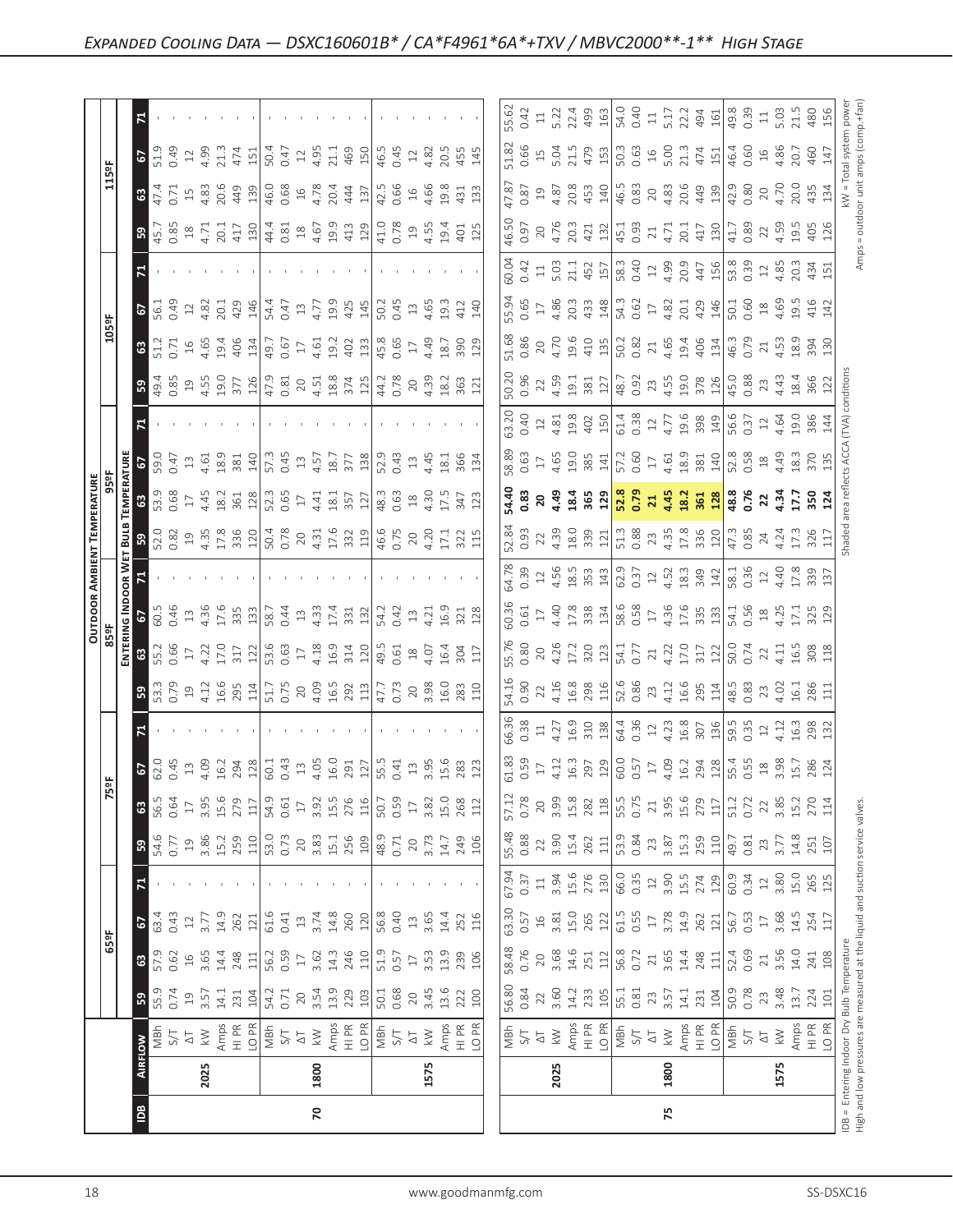# Expanded Cooling Data — DSXC160601B* / CA*F4961*6A*+TXV / MBVC2000**-1** High Stage

| IDB | Airflow | | 65°F | | | | 75°F | | | | 85°F | | | | 95°F | | | | 105°F | | | | 115°F | | | |
|---|---|---|---|---|---|---|---|---|---|---|---|---|---|---|---|---|---|---|---|---|---|---|---|---|---|---|
| | | | 59 | 63 | 67 | 71 | 59 | 63 | 67 | 71 | 59 | 63 | 67 | 71 | 59 | 63 | 67 | 71 | 59 | 63 | 67 | 71 | 59 | 63 | 67 | 71 |
| 70 | 2025 | MBh | 55.9 | 57.9 | 63.4 | - | 54.6 | 56.5 | 62.0 | - | 53.3 | 55.2 | 60.5 | - | 52.0 | 53.9 | 59.0 | - | 49.4 | 51.2 | 56.1 | - | 45.7 | 47.4 | 51.9 | - |
| | | S/T | 0.74 | 0.62 | 0.43 | - | 0.77 | 0.64 | 0.45 | - | 0.79 | 0.66 | 0.46 | - | 0.82 | 0.68 | 0.47 | - | 0.85 | 0.71 | 0.49 | - | 0.85 | 0.71 | 0.49 | - |
| | | ΔT | 19 | 16 | 12 | - | 19 | 17 | 13 | - | 19 | 17 | 13 | - | 19 | 17 | 13 | - | 19 | 16 | 12 | - | 18 | 15 | 12 | - |
| | | kW | 3.57 | 3.65 | 3.77 | - | 3.86 | 3.95 | 4.09 | - | 4.12 | 4.22 | 4.36 | - | 4.35 | 4.45 | 4.61 | - | 4.55 | 4.65 | 4.82 | - | 4.71 | 4.83 | 4.99 | - |
| | | Amps | 14.1 | 14.4 | 14.9 | - | 15.2 | 15.6 | 16.2 | - | 16.6 | 17.0 | 17.6 | - | 17.8 | 18.2 | 18.9 | - | 19.0 | 19.4 | 20.1 | - | 20.1 | 20.6 | 21.3 | - |
| | | HI PR | 231 | 248 | 262 | - | 259 | 279 | 294 | - | 295 | 317 | 335 | - | 336 | 361 | 381 | - | 377 | 406 | 429 | - | 417 | 449 | 474 | - |
| | | LO PR | 104 | 111 | 121 | - | 110 | 117 | 128 | - | 114 | 122 | 133 | - | 120 | 128 | 140 | - | 126 | 134 | 146 | - | 130 | 139 | 151 | - |
| | 1800 | MBh | 54.2 | 56.2 | 61.6 | - | 53.0 | 54.9 | 60.1 | - | 51.7 | 53.6 | 58.7 | - | 50.4 | 52.3 | 57.3 | - | 47.9 | 49.7 | 54.4 | - | 44.4 | 46.0 | 50.4 | - |
| | | S/T | 0.71 | 0.59 | 0.41 | - | 0.73 | 0.61 | 0.43 | - | 0.75 | 0.63 | 0.44 | - | 0.78 | 0.65 | 0.45 | - | 0.81 | 0.67 | 0.47 | - | 0.81 | 0.68 | 0.47 | - |
| | | ΔT | 20 | 17 | 13 | - | 20 | 17 | 13 | - | 20 | 17 | 13 | - | 20 | 17 | 13 | - | 20 | 17 | 13 | - | 18 | 16 | 12 | - |
| | | kW | 3.54 | 3.62 | 3.74 | - | 3.83 | 3.92 | 4.05 | - | 4.09 | 4.18 | 4.33 | - | 4.31 | 4.41 | 4.57 | - | 4.51 | 4.61 | 4.77 | - | 4.67 | 4.78 | 4.95 | - |
| | | Amps | 13.9 | 14.3 | 14.8 | - | 15.1 | 15.5 | 16.0 | - | 16.5 | 16.9 | 17.4 | - | 17.6 | 18.1 | 18.7 | - | 18.8 | 19.2 | 19.9 | - | 19.9 | 20.4 | 21.1 | - |
| | | HI PR | 229 | 246 | 260 | - | 256 | 276 | 291 | - | 292 | 314 | 331 | - | 332 | 357 | 377 | - | 374 | 402 | 425 | - | 413 | 444 | 469 | - |
| | | LO PR | 103 | 110 | 120 | - | 109 | 116 | 127 | - | 113 | 120 | 132 | - | 119 | 127 | 138 | - | 125 | 133 | 145 | - | 129 | 137 | 150 | - |
| | 1575 | MBh | 50.1 | 51.9 | 56.8 | - | 48.9 | 50.7 | 55.5 | - | 47.7 | 49.5 | 54.2 | - | 46.6 | 48.3 | 52.9 | - | 44.2 | 45.8 | 50.2 | - | 41.0 | 42.5 | 46.5 | - |
| | | S/T | 0.68 | 0.57 | 0.40 | - | 0.71 | 0.59 | 0.41 | - | 0.73 | 0.61 | 0.42 | - | 0.75 | 0.63 | 0.43 | - | 0.78 | 0.65 | 0.45 | - | 0.78 | 0.66 | 0.45 | - |
| | | ΔT | 20 | 17 | 13 | - | 20 | 17 | 13 | - | 20 | 18 | 13 | - | 20 | 18 | 13 | - | 20 | 17 | 13 | - | 19 | 16 | 12 | - |
| | | kW | 3.45 | 3.53 | 3.65 | - | 3.73 | 3.82 | 3.95 | - | 3.98 | 4.07 | 4.21 | - | 4.20 | 4.30 | 4.45 | - | 4.39 | 4.49 | 4.65 | - | 4.55 | 4.66 | 4.82 | - |
| | | Amps | 13.6 | 13.9 | 14.4 | - | 14.7 | 15.0 | 15.6 | - | 16.0 | 16.4 | 16.9 | - | 17.1 | 17.5 | 18.1 | - | 18.2 | 18.7 | 19.3 | - | 19.4 | 19.8 | 20.5 | - |
| | | HI PR | 222 | 239 | 252 | - | 249 | 268 | 283 | - | 283 | 304 | 321 | - | 322 | 347 | 366 | - | 363 | 390 | 412 | - | 401 | 431 | 455 | - |
| | | LO PR | 100 | 106 | 116 | - | 106 | 112 | 123 | - | 110 | 117 | 128 | - | 115 | 123 | 134 | - | 121 | 129 | 140 | - | 125 | 133 | 145 | - |
| 75 | 2025 | MBh | 56.80 | 58.48 | 63.30 | 67.94 | 55.48 | 57.12 | 61.83 | 66.36 | 54.16 | 55.76 | 60.36 | 64.78 | 52.84 | **54.40** | 58.89 | 63.20 | 50.20 | 51.68 | 55.94 | 60.04 | 46.50 | 47.87 | 51.82 | 55.62 |
| | | S/T | 0.84 | 0.76 | 0.57 | 0.37 | 0.88 | 0.78 | 0.59 | 0.38 | 0.90 | 0.80 | 0.61 | 0.39 | 0.93 | **0.83** | 0.63 | 0.40 | 0.96 | 0.86 | 0.65 | 0.42 | 0.97 | 0.87 | 0.66 | 0.42 |
| | | ΔT | 22 | 20 | 16 | 11 | 22 | 20 | 17 | 11 | 22 | 20 | 17 | 12 | 22 | **20** | 17 | 12 | 22 | 20 | 17 | 11 | 20 | 19 | 15 | 11 |
| | | kW | 3.60 | 3.68 | 3.81 | 3.94 | 3.90 | 3.99 | 4.12 | 4.27 | 4.16 | 4.26 | 4.40 | 4.56 | 4.39 | **4.49** | 4.65 | 4.81 | 4.59 | 4.70 | 4.86 | 5.03 | 4.76 | 4.87 | 5.04 | 5.22 |
| | | Amps | 14.2 | 14.6 | 15.0 | 15.6 | 15.4 | 15.8 | 16.3 | 16.9 | 16.8 | 17.2 | 17.8 | 18.5 | 18.0 | **18.4** | 19.0 | 19.8 | 19.1 | 19.6 | 20.3 | 21.1 | 20.3 | 20.8 | 21.5 | 22.4 |
| | | HI PR | 233 | 251 | 265 | 276 | 262 | 282 | 297 | 310 | 298 | 320 | 338 | 353 | 339 | **365** | 385 | 402 | 381 | 410 | 433 | 452 | 421 | 453 | 479 | 499 |
| | | LO PR | 105 | 112 | 122 | 130 | 111 | 118 | 129 | 138 | 116 | 123 | 134 | 143 | 121 | **129** | 141 | 150 | 127 | 135 | 148 | 157 | 132 | 140 | 153 | 163 |
| | 1800 | MBh | 55.1 | 56.8 | 61.5 | 66.0 | 53.9 | 55.5 | 60.0 | 64.4 | 52.6 | 54.1 | 58.6 | 62.9 | 51.3 | **52.8** | 57.2 | 61.4 | 48.7 | 50.2 | 54.3 | 58.3 | 45.1 | 46.5 | 50.3 | 54.0 |
| | | S/T | 0.81 | 0.72 | 0.55 | 0.35 | 0.84 | 0.75 | 0.57 | 0.36 | 0.86 | 0.77 | 0.58 | 0.37 | 0.88 | **0.79** | 0.60 | 0.38 | 0.92 | 0.82 | 0.62 | 0.40 | 0.93 | 0.83 | 0.63 | 0.40 |
| | | ΔT | 23 | 21 | 17 | 12 | 23 | 21 | 17 | 12 | 23 | 21 | 17 | 12 | 23 | **21** | 17 | 12 | 23 | 21 | 17 | 12 | 21 | 20 | 16 | 11 |
| | | kW | 3.57 | 3.65 | 3.78 | 3.90 | 3.87 | 3.95 | 4.09 | 4.23 | 4.12 | 4.22 | 4.36 | 4.52 | 4.35 | **4.45** | 4.61 | 4.77 | 4.55 | 4.65 | 4.82 | 4.99 | 4.71 | 4.83 | 5.00 | 5.17 |
| | | Amps | 14.1 | 14.4 | 14.9 | 15.5 | 15.3 | 15.6 | 16.2 | 16.8 | 16.6 | 17.0 | 17.6 | 18.3 | 17.8 | **18.2** | 18.9 | 19.6 | 19.0 | 19.4 | 20.1 | 20.9 | 20.1 | 20.6 | 21.3 | 22.2 |
| | | HI PR | 231 | 248 | 262 | 274 | 259 | 279 | 294 | 307 | 295 | 317 | 335 | 349 | 336 | **361** | 381 | 398 | 378 | 406 | 429 | 447 | 417 | 449 | 474 | 494 |
| | | LO PR | 104 | 111 | 121 | 129 | 110 | 117 | 128 | 136 | 114 | 122 | 133 | 142 | 120 | **128** | 140 | 149 | 126 | 134 | 146 | 156 | 130 | 139 | 151 | 161 |
| | 1575 | MBh | 50.9 | 52.4 | 56.7 | 60.9 | 49.7 | 51.2 | 55.4 | 59.5 | 48.5 | 50.0 | 54.1 | 58.1 | 47.3 | **48.8** | 52.8 | 56.6 | 45.0 | 46.3 | 50.1 | 53.8 | 41.7 | 42.9 | 46.4 | 49.8 |
| | | S/T | 0.78 | 0.69 | 0.53 | 0.34 | 0.81 | 0.72 | 0.55 | 0.35 | 0.83 | 0.74 | 0.56 | 0.36 | 0.85 | **0.76** | 0.58 | 0.37 | 0.88 | 0.79 | 0.60 | 0.39 | 0.89 | 0.80 | 0.60 | 0.39 |
| | | ΔT | 23 | 21 | 17 | 12 | 23 | 22 | 18 | 12 | 23 | 22 | 18 | 12 | 24 | **22** | 18 | 12 | 23 | 21 | 18 | 12 | 22 | 20 | 16 | 11 |
| | | kW | 3.48 | 3.56 | 3.68 | 3.80 | 3.77 | 3.85 | 3.98 | 4.12 | 4.02 | 4.11 | 4.25 | 4.40 | 4.24 | **4.34** | 4.49 | 4.64 | 4.43 | 4.53 | 4.69 | 4.85 | 4.59 | 4.70 | 4.86 | 5.03 |
| | | Amps | 13.7 | 14.0 | 14.5 | 15.0 | 14.8 | 15.2 | 15.7 | 16.3 | 16.1 | 16.5 | 17.1 | 17.8 | 17.3 | **17.7** | 18.3 | 19.0 | 18.4 | 18.9 | 19.5 | 20.3 | 19.5 | 20.0 | 20.7 | 21.5 |
| | | HI PR | 224 | 241 | 254 | 265 | 251 | 270 | 286 | 298 | 286 | 308 | 325 | 339 | 326 | **350** | 370 | 386 | 366 | 394 | 416 | 434 | 405 | 435 | 460 | 480 |
| | | LO PR | 101 | 108 | 117 | 125 | 107 | 114 | 124 | 132 | 111 | 118 | 129 | 137 | 117 | **124** | 135 | 144 | 122 | 130 | 142 | 151 | 126 | 134 | 147 | 156 |

Column groups: Outdoor Ambient Temperature (65°F–115°F); sub-columns: Entering Indoor Wet Bulb Temperature (59, 63, 67, 71).

IDB = Entering Indoor Dry Bulb Temperature
High and low pressures are measured at the liquid and suction service valves.

Shaded area reflects ACCA (TVA) conditions

kW = Total system power
Amps = outdoor unit amps (comp.+fan)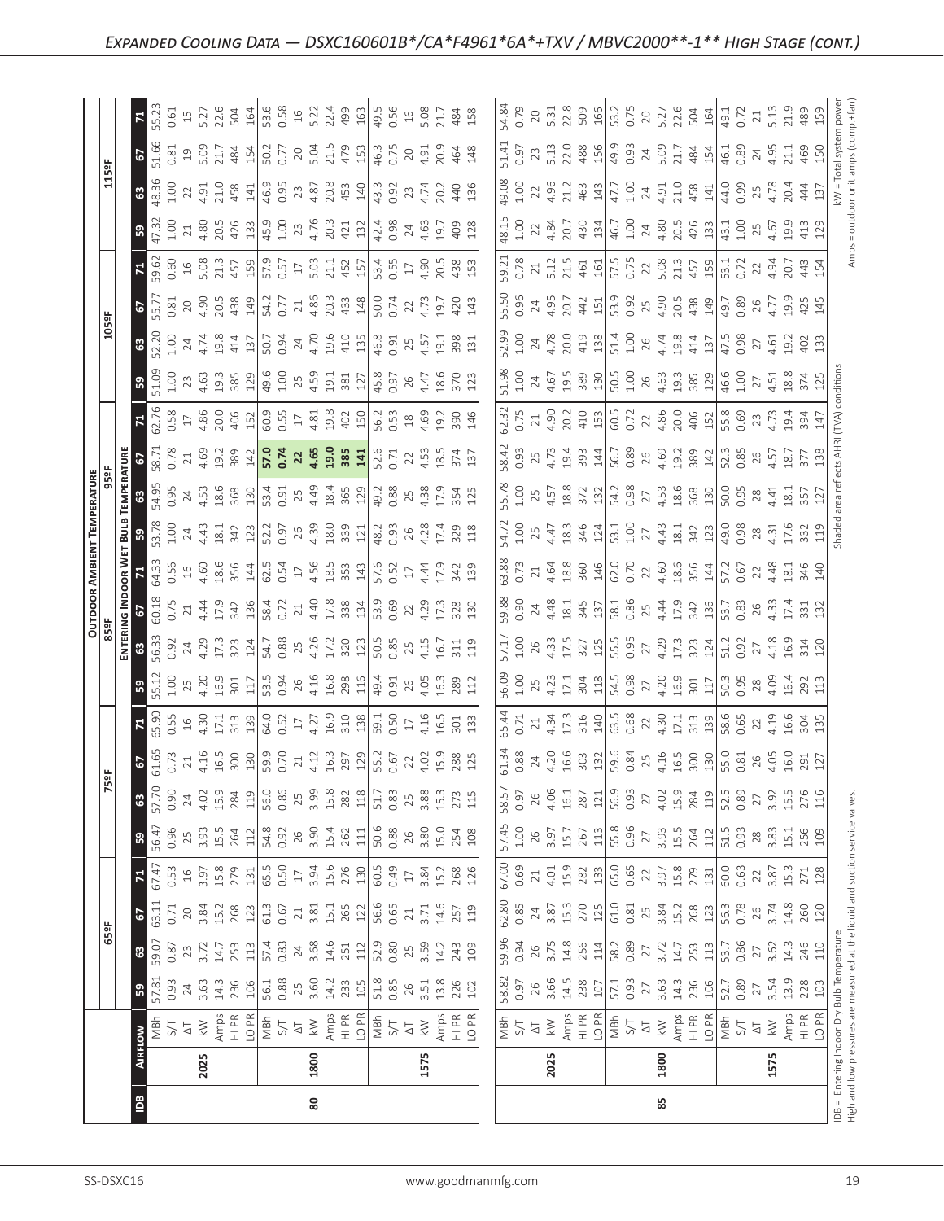## Expanded Cooling Data — DSXC160601B*/CA*F4961*6A*+TXV / MBVC2000**-1** High Stage (cont.)

| IDB | Airflow | | 65ºF | | | | 75ºF | | | | 85ºF | | | | 95ºF | | | | 105ºF | | | | 115ºF | | | |
|---|---|---|---|---|---|---|---|---|---|---|---|---|---|---|---|---|---|---|---|---|---|---|---|---|---|---|
| | | | 59 | 63 | 67 | 71 | 59 | 63 | 67 | 71 | 59 | 63 | 67 | 71 | 59 | 63 | 67 | 71 | 59 | 63 | 67 | 71 | 59 | 63 | 67 | 71 |
| 80 | 2025 | MBh | 57.81 | 59.07 | 63.11 | 67.47 | 56.47 | 57.70 | 61.65 | 65.90 | 55.12 | 56.33 | 60.18 | 64.33 | 53.78 | 54.95 | 58.71 | 62.76 | 51.09 | 52.20 | 55.77 | 59.62 | 47.32 | 48.36 | 51.66 | 55.23 |
| | | S/T | 0.93 | 0.87 | 0.71 | 0.53 | 0.96 | 0.90 | 0.73 | 0.55 | 1.00 | 0.92 | 0.75 | 0.56 | 1.00 | 0.95 | 0.78 | 0.58 | 1.00 | 1.00 | 0.81 | 0.60 | 1.00 | 1.00 | 0.81 | 0.61 |
| | | ΔT | 24 | 23 | 20 | 16 | 25 | 24 | 21 | 16 | 25 | 24 | 21 | 16 | 24 | 24 | 21 | 17 | 23 | 24 | 20 | 16 | 21 | 22 | 19 | 15 |
| | | kW | 3.63 | 3.72 | 3.84 | 3.97 | 3.93 | 4.02 | 4.16 | 4.30 | 4.20 | 4.29 | 4.44 | 4.60 | 4.43 | 4.53 | 4.69 | 4.86 | 4.63 | 4.74 | 4.90 | 5.08 | 4.80 | 4.91 | 5.09 | 5.27 |
| | | Amps | 14.3 | 14.7 | 15.2 | 15.8 | 15.5 | 15.9 | 16.5 | 17.1 | 16.9 | 17.3 | 17.9 | 18.6 | 18.1 | 18.6 | 19.2 | 20.0 | 19.3 | 19.8 | 20.5 | 21.3 | 20.5 | 21.0 | 21.7 | 22.6 |
| | | HI PR | 236 | 253 | 268 | 279 | 264 | 284 | 300 | 313 | 301 | 323 | 342 | 356 | 342 | 368 | 389 | 406 | 385 | 414 | 438 | 457 | 426 | 458 | 484 | 504 |
| | | LO PR | 106 | 113 | 123 | 131 | 112 | 119 | 130 | 139 | 117 | 124 | 136 | 144 | 123 | 130 | 142 | 152 | 129 | 137 | 149 | 159 | 133 | 141 | 154 | 164 |
| | 1800 | MBh | 56.1 | 57.4 | 61.3 | 65.5 | 54.8 | 56.0 | 59.9 | 64.0 | 53.5 | 54.7 | 58.4 | 62.5 | 52.2 | 53.4 | **57.0** | 60.9 | 49.6 | 50.7 | 54.2 | 57.9 | 45.9 | 46.9 | 50.2 | 53.6 |
| | | S/T | 0.88 | 0.83 | 0.67 | 0.50 | 0.92 | 0.86 | 0.70 | 0.52 | 0.94 | 0.88 | 0.72 | 0.54 | 0.97 | 0.91 | **0.74** | 0.55 | 1.00 | 0.94 | 0.77 | 0.57 | 1.00 | 0.95 | 0.77 | 0.58 |
| | | ΔT | 25 | 24 | 21 | 17 | 26 | 25 | 21 | 17 | 26 | 25 | 21 | 17 | 26 | 25 | **22** | 17 | 25 | 24 | 21 | 17 | 23 | 23 | 20 | 16 |
| | | kW | 3.60 | 3.68 | 3.81 | 3.94 | 3.90 | 3.99 | 4.12 | 4.27 | 4.16 | 4.26 | 4.40 | 4.56 | 4.39 | 4.49 | **4.65** | 4.81 | 4.59 | 4.70 | 4.86 | 5.03 | 4.76 | 4.87 | 5.04 | 5.22 |
| | | Amps | 14.2 | 14.6 | 15.1 | 15.6 | 15.4 | 15.8 | 16.3 | 16.9 | 16.8 | 17.2 | 17.8 | 18.5 | 18.0 | 18.4 | **19.0** | 19.8 | 19.1 | 19.6 | 20.3 | 21.1 | 20.3 | 20.8 | 21.5 | 22.4 |
| | | HI PR | 233 | 251 | 265 | 276 | 262 | 282 | 297 | 310 | 298 | 320 | 338 | 353 | 339 | 365 | **385** | 402 | 381 | 410 | 433 | 452 | 421 | 453 | 479 | 499 |
| | | LO PR | 105 | 112 | 122 | 130 | 111 | 118 | 129 | 138 | 116 | 123 | 134 | 143 | 121 | 129 | **141** | 150 | 127 | 135 | 148 | 157 | 132 | 140 | 153 | 163 |
| | 1575 | MBh | 51.8 | 52.9 | 56.6 | 60.5 | 50.6 | 51.7 | 55.2 | 59.1 | 49.4 | 50.5 | 53.9 | 57.6 | 48.2 | 49.2 | 52.6 | 56.2 | 45.8 | 46.8 | 50.0 | 53.4 | 42.4 | 43.3 | 46.3 | 49.5 |
| | | S/T | 0.85 | 0.80 | 0.65 | 0.49 | 0.88 | 0.83 | 0.67 | 0.50 | 0.91 | 0.85 | 0.69 | 0.52 | 0.93 | 0.88 | 0.71 | 0.53 | 0.97 | 0.91 | 0.74 | 0.55 | 0.98 | 0.92 | 0.75 | 0.56 |
| | | ΔT | 26 | 25 | 21 | 17 | 26 | 25 | 22 | 17 | 26 | 25 | 22 | 17 | 26 | 25 | 22 | 18 | 26 | 25 | 22 | 17 | 24 | 23 | 20 | 16 |
| | | kW | 3.51 | 3.59 | 3.71 | 3.84 | 3.80 | 3.88 | 4.02 | 4.16 | 4.05 | 4.15 | 4.29 | 4.44 | 4.28 | 4.38 | 4.53 | 4.69 | 4.47 | 4.57 | 4.73 | 4.90 | 4.63 | 4.74 | 4.91 | 5.08 |
| | | Amps | 13.8 | 14.2 | 14.6 | 15.2 | 15.0 | 15.3 | 15.9 | 16.5 | 16.3 | 16.7 | 17.3 | 17.9 | 17.4 | 17.9 | 18.5 | 19.2 | 18.6 | 19.1 | 19.7 | 20.5 | 19.7 | 20.2 | 20.9 | 21.7 |
| | | HI PR | 226 | 243 | 257 | 268 | 254 | 273 | 288 | 301 | 289 | 311 | 328 | 342 | 329 | 354 | 374 | 390 | 370 | 398 | 420 | 438 | 409 | 440 | 464 | 484 |
| | | LO PR | 102 | 109 | 119 | 126 | 108 | 115 | 125 | 133 | 112 | 119 | 130 | 139 | 118 | 125 | 137 | 146 | 123 | 131 | 143 | 153 | 128 | 136 | 148 | 158 |
| 85 | 2025 | MBh | 58.82 | 59.96 | 62.80 | 67.00 | 57.45 | 58.57 | 61.34 | 65.44 | 56.09 | 57.17 | 59.88 | 63.88 | 54.72 | 55.78 | 58.42 | 62.32 | 51.98 | 52.99 | 55.50 | 59.21 | 48.15 | 49.08 | 51.41 | 54.84 |
| | | S/T | 0.97 | 0.94 | 0.85 | 0.69 | 1.00 | 0.97 | 0.88 | 0.71 | 1.00 | 1.00 | 0.90 | 0.73 | 1.00 | 1.00 | 0.93 | 0.75 | 1.00 | 1.00 | 0.96 | 0.78 | 1.00 | 1.00 | 0.97 | 0.79 |
| | | ΔT | 26 | 26 | 24 | 21 | 26 | 26 | 24 | 21 | 25 | 26 | 24 | 21 | 25 | 25 | 25 | 21 | 24 | 24 | 24 | 21 | 22 | 22 | 23 | 20 |
| | | kW | 3.66 | 3.75 | 3.87 | 4.01 | 3.97 | 4.06 | 4.20 | 4.34 | 4.23 | 4.33 | 4.48 | 4.64 | 4.47 | 4.57 | 4.73 | 4.90 | 4.67 | 4.78 | 4.95 | 5.12 | 4.84 | 4.96 | 5.13 | 5.31 |
| | | Amps | 14.5 | 14.8 | 15.3 | 15.9 | 15.7 | 16.1 | 16.6 | 17.3 | 17.1 | 17.5 | 18.1 | 18.8 | 18.3 | 18.8 | 19.4 | 20.2 | 19.5 | 20.0 | 20.7 | 21.5 | 20.7 | 21.2 | 22.0 | 22.8 |
| | | HI PR | 238 | 256 | 270 | 282 | 267 | 287 | 303 | 316 | 304 | 327 | 345 | 360 | 346 | 372 | 393 | 410 | 389 | 419 | 442 | 461 | 430 | 463 | 488 | 509 |
| | | LO PR | 107 | 114 | 125 | 133 | 113 | 121 | 132 | 140 | 118 | 125 | 137 | 146 | 124 | 132 | 144 | 153 | 130 | 138 | 151 | 161 | 134 | 143 | 156 | 166 |
| | 1800 | MBh | 57.1 | 58.2 | 61.0 | 65.0 | 55.8 | 56.9 | 59.6 | 63.5 | 54.5 | 55.5 | 58.1 | 62.0 | 53.1 | 54.2 | 56.7 | 60.5 | 50.5 | 51.4 | 53.9 | 57.5 | 46.7 | 47.7 | 49.9 | 53.2 |
| | | S/T | 0.93 | 0.89 | 0.81 | 0.65 | 0.96 | 0.93 | 0.84 | 0.68 | 0.98 | 0.95 | 0.86 | 0.70 | 1.00 | 0.98 | 0.89 | 0.72 | 1.00 | 1.00 | 0.92 | 0.75 | 1.00 | 1.00 | 0.93 | 0.75 |
| | | ΔT | 27 | 27 | 25 | 22 | 27 | 27 | 25 | 22 | 27 | 27 | 25 | 22 | 27 | 27 | 26 | 22 | 26 | 26 | 25 | 22 | 24 | 24 | 24 | 20 |
| | | kW | 3.63 | 3.72 | 3.84 | 3.97 | 3.93 | 4.02 | 4.16 | 4.30 | 4.20 | 4.29 | 4.44 | 4.60 | 4.43 | 4.53 | 4.69 | 4.86 | 4.63 | 4.74 | 4.90 | 5.08 | 4.80 | 4.91 | 5.09 | 5.27 |
| | | Amps | 14.3 | 14.7 | 15.2 | 15.8 | 15.5 | 15.9 | 16.5 | 17.1 | 16.9 | 17.3 | 17.9 | 18.6 | 18.1 | 18.6 | 19.2 | 20.0 | 19.3 | 19.8 | 20.5 | 21.3 | 20.5 | 21.0 | 21.7 | 22.6 |
| | | HI PR | 236 | 253 | 268 | 279 | 264 | 284 | 300 | 313 | 301 | 323 | 342 | 356 | 342 | 368 | 389 | 406 | 385 | 414 | 438 | 457 | 426 | 458 | 484 | 504 |
| | | LO PR | 106 | 113 | 123 | 131 | 112 | 119 | 130 | 139 | 117 | 124 | 136 | 144 | 123 | 130 | 142 | 152 | 129 | 137 | 149 | 159 | 133 | 141 | 154 | 164 |
| | 1575 | MBh | 52.7 | 53.7 | 56.3 | 60.0 | 51.5 | 52.5 | 55.0 | 58.6 | 50.3 | 51.2 | 53.7 | 57.2 | 49.0 | 50.0 | 52.3 | 55.8 | 46.6 | 47.5 | 49.7 | 53.1 | 43.1 | 44.0 | 46.1 | 49.1 |
| | | S/T | 0.89 | 0.86 | 0.78 | 0.63 | 0.93 | 0.89 | 0.81 | 0.65 | 0.95 | 0.92 | 0.83 | 0.67 | 0.98 | 0.95 | 0.85 | 0.69 | 1.00 | 0.98 | 0.89 | 0.72 | 1.00 | 0.99 | 0.89 | 0.72 |
| | | ΔT | 27 | 27 | 26 | 22 | 28 | 27 | 26 | 22 | 28 | 27 | 26 | 22 | 28 | 28 | 26 | 23 | 27 | 27 | 26 | 22 | 25 | 25 | 24 | 21 |
| | | kW | 3.54 | 3.62 | 3.74 | 3.87 | 3.83 | 3.92 | 4.05 | 4.19 | 4.09 | 4.18 | 4.33 | 4.48 | 4.31 | 4.41 | 4.57 | 4.73 | 4.51 | 4.61 | 4.77 | 4.94 | 4.67 | 4.78 | 4.95 | 5.13 |
| | | Amps | 13.9 | 14.3 | 14.8 | 15.3 | 15.1 | 15.5 | 16.0 | 16.6 | 16.4 | 16.9 | 17.4 | 18.1 | 17.6 | 18.1 | 18.7 | 19.4 | 18.8 | 19.2 | 19.9 | 20.7 | 19.9 | 20.4 | 21.1 | 21.9 |
| | | HI PR | 228 | 246 | 260 | 271 | 256 | 276 | 291 | 304 | 292 | 314 | 331 | 346 | 332 | 357 | 377 | 394 | 374 | 402 | 425 | 443 | 413 | 444 | 469 | 489 |
| | | LO PR | 103 | 110 | 120 | 128 | 109 | 116 | 127 | 135 | 113 | 120 | 132 | 140 | 119 | 127 | 138 | 147 | 125 | 133 | 145 | 154 | 129 | 137 | 150 | 159 |

Column headers: Outdoor Ambient Temperature (65ºF–115ºF); Entering Indoor Wet Bulb Temperature (59, 63, 67, 71).

IDB = Entering Indoor Dry Bulb Temperature
High and low pressures are measured at the liquid and suction service valves.

Shaded area reflects AHRI (TVA) conditions

kW = Total system power
Amps = outdoor unit amps (comp.+fan)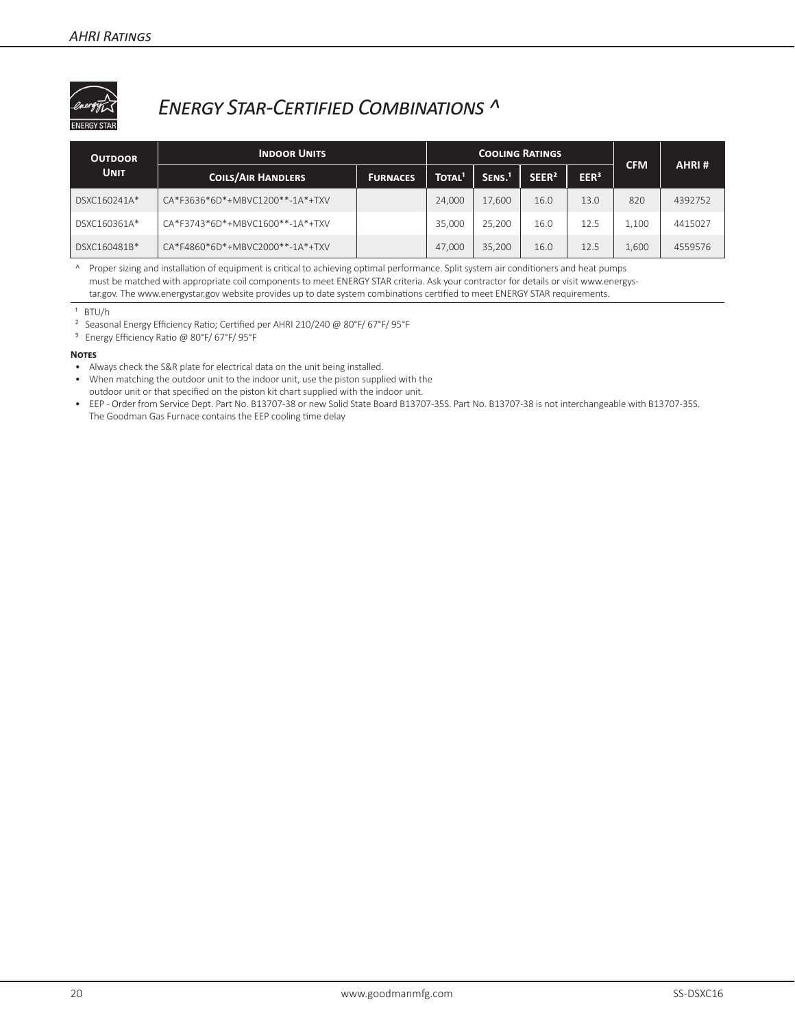## Energy Star-Certified Combinations ^

| Outdoor Unit | Indoor Units | | Cooling Ratings | | | | CFM | AHRI # |
|---|---|---|---|---|---|---|---|---|
| | Coils/Air Handlers | Furnaces | Total[1] | Sens.[1] | SEER[2] | EER[3] | | |
| DSXC160241A* | CA*F3636*6D*+MBVC1200**-1A*+TXV | | 24,000 | 17,600 | 16.0 | 13.0 | 820 | 4392752 |
| DSXC160361A* | CA*F3743*6D*+MBVC1600**-1A*+TXV | | 35,000 | 25,200 | 16.0 | 12.5 | 1,100 | 4415027 |
| DSXC160481B* | CA*F4860*6D*+MBVC2000**-1A*+TXV | | 47,000 | 35,200 | 16.0 | 12.5 | 1,600 | 4559576 |

^ Proper sizing and installation of equipment is critical to achieving optimal performance. Split system air conditioners and heat pumps must be matched with appropriate coil components to meet ENERGY STAR criteria. Ask your contractor for details or visit www.energystar.gov. The www.energystar.gov website provides up to date system combinations certified to meet ENERGY STAR requirements.

[1] BTU/h

[2] Seasonal Energy Efficiency Ratio; Certified per AHRI 210/240 @ 80°F/ 67°F/ 95°F

[3] Energy Efficiency Ratio @ 80°F/ 67°F/ 95°F

**Notes**

- Always check the S&R plate for electrical data on the unit being installed.
- When matching the outdoor unit to the indoor unit, use the piston supplied with the outdoor unit or that specified on the piston kit chart supplied with the indoor unit.
- EEP - Order from Service Dept. Part No. B13707-38 or new Solid State Board B13707-35S. Part No. B13707-38 is not interchangeable with B13707-35S. The Goodman Gas Furnace contains the EEP cooling time delay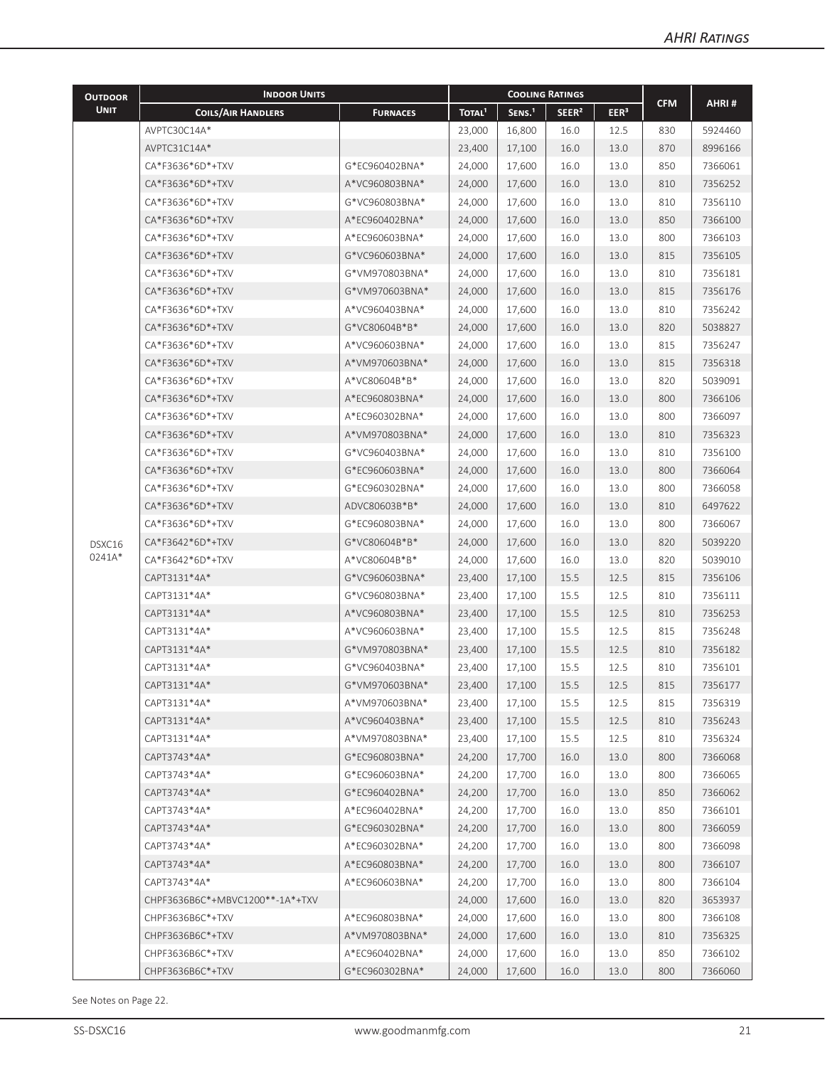| Outdoor Unit | Indoor Units | | Cooling Ratings | | | | CFM | AHRI # |
|---|---|---|---|---|---|---|---|---|
| | Coils/Air Handlers | Furnaces | Total[1] | Sens.[1] | SEER[2] | EER[3] | | |
| DSXC16 0241A* | AVPTC30C14A* | | 23,000 | 16,800 | 16.0 | 12.5 | 830 | 5924460 |
| | AVPTC31C14A* | | 23,400 | 17,100 | 16.0 | 13.0 | 870 | 8996166 |
| | CA*F3636*6D*+TXV | G*EC960402BNA* | 24,000 | 17,600 | 16.0 | 13.0 | 850 | 7366061 |
| | CA*F3636*6D*+TXV | A*VC960803BNA* | 24,000 | 17,600 | 16.0 | 13.0 | 810 | 7356252 |
| | CA*F3636*6D*+TXV | G*VC960803BNA* | 24,000 | 17,600 | 16.0 | 13.0 | 810 | 7356110 |
| | CA*F3636*6D*+TXV | A*EC960402BNA* | 24,000 | 17,600 | 16.0 | 13.0 | 850 | 7366100 |
| | CA*F3636*6D*+TXV | A*EC960603BNA* | 24,000 | 17,600 | 16.0 | 13.0 | 800 | 7366103 |
| | CA*F3636*6D*+TXV | G*VC960603BNA* | 24,000 | 17,600 | 16.0 | 13.0 | 815 | 7356105 |
| | CA*F3636*6D*+TXV | G*VM970803BNA* | 24,000 | 17,600 | 16.0 | 13.0 | 810 | 7356181 |
| | CA*F3636*6D*+TXV | G*VM970603BNA* | 24,000 | 17,600 | 16.0 | 13.0 | 815 | 7356176 |
| | CA*F3636*6D*+TXV | A*VC960403BNA* | 24,000 | 17,600 | 16.0 | 13.0 | 810 | 7356242 |
| | CA*F3636*6D*+TXV | G*VC80604B*B* | 24,000 | 17,600 | 16.0 | 13.0 | 820 | 5038827 |
| | CA*F3636*6D*+TXV | A*VC960603BNA* | 24,000 | 17,600 | 16.0 | 13.0 | 815 | 7356247 |
| | CA*F3636*6D*+TXV | A*VM970603BNA* | 24,000 | 17,600 | 16.0 | 13.0 | 815 | 7356318 |
| | CA*F3636*6D*+TXV | A*VC80604B*B* | 24,000 | 17,600 | 16.0 | 13.0 | 820 | 5039091 |
| | CA*F3636*6D*+TXV | A*EC960803BNA* | 24,000 | 17,600 | 16.0 | 13.0 | 800 | 7366106 |
| | CA*F3636*6D*+TXV | A*EC960302BNA* | 24,000 | 17,600 | 16.0 | 13.0 | 800 | 7366097 |
| | CA*F3636*6D*+TXV | A*VM970803BNA* | 24,000 | 17,600 | 16.0 | 13.0 | 810 | 7356323 |
| | CA*F3636*6D*+TXV | G*VC960403BNA* | 24,000 | 17,600 | 16.0 | 13.0 | 810 | 7356100 |
| | CA*F3636*6D*+TXV | G*EC960603BNA* | 24,000 | 17,600 | 16.0 | 13.0 | 800 | 7366064 |
| | CA*F3636*6D*+TXV | G*EC960302BNA* | 24,000 | 17,600 | 16.0 | 13.0 | 800 | 7366058 |
| | CA*F3636*6D*+TXV | ADVC80603B*B* | 24,000 | 17,600 | 16.0 | 13.0 | 810 | 6497622 |
| | CA*F3636*6D*+TXV | G*EC960803BNA* | 24,000 | 17,600 | 16.0 | 13.0 | 800 | 7366067 |
| | CA*F3642*6D*+TXV | G*VC80604B*B* | 24,000 | 17,600 | 16.0 | 13.0 | 820 | 5039220 |
| | CA*F3642*6D*+TXV | A*VC80604B*B* | 24,000 | 17,600 | 16.0 | 13.0 | 820 | 5039010 |
| | CAPT3131*4A* | G*VC960603BNA* | 23,400 | 17,100 | 15.5 | 12.5 | 815 | 7356106 |
| | CAPT3131*4A* | G*VC960803BNA* | 23,400 | 17,100 | 15.5 | 12.5 | 810 | 7356111 |
| | CAPT3131*4A* | A*VC960803BNA* | 23,400 | 17,100 | 15.5 | 12.5 | 810 | 7356253 |
| | CAPT3131*4A* | A*VC960603BNA* | 23,400 | 17,100 | 15.5 | 12.5 | 815 | 7356248 |
| | CAPT3131*4A* | G*VM970803BNA* | 23,400 | 17,100 | 15.5 | 12.5 | 810 | 7356182 |
| | CAPT3131*4A* | G*VC960403BNA* | 23,400 | 17,100 | 15.5 | 12.5 | 810 | 7356101 |
| | CAPT3131*4A* | G*VM970603BNA* | 23,400 | 17,100 | 15.5 | 12.5 | 815 | 7356177 |
| | CAPT3131*4A* | A*VM970603BNA* | 23,400 | 17,100 | 15.5 | 12.5 | 815 | 7356319 |
| | CAPT3131*4A* | A*VC960403BNA* | 23,400 | 17,100 | 15.5 | 12.5 | 810 | 7356243 |
| | CAPT3131*4A* | A*VM970803BNA* | 23,400 | 17,100 | 15.5 | 12.5 | 810 | 7356324 |
| | CAPT3743*4A* | G*EC960803BNA* | 24,200 | 17,700 | 16.0 | 13.0 | 800 | 7366068 |
| | CAPT3743*4A* | G*EC960603BNA* | 24,200 | 17,700 | 16.0 | 13.0 | 800 | 7366065 |
| | CAPT3743*4A* | G*EC960402BNA* | 24,200 | 17,700 | 16.0 | 13.0 | 850 | 7366062 |
| | CAPT3743*4A* | A*EC960402BNA* | 24,200 | 17,700 | 16.0 | 13.0 | 850 | 7366101 |
| | CAPT3743*4A* | G*EC960302BNA* | 24,200 | 17,700 | 16.0 | 13.0 | 800 | 7366059 |
| | CAPT3743*4A* | A*EC960302BNA* | 24,200 | 17,700 | 16.0 | 13.0 | 800 | 7366098 |
| | CAPT3743*4A* | A*EC960803BNA* | 24,200 | 17,700 | 16.0 | 13.0 | 800 | 7366107 |
| | CAPT3743*4A* | A*EC960603BNA* | 24,200 | 17,700 | 16.0 | 13.0 | 800 | 7366104 |
| | CHPF3636B6C*+MBVC1200**-1A*+TXV | | 24,000 | 17,600 | 16.0 | 13.0 | 820 | 3653937 |
| | CHPF3636B6C*+TXV | A*EC960803BNA* | 24,000 | 17,600 | 16.0 | 13.0 | 800 | 7366108 |
| | CHPF3636B6C*+TXV | A*VM970803BNA* | 24,000 | 17,600 | 16.0 | 13.0 | 810 | 7356325 |
| | CHPF3636B6C*+TXV | A*EC960402BNA* | 24,000 | 17,600 | 16.0 | 13.0 | 850 | 7366102 |
| | CHPF3636B6C*+TXV | G*EC960302BNA* | 24,000 | 17,600 | 16.0 | 13.0 | 800 | 7366060 |

See Notes on Page 22.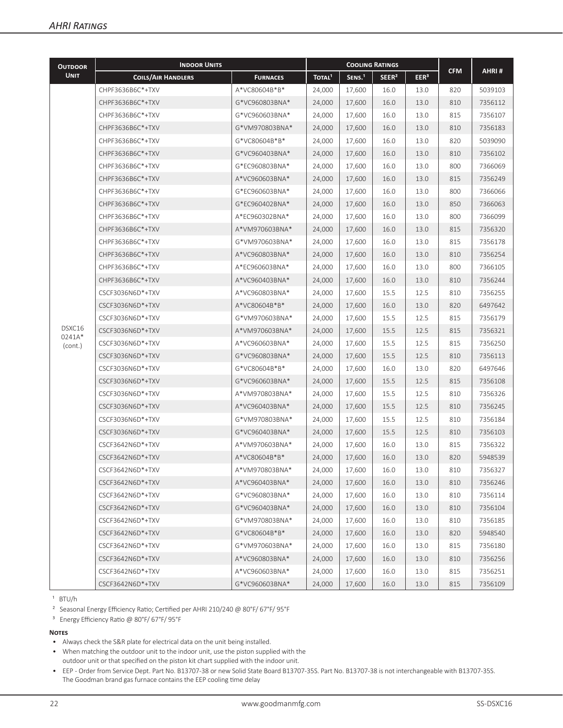## AHRI Ratings

| Outdoor Unit | Indoor Units | | Cooling Ratings | | | | CFM | AHRI # |
|---|---|---|---|---|---|---|---|---|
| | Coils/Air Handlers | Furnaces | Total[1] | Sens.[1] | SEER[2] | EER[3] | | |
| DSXC16 0241A* (cont.) | CHPF3636B6C*+TXV | A*VC80604B*B* | 24,000 | 17,600 | 16.0 | 13.0 | 820 | 5039103 |
| | CHPF3636B6C*+TXV | G*VC960803BNA* | 24,000 | 17,600 | 16.0 | 13.0 | 810 | 7356112 |
| | CHPF3636B6C*+TXV | G*VC960603BNA* | 24,000 | 17,600 | 16.0 | 13.0 | 815 | 7356107 |
| | CHPF3636B6C*+TXV | G*VM970803BNA* | 24,000 | 17,600 | 16.0 | 13.0 | 810 | 7356183 |
| | CHPF3636B6C*+TXV | G*VC80604B*B* | 24,000 | 17,600 | 16.0 | 13.0 | 820 | 5039090 |
| | CHPF3636B6C*+TXV | G*VC960403BNA* | 24,000 | 17,600 | 16.0 | 13.0 | 810 | 7356102 |
| | CHPF3636B6C*+TXV | G*EC960803BNA* | 24,000 | 17,600 | 16.0 | 13.0 | 800 | 7366069 |
| | CHPF3636B6C*+TXV | A*VC960603BNA* | 24,000 | 17,600 | 16.0 | 13.0 | 815 | 7356249 |
| | CHPF3636B6C*+TXV | G*EC960603BNA* | 24,000 | 17,600 | 16.0 | 13.0 | 800 | 7366066 |
| | CHPF3636B6C*+TXV | G*EC960402BNA* | 24,000 | 17,600 | 16.0 | 13.0 | 850 | 7366063 |
| | CHPF3636B6C*+TXV | A*EC960302BNA* | 24,000 | 17,600 | 16.0 | 13.0 | 800 | 7366099 |
| | CHPF3636B6C*+TXV | A*VM970603BNA* | 24,000 | 17,600 | 16.0 | 13.0 | 815 | 7356320 |
| | CHPF3636B6C*+TXV | G*VM970603BNA* | 24,000 | 17,600 | 16.0 | 13.0 | 815 | 7356178 |
| | CHPF3636B6C*+TXV | A*VC960803BNA* | 24,000 | 17,600 | 16.0 | 13.0 | 810 | 7356254 |
| | CHPF3636B6C*+TXV | A*EC960603BNA* | 24,000 | 17,600 | 16.0 | 13.0 | 800 | 7366105 |
| | CHPF3636B6C*+TXV | A*VC960403BNA* | 24,000 | 17,600 | 16.0 | 13.0 | 810 | 7356244 |
| | CSCF3036N6D*+TXV | A*VC960803BNA* | 24,000 | 17,600 | 15.5 | 12.5 | 810 | 7356255 |
| | CSCF3036N6D*+TXV | A*VC80604B*B* | 24,000 | 17,600 | 16.0 | 13.0 | 820 | 6497642 |
| | CSCF3036N6D*+TXV | G*VM970603BNA* | 24,000 | 17,600 | 15.5 | 12.5 | 815 | 7356179 |
| | CSCF3036N6D*+TXV | A*VM970603BNA* | 24,000 | 17,600 | 15.5 | 12.5 | 815 | 7356321 |
| | CSCF3036N6D*+TXV | A*VC960603BNA* | 24,000 | 17,600 | 15.5 | 12.5 | 815 | 7356250 |
| | CSCF3036N6D*+TXV | G*VC960803BNA* | 24,000 | 17,600 | 15.5 | 12.5 | 810 | 7356113 |
| | CSCF3036N6D*+TXV | G*VC80604B*B* | 24,000 | 17,600 | 16.0 | 13.0 | 820 | 6497646 |
| | CSCF3036N6D*+TXV | G*VC960603BNA* | 24,000 | 17,600 | 15.5 | 12.5 | 815 | 7356108 |
| | CSCF3036N6D*+TXV | A*VM970803BNA* | 24,000 | 17,600 | 15.5 | 12.5 | 810 | 7356326 |
| | CSCF3036N6D*+TXV | A*VC960403BNA* | 24,000 | 17,600 | 15.5 | 12.5 | 810 | 7356245 |
| | CSCF3036N6D*+TXV | G*VM970803BNA* | 24,000 | 17,600 | 15.5 | 12.5 | 810 | 7356184 |
| | CSCF3036N6D*+TXV | G*VC960403BNA* | 24,000 | 17,600 | 15.5 | 12.5 | 810 | 7356103 |
| | CSCF3642N6D*+TXV | A*VM970603BNA* | 24,000 | 17,600 | 16.0 | 13.0 | 815 | 7356322 |
| | CSCF3642N6D*+TXV | A*VC80604B*B* | 24,000 | 17,600 | 16.0 | 13.0 | 820 | 5948539 |
| | CSCF3642N6D*+TXV | A*VM970803BNA* | 24,000 | 17,600 | 16.0 | 13.0 | 810 | 7356327 |
| | CSCF3642N6D*+TXV | A*VC960403BNA* | 24,000 | 17,600 | 16.0 | 13.0 | 810 | 7356246 |
| | CSCF3642N6D*+TXV | G*VC960803BNA* | 24,000 | 17,600 | 16.0 | 13.0 | 810 | 7356114 |
| | CSCF3642N6D*+TXV | G*VC960403BNA* | 24,000 | 17,600 | 16.0 | 13.0 | 810 | 7356104 |
| | CSCF3642N6D*+TXV | G*VM970803BNA* | 24,000 | 17,600 | 16.0 | 13.0 | 810 | 7356185 |
| | CSCF3642N6D*+TXV | G*VC80604B*B* | 24,000 | 17,600 | 16.0 | 13.0 | 820 | 5948540 |
| | CSCF3642N6D*+TXV | G*VM970603BNA* | 24,000 | 17,600 | 16.0 | 13.0 | 815 | 7356180 |
| | CSCF3642N6D*+TXV | A*VC960803BNA* | 24,000 | 17,600 | 16.0 | 13.0 | 810 | 7356256 |
| | CSCF3642N6D*+TXV | A*VC960603BNA* | 24,000 | 17,600 | 16.0 | 13.0 | 815 | 7356251 |
| | CSCF3642N6D*+TXV | G*VC960603BNA* | 24,000 | 17,600 | 16.0 | 13.0 | 815 | 7356109 |

[1] BTU/h

[2] Seasonal Energy Efficiency Ratio; Certified per AHRI 210/240 @ 80°F/ 67°F/ 95°F

[3] Energy Efficiency Ratio @ 80°F/ 67°F/ 95°F

**Notes**

- Always check the S&R plate for electrical data on the unit being installed.
- When matching the outdoor unit to the indoor unit, use the piston supplied with the outdoor unit or that specified on the piston kit chart supplied with the indoor unit.
- EEP - Order from Service Dept. Part No. B13707-38 or new Solid State Board B13707-35S. Part No. B13707-38 is not interchangeable with B13707-35S. The Goodman brand gas furnace contains the EEP cooling time delay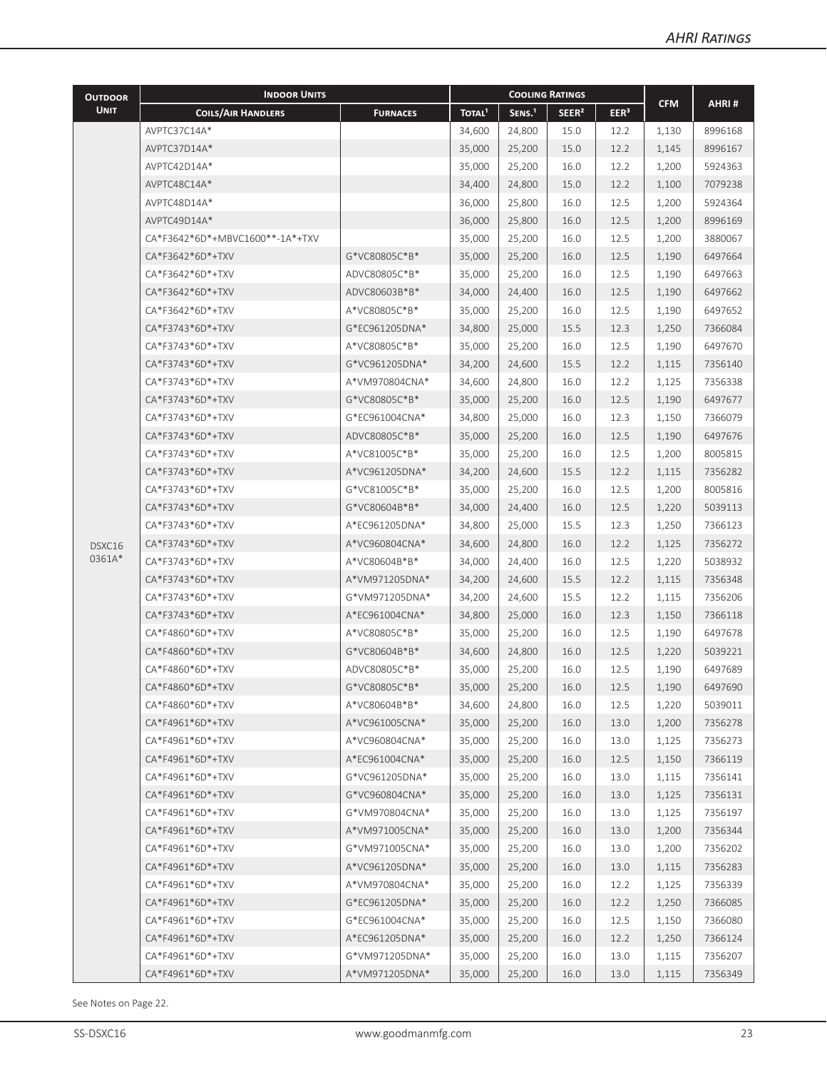## AHRI Ratings

| Outdoor Unit | Indoor Units | | Cooling Ratings | | | | CFM | AHRI # |
|---|---|---|---|---|---|---|---|---|
| | Coils/Air Handlers | Furnaces | Total[1] | Sens.[1] | SEER[2] | EER[3] | | |
| DSXC16 0361A* | AVPTC37C14A* | | 34,600 | 24,800 | 15.0 | 12.2 | 1,130 | 8996168 |
| | AVPTC37D14A* | | 35,000 | 25,200 | 15.0 | 12.2 | 1,145 | 8996167 |
| | AVPTC42D14A* | | 35,000 | 25,200 | 16.0 | 12.2 | 1,200 | 5924363 |
| | AVPTC48C14A* | | 34,400 | 24,800 | 15.0 | 12.2 | 1,100 | 7079238 |
| | AVPTC48D14A* | | 36,000 | 25,800 | 16.0 | 12.5 | 1,200 | 5924364 |
| | AVPTC49D14A* | | 36,000 | 25,800 | 16.0 | 12.5 | 1,200 | 8996169 |
| | CA*F3642*6D*+MBVC1600**-1A*+TXV | | 35,000 | 25,200 | 16.0 | 12.5 | 1,200 | 3880067 |
| | CA*F3642*6D*+TXV | G*VC80805C*B* | 35,000 | 25,200 | 16.0 | 12.5 | 1,190 | 6497664 |
| | CA*F3642*6D*+TXV | ADVC80805C*B* | 35,000 | 25,200 | 16.0 | 12.5 | 1,190 | 6497663 |
| | CA*F3642*6D*+TXV | ADVC80603B*B* | 34,000 | 24,400 | 16.0 | 12.5 | 1,190 | 6497662 |
| | CA*F3642*6D*+TXV | A*VC80805C*B* | 35,000 | 25,200 | 16.0 | 12.5 | 1,190 | 6497652 |
| | CA*F3743*6D*+TXV | G*EC961205DNA* | 34,800 | 25,000 | 15.5 | 12.3 | 1,250 | 7366084 |
| | CA*F3743*6D*+TXV | A*VC80805C*B* | 35,000 | 25,200 | 16.0 | 12.5 | 1,190 | 6497670 |
| | CA*F3743*6D*+TXV | G*VC961205DNA* | 34,200 | 24,600 | 15.5 | 12.2 | 1,115 | 7356140 |
| | CA*F3743*6D*+TXV | A*VM970804CNA* | 34,600 | 24,800 | 16.0 | 12.2 | 1,125 | 7356338 |
| | CA*F3743*6D*+TXV | G*VC80805C*B* | 35,000 | 25,200 | 16.0 | 12.5 | 1,190 | 6497677 |
| | CA*F3743*6D*+TXV | G*EC961004CNA* | 34,800 | 25,000 | 16.0 | 12.3 | 1,150 | 7366079 |
| | CA*F3743*6D*+TXV | ADVC80805C*B* | 35,000 | 25,200 | 16.0 | 12.5 | 1,190 | 6497676 |
| | CA*F3743*6D*+TXV | A*VC81005C*B* | 35,000 | 25,200 | 16.0 | 12.5 | 1,200 | 8005815 |
| | CA*F3743*6D*+TXV | A*VC961205DNA* | 34,200 | 24,600 | 15.5 | 12.2 | 1,115 | 7356282 |
| | CA*F3743*6D*+TXV | G*VC81005C*B* | 35,000 | 25,200 | 16.0 | 12.5 | 1,200 | 8005816 |
| | CA*F3743*6D*+TXV | G*VC80604B*B* | 34,000 | 24,400 | 16.0 | 12.5 | 1,220 | 5039113 |
| | CA*F3743*6D*+TXV | A*EC961205DNA* | 34,800 | 25,000 | 15.5 | 12.3 | 1,250 | 7366123 |
| | CA*F3743*6D*+TXV | A*VC960804CNA* | 34,600 | 24,800 | 16.0 | 12.2 | 1,125 | 7356272 |
| | CA*F3743*6D*+TXV | A*VC80604B*B* | 34,000 | 24,400 | 16.0 | 12.5 | 1,220 | 5038932 |
| | CA*F3743*6D*+TXV | A*VM971205DNA* | 34,200 | 24,600 | 15.5 | 12.2 | 1,115 | 7356348 |
| | CA*F3743*6D*+TXV | G*VM971205DNA* | 34,200 | 24,600 | 15.5 | 12.2 | 1,115 | 7356206 |
| | CA*F3743*6D*+TXV | A*EC961004CNA* | 34,800 | 25,000 | 16.0 | 12.3 | 1,150 | 7366118 |
| | CA*F4860*6D*+TXV | A*VC80805C*B* | 35,000 | 25,200 | 16.0 | 12.5 | 1,190 | 6497678 |
| | CA*F4860*6D*+TXV | G*VC80604B*B* | 34,600 | 24,800 | 16.0 | 12.5 | 1,220 | 5039221 |
| | CA*F4860*6D*+TXV | ADVC80805C*B* | 35,000 | 25,200 | 16.0 | 12.5 | 1,190 | 6497689 |
| | CA*F4860*6D*+TXV | G*VC80805C*B* | 35,000 | 25,200 | 16.0 | 12.5 | 1,190 | 6497690 |
| | CA*F4860*6D*+TXV | A*VC80604B*B* | 34,600 | 24,800 | 16.0 | 12.5 | 1,220 | 5039011 |
| | CA*F4961*6D*+TXV | A*VC961005CNA* | 35,000 | 25,200 | 16.0 | 13.0 | 1,200 | 7356278 |
| | CA*F4961*6D*+TXV | A*VC960804CNA* | 35,000 | 25,200 | 16.0 | 13.0 | 1,125 | 7356273 |
| | CA*F4961*6D*+TXV | A*EC961004CNA* | 35,000 | 25,200 | 16.0 | 12.5 | 1,150 | 7366119 |
| | CA*F4961*6D*+TXV | G*VC961205DNA* | 35,000 | 25,200 | 16.0 | 13.0 | 1,115 | 7356141 |
| | CA*F4961*6D*+TXV | G*VC960804CNA* | 35,000 | 25,200 | 16.0 | 13.0 | 1,125 | 7356131 |
| | CA*F4961*6D*+TXV | G*VM970804CNA* | 35,000 | 25,200 | 16.0 | 13.0 | 1,125 | 7356197 |
| | CA*F4961*6D*+TXV | A*VM971005CNA* | 35,000 | 25,200 | 16.0 | 13.0 | 1,200 | 7356344 |
| | CA*F4961*6D*+TXV | G*VM971005CNA* | 35,000 | 25,200 | 16.0 | 13.0 | 1,200 | 7356202 |
| | CA*F4961*6D*+TXV | A*VC961205DNA* | 35,000 | 25,200 | 16.0 | 13.0 | 1,115 | 7356283 |
| | CA*F4961*6D*+TXV | A*VM970804CNA* | 35,000 | 25,200 | 16.0 | 12.2 | 1,125 | 7356339 |
| | CA*F4961*6D*+TXV | G*EC961205DNA* | 35,000 | 25,200 | 16.0 | 12.2 | 1,250 | 7366085 |
| | CA*F4961*6D*+TXV | G*EC961004CNA* | 35,000 | 25,200 | 16.0 | 12.5 | 1,150 | 7366080 |
| | CA*F4961*6D*+TXV | A*EC961205DNA* | 35,000 | 25,200 | 16.0 | 12.2 | 1,250 | 7366124 |
| | CA*F4961*6D*+TXV | G*VM971205DNA* | 35,000 | 25,200 | 16.0 | 13.0 | 1,115 | 7356207 |
| | CA*F4961*6D*+TXV | A*VM971205DNA* | 35,000 | 25,200 | 16.0 | 13.0 | 1,115 | 7356349 |

See Notes on Page 22.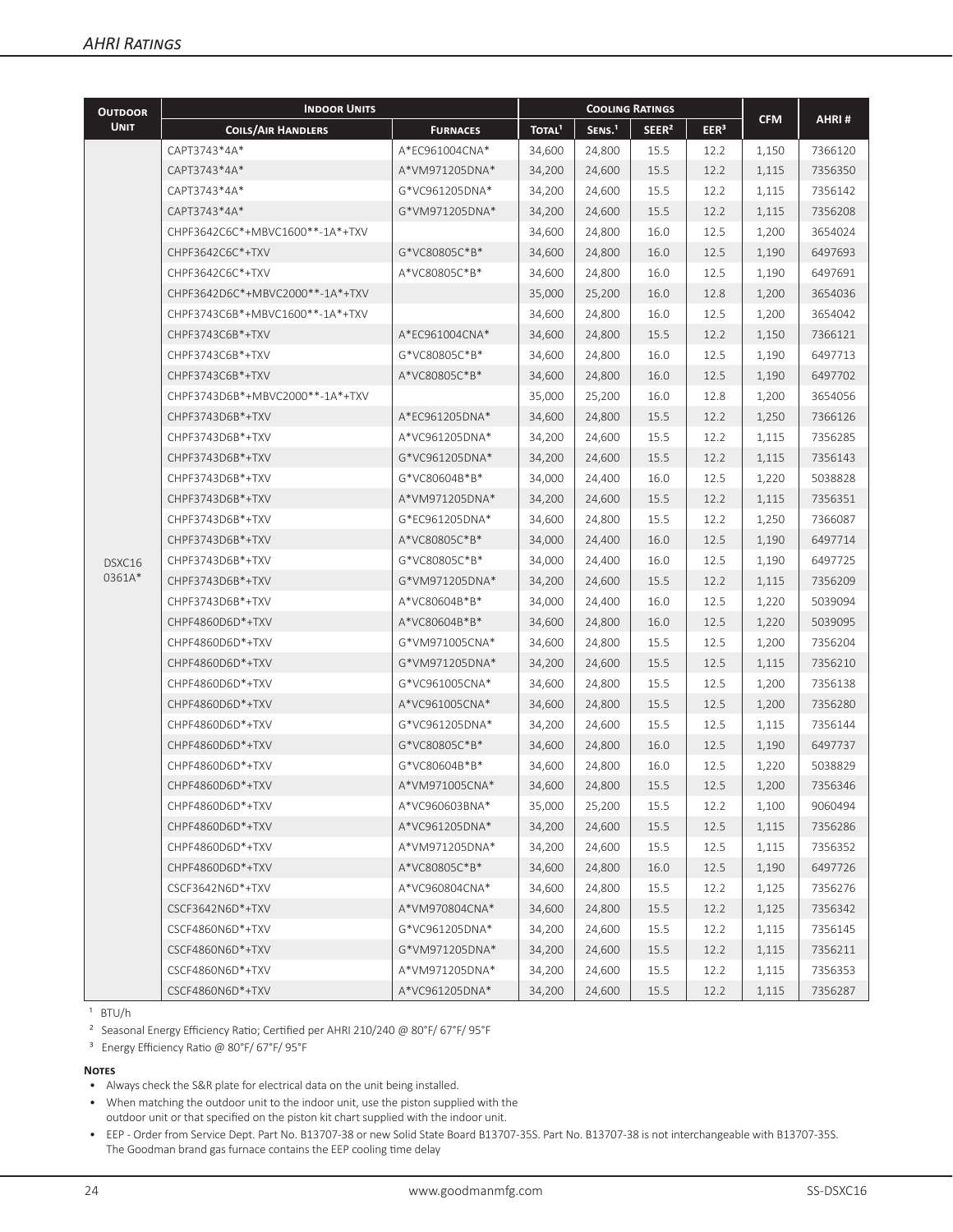## AHRI Ratings

| Outdoor Unit | Indoor Units | | Cooling Ratings | | | | CFM | AHRI # |
|---|---|---|---|---|---|---|---|---|
| | Coils/Air Handlers | Furnaces | Total[1] | Sens.[1] | SEER[2] | EER[3] | | |
| DSXC16 0361A* | CAPT3743*4A* | A*EC961004CNA* | 34,600 | 24,800 | 15.5 | 12.2 | 1,150 | 7366120 |
| | CAPT3743*4A* | A*VM971205DNA* | 34,200 | 24,600 | 15.5 | 12.2 | 1,115 | 7356350 |
| | CAPT3743*4A* | G*VC961205DNA* | 34,200 | 24,600 | 15.5 | 12.2 | 1,115 | 7356142 |
| | CAPT3743*4A* | G*VM971205DNA* | 34,200 | 24,600 | 15.5 | 12.2 | 1,115 | 7356208 |
| | CHPF3642C6C*+MBVC1600**-1A*+TXV | | 34,600 | 24,800 | 16.0 | 12.5 | 1,200 | 3654024 |
| | CHPF3642C6C*+TXV | G*VC80805C*B* | 34,600 | 24,800 | 16.0 | 12.5 | 1,190 | 6497693 |
| | CHPF3642C6C*+TXV | A*VC80805C*B* | 34,600 | 24,800 | 16.0 | 12.5 | 1,190 | 6497691 |
| | CHPF3642D6C*+MBVC2000**-1A*+TXV | | 35,000 | 25,200 | 16.0 | 12.8 | 1,200 | 3654036 |
| | CHPF3743C6B*+MBVC1600**-1A*+TXV | | 34,600 | 24,800 | 16.0 | 12.5 | 1,200 | 3654042 |
| | CHPF3743C6B*+TXV | A*EC961004CNA* | 34,600 | 24,800 | 15.5 | 12.2 | 1,150 | 7366121 |
| | CHPF3743C6B*+TXV | G*VC80805C*B* | 34,600 | 24,800 | 16.0 | 12.5 | 1,190 | 6497713 |
| | CHPF3743C6B*+TXV | A*VC80805C*B* | 34,600 | 24,800 | 16.0 | 12.5 | 1,190 | 6497702 |
| | CHPF3743D6B*+MBVC2000**-1A*+TXV | | 35,000 | 25,200 | 16.0 | 12.8 | 1,200 | 3654056 |
| | CHPF3743D6B*+TXV | A*EC961205DNA* | 34,600 | 24,800 | 15.5 | 12.2 | 1,250 | 7366126 |
| | CHPF3743D6B*+TXV | A*VC961205DNA* | 34,200 | 24,600 | 15.5 | 12.2 | 1,115 | 7356285 |
| | CHPF3743D6B*+TXV | G*VC961205DNA* | 34,200 | 24,600 | 15.5 | 12.2 | 1,115 | 7356143 |
| | CHPF3743D6B*+TXV | G*VC80604B*B* | 34,000 | 24,400 | 16.0 | 12.5 | 1,220 | 5038828 |
| | CHPF3743D6B*+TXV | A*VM971205DNA* | 34,200 | 24,600 | 15.5 | 12.2 | 1,115 | 7356351 |
| | CHPF3743D6B*+TXV | G*EC961205DNA* | 34,600 | 24,800 | 15.5 | 12.2 | 1,250 | 7366087 |
| | CHPF3743D6B*+TXV | A*VC80805C*B* | 34,000 | 24,400 | 16.0 | 12.5 | 1,190 | 6497714 |
| | CHPF3743D6B*+TXV | G*VC80805C*B* | 34,000 | 24,400 | 16.0 | 12.5 | 1,190 | 6497725 |
| | CHPF3743D6B*+TXV | G*VM971205DNA* | 34,200 | 24,600 | 15.5 | 12.2 | 1,115 | 7356209 |
| | CHPF3743D6B*+TXV | A*VC80604B*B* | 34,000 | 24,400 | 16.0 | 12.5 | 1,220 | 5039094 |
| | CHPF4860D6D*+TXV | A*VC80604B*B* | 34,600 | 24,800 | 16.0 | 12.5 | 1,220 | 5039095 |
| | CHPF4860D6D*+TXV | G*VM971005CNA* | 34,600 | 24,800 | 15.5 | 12.5 | 1,200 | 7356204 |
| | CHPF4860D6D*+TXV | G*VM971205DNA* | 34,200 | 24,600 | 15.5 | 12.5 | 1,115 | 7356210 |
| | CHPF4860D6D*+TXV | G*VC961005CNA* | 34,600 | 24,800 | 15.5 | 12.5 | 1,200 | 7356138 |
| | CHPF4860D6D*+TXV | A*VC961005CNA* | 34,600 | 24,800 | 15.5 | 12.5 | 1,200 | 7356280 |
| | CHPF4860D6D*+TXV | G*VC961205DNA* | 34,200 | 24,600 | 15.5 | 12.5 | 1,115 | 7356144 |
| | CHPF4860D6D*+TXV | G*VC80805C*B* | 34,600 | 24,800 | 16.0 | 12.5 | 1,190 | 6497737 |
| | CHPF4860D6D*+TXV | G*VC80604B*B* | 34,600 | 24,800 | 16.0 | 12.5 | 1,220 | 5038829 |
| | CHPF4860D6D*+TXV | A*VM971005CNA* | 34,600 | 24,800 | 15.5 | 12.5 | 1,200 | 7356346 |
| | CHPF4860D6D*+TXV | A*VC960603BNA* | 35,000 | 25,200 | 15.5 | 12.2 | 1,100 | 9060494 |
| | CHPF4860D6D*+TXV | A*VC961205DNA* | 34,200 | 24,600 | 15.5 | 12.5 | 1,115 | 7356286 |
| | CHPF4860D6D*+TXV | A*VM971205DNA* | 34,200 | 24,600 | 15.5 | 12.5 | 1,115 | 7356352 |
| | CHPF4860D6D*+TXV | A*VC80805C*B* | 34,600 | 24,800 | 16.0 | 12.5 | 1,190 | 6497726 |
| | CSCF3642N6D*+TXV | A*VC960804CNA* | 34,600 | 24,800 | 15.5 | 12.2 | 1,125 | 7356276 |
| | CSCF3642N6D*+TXV | A*VM970804CNA* | 34,600 | 24,800 | 15.5 | 12.2 | 1,125 | 7356342 |
| | CSCF4860N6D*+TXV | G*VC961205DNA* | 34,200 | 24,600 | 15.5 | 12.2 | 1,115 | 7356145 |
| | CSCF4860N6D*+TXV | G*VM971205DNA* | 34,200 | 24,600 | 15.5 | 12.2 | 1,115 | 7356211 |
| | CSCF4860N6D*+TXV | A*VM971205DNA* | 34,200 | 24,600 | 15.5 | 12.2 | 1,115 | 7356353 |
| | CSCF4860N6D*+TXV | A*VC961205DNA* | 34,200 | 24,600 | 15.5 | 12.2 | 1,115 | 7356287 |

[1] BTU/h

[2] Seasonal Energy Efficiency Ratio; Certified per AHRI 210/240 @ 80°F/ 67°F/ 95°F

[3] Energy Efficiency Ratio @ 80°F/ 67°F/ 95°F

**Notes**

- Always check the S&R plate for electrical data on the unit being installed.
- When matching the outdoor unit to the indoor unit, use the piston supplied with the outdoor unit or that specified on the piston kit chart supplied with the indoor unit.
- EEP - Order from Service Dept. Part No. B13707-38 or new Solid State Board B13707-35S. Part No. B13707-38 is not interchangeable with B13707-35S. The Goodman brand gas furnace contains the EEP cooling time delay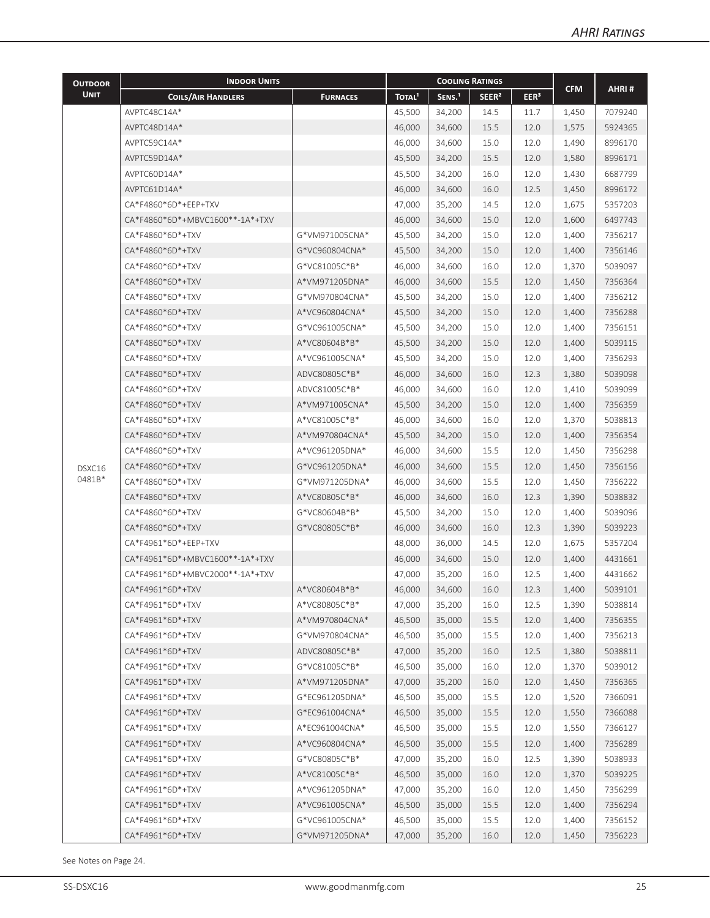| Outdoor Unit | Indoor Units | | Cooling Ratings | | | | CFM | AHRI # |
|---|---|---|---|---|---|---|---|---|
| | Coils/Air Handlers | Furnaces | Total[1] | Sens.[1] | SEER[2] | EER[3] | | |
| DSXC16 0481B* | AVPTC48C14A* | | 45,500 | 34,200 | 14.5 | 11.7 | 1,450 | 7079240 |
| | AVPTC48D14A* | | 46,000 | 34,600 | 15.5 | 12.0 | 1,575 | 5924365 |
| | AVPTC59C14A* | | 46,000 | 34,600 | 15.0 | 12.0 | 1,490 | 8996170 |
| | AVPTC59D14A* | | 45,500 | 34,200 | 15.5 | 12.0 | 1,580 | 8996171 |
| | AVPTC60D14A* | | 45,500 | 34,200 | 16.0 | 12.0 | 1,430 | 6687799 |
| | AVPTC61D14A* | | 46,000 | 34,600 | 16.0 | 12.5 | 1,450 | 8996172 |
| | CA*F4860*6D*+EEP+TXV | | 47,000 | 35,200 | 14.5 | 12.0 | 1,675 | 5357203 |
| | CA*F4860*6D*+MBVC1600**-1A*+TXV | | 46,000 | 34,600 | 15.0 | 12.0 | 1,600 | 6497743 |
| | CA*F4860*6D*+TXV | G*VM971005CNA* | 45,500 | 34,200 | 15.0 | 12.0 | 1,400 | 7356217 |
| | CA*F4860*6D*+TXV | G*VC960804CNA* | 45,500 | 34,200 | 15.0 | 12.0 | 1,400 | 7356146 |
| | CA*F4860*6D*+TXV | G*VC81005C*B* | 46,000 | 34,600 | 16.0 | 12.0 | 1,370 | 5039097 |
| | CA*F4860*6D*+TXV | A*VM971205DNA* | 46,000 | 34,600 | 15.5 | 12.0 | 1,450 | 7356364 |
| | CA*F4860*6D*+TXV | G*VM970804CNA* | 45,500 | 34,200 | 15.0 | 12.0 | 1,400 | 7356212 |
| | CA*F4860*6D*+TXV | A*VC960804CNA* | 45,500 | 34,200 | 15.0 | 12.0 | 1,400 | 7356288 |
| | CA*F4860*6D*+TXV | G*VC961005CNA* | 45,500 | 34,200 | 15.0 | 12.0 | 1,400 | 7356151 |
| | CA*F4860*6D*+TXV | A*VC80604B*B* | 45,500 | 34,200 | 15.0 | 12.0 | 1,400 | 5039115 |
| | CA*F4860*6D*+TXV | A*VC961005CNA* | 45,500 | 34,200 | 15.0 | 12.0 | 1,400 | 7356293 |
| | CA*F4860*6D*+TXV | ADVC80805C*B* | 46,000 | 34,600 | 16.0 | 12.3 | 1,380 | 5039098 |
| | CA*F4860*6D*+TXV | ADVC81005C*B* | 46,000 | 34,600 | 16.0 | 12.0 | 1,410 | 5039099 |
| | CA*F4860*6D*+TXV | A*VM971005CNA* | 45,500 | 34,200 | 15.0 | 12.0 | 1,400 | 7356359 |
| | CA*F4860*6D*+TXV | A*VC81005C*B* | 46,000 | 34,600 | 16.0 | 12.0 | 1,370 | 5038813 |
| | CA*F4860*6D*+TXV | A*VM970804CNA* | 45,500 | 34,200 | 15.0 | 12.0 | 1,400 | 7356354 |
| | CA*F4860*6D*+TXV | A*VC961205DNA* | 46,000 | 34,600 | 15.5 | 12.0 | 1,450 | 7356298 |
| | CA*F4860*6D*+TXV | G*VC961205DNA* | 46,000 | 34,600 | 15.5 | 12.0 | 1,450 | 7356156 |
| | CA*F4860*6D*+TXV | G*VM971205DNA* | 46,000 | 34,600 | 15.5 | 12.0 | 1,450 | 7356222 |
| | CA*F4860*6D*+TXV | A*VC80805C*B* | 46,000 | 34,600 | 16.0 | 12.3 | 1,390 | 5038832 |
| | CA*F4860*6D*+TXV | G*VC80604B*B* | 45,500 | 34,200 | 15.0 | 12.0 | 1,400 | 5039096 |
| | CA*F4860*6D*+TXV | G*VC80805C*B* | 46,000 | 34,600 | 16.0 | 12.3 | 1,390 | 5039223 |
| | CA*F4961*6D*+EEP+TXV | | 48,000 | 36,000 | 14.5 | 12.0 | 1,675 | 5357204 |
| | CA*F4961*6D*+MBVC1600**-1A*+TXV | | 46,000 | 34,600 | 15.0 | 12.0 | 1,400 | 4431661 |
| | CA*F4961*6D*+MBVC2000**-1A*+TXV | | 47,000 | 35,200 | 16.0 | 12.5 | 1,400 | 4431662 |
| | CA*F4961*6D*+TXV | A*VC80604B*B* | 46,000 | 34,600 | 16.0 | 12.3 | 1,400 | 5039101 |
| | CA*F4961*6D*+TXV | A*VC80805C*B* | 47,000 | 35,200 | 16.0 | 12.5 | 1,390 | 5038814 |
| | CA*F4961*6D*+TXV | A*VM970804CNA* | 46,500 | 35,000 | 15.5 | 12.0 | 1,400 | 7356355 |
| | CA*F4961*6D*+TXV | G*VM970804CNA* | 46,500 | 35,000 | 15.5 | 12.0 | 1,400 | 7356213 |
| | CA*F4961*6D*+TXV | ADVC80805C*B* | 47,000 | 35,200 | 16.0 | 12.5 | 1,380 | 5038811 |
| | CA*F4961*6D*+TXV | G*VC81005C*B* | 46,500 | 35,000 | 16.0 | 12.0 | 1,370 | 5039012 |
| | CA*F4961*6D*+TXV | A*VM971205DNA* | 47,000 | 35,200 | 16.0 | 12.0 | 1,450 | 7356365 |
| | CA*F4961*6D*+TXV | G*EC961205DNA* | 46,500 | 35,000 | 15.5 | 12.0 | 1,520 | 7366091 |
| | CA*F4961*6D*+TXV | G*EC961004CNA* | 46,500 | 35,000 | 15.5 | 12.0 | 1,550 | 7366088 |
| | CA*F4961*6D*+TXV | A*EC961004CNA* | 46,500 | 35,000 | 15.5 | 12.0 | 1,550 | 7366127 |
| | CA*F4961*6D*+TXV | A*VC960804CNA* | 46,500 | 35,000 | 15.5 | 12.0 | 1,400 | 7356289 |
| | CA*F4961*6D*+TXV | G*VC80805C*B* | 47,000 | 35,200 | 16.0 | 12.5 | 1,390 | 5038933 |
| | CA*F4961*6D*+TXV | A*VC81005C*B* | 46,500 | 35,000 | 16.0 | 12.0 | 1,370 | 5039225 |
| | CA*F4961*6D*+TXV | A*VC961205DNA* | 47,000 | 35,200 | 16.0 | 12.0 | 1,450 | 7356299 |
| | CA*F4961*6D*+TXV | A*VC961005CNA* | 46,500 | 35,000 | 15.5 | 12.0 | 1,400 | 7356294 |
| | CA*F4961*6D*+TXV | G*VC961005CNA* | 46,500 | 35,000 | 15.5 | 12.0 | 1,400 | 7356152 |
| | CA*F4961*6D*+TXV | G*VM971205DNA* | 47,000 | 35,200 | 16.0 | 12.0 | 1,450 | 7356223 |

See Notes on Page 24.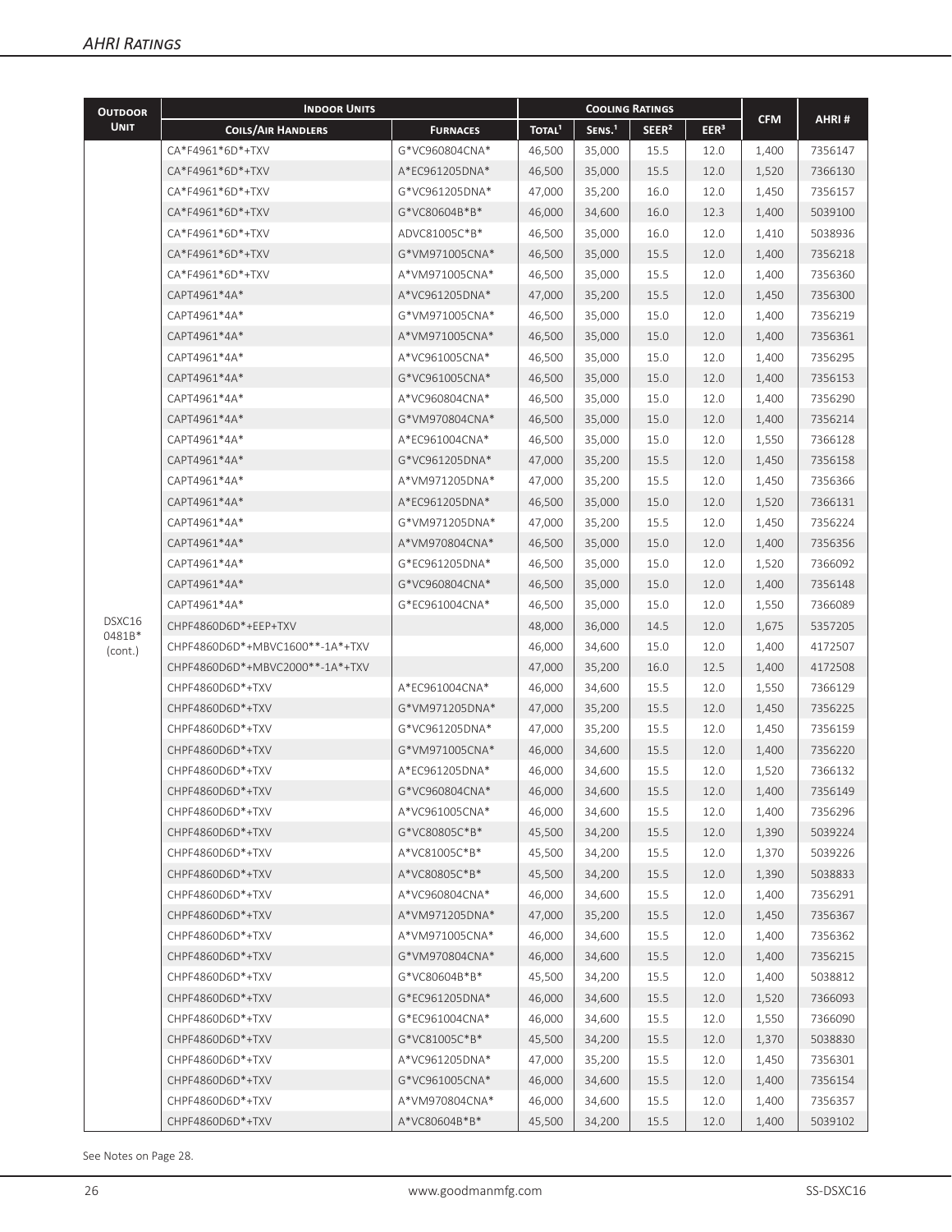## AHRI Ratings

| Outdoor Unit | Indoor Units | | Cooling Ratings | | | | CFM | AHRI # |
|---|---|---|---|---|---|---|---|---|
| | Coils/Air Handlers | Furnaces | Total[1] | Sens.[1] | SEER[2] | EER[3] | | |
| DSXC16 0481B* (cont.) | CA*F4961*6D*+TXV | G*VC960804CNA* | 46,500 | 35,000 | 15.5 | 12.0 | 1,400 | 7356147 |
| | CA*F4961*6D*+TXV | A*EC961205DNA* | 46,500 | 35,000 | 15.5 | 12.0 | 1,520 | 7366130 |
| | CA*F4961*6D*+TXV | G*VC961205DNA* | 47,000 | 35,200 | 16.0 | 12.0 | 1,450 | 7356157 |
| | CA*F4961*6D*+TXV | G*VC80604B*B* | 46,000 | 34,600 | 16.0 | 12.3 | 1,400 | 5039100 |
| | CA*F4961*6D*+TXV | ADVC81005C*B* | 46,500 | 35,000 | 16.0 | 12.0 | 1,410 | 5038936 |
| | CA*F4961*6D*+TXV | G*VM971005CNA* | 46,500 | 35,000 | 15.5 | 12.0 | 1,400 | 7356218 |
| | CA*F4961*6D*+TXV | A*VM971005CNA* | 46,500 | 35,000 | 15.5 | 12.0 | 1,400 | 7356360 |
| | CAPT4961*4A* | A*VC961205DNA* | 47,000 | 35,200 | 15.5 | 12.0 | 1,450 | 7356300 |
| | CAPT4961*4A* | G*VM971005CNA* | 46,500 | 35,000 | 15.0 | 12.0 | 1,400 | 7356219 |
| | CAPT4961*4A* | A*VM971005CNA* | 46,500 | 35,000 | 15.0 | 12.0 | 1,400 | 7356361 |
| | CAPT4961*4A* | A*VC961005CNA* | 46,500 | 35,000 | 15.0 | 12.0 | 1,400 | 7356295 |
| | CAPT4961*4A* | G*VC961005CNA* | 46,500 | 35,000 | 15.0 | 12.0 | 1,400 | 7356153 |
| | CAPT4961*4A* | A*VC960804CNA* | 46,500 | 35,000 | 15.0 | 12.0 | 1,400 | 7356290 |
| | CAPT4961*4A* | G*VM970804CNA* | 46,500 | 35,000 | 15.0 | 12.0 | 1,400 | 7356214 |
| | CAPT4961*4A* | A*EC961004CNA* | 46,500 | 35,000 | 15.0 | 12.0 | 1,550 | 7366128 |
| | CAPT4961*4A* | G*VC961205DNA* | 47,000 | 35,200 | 15.5 | 12.0 | 1,450 | 7356158 |
| | CAPT4961*4A* | A*VM971205DNA* | 47,000 | 35,200 | 15.5 | 12.0 | 1,450 | 7356366 |
| | CAPT4961*4A* | A*EC961205DNA* | 46,500 | 35,000 | 15.0 | 12.0 | 1,520 | 7366131 |
| | CAPT4961*4A* | G*VM971205DNA* | 47,000 | 35,200 | 15.5 | 12.0 | 1,450 | 7356224 |
| | CAPT4961*4A* | A*VM970804CNA* | 46,500 | 35,000 | 15.0 | 12.0 | 1,400 | 7356356 |
| | CAPT4961*4A* | G*EC961205DNA* | 46,500 | 35,000 | 15.0 | 12.0 | 1,520 | 7366092 |
| | CAPT4961*4A* | G*VC960804CNA* | 46,500 | 35,000 | 15.0 | 12.0 | 1,400 | 7356148 |
| | CAPT4961*4A* | G*EC961004CNA* | 46,500 | 35,000 | 15.0 | 12.0 | 1,550 | 7366089 |
| | CHPF4860D6D*+EEP+TXV | | 48,000 | 36,000 | 14.5 | 12.0 | 1,675 | 5357205 |
| | CHPF4860D6D*+MBVC1600**-1A*+TXV | | 46,000 | 34,600 | 15.0 | 12.0 | 1,400 | 4172507 |
| | CHPF4860D6D*+MBVC2000**-1A*+TXV | | 47,000 | 35,200 | 16.0 | 12.5 | 1,400 | 4172508 |
| | CHPF4860D6D*+TXV | A*EC961004CNA* | 46,000 | 34,600 | 15.5 | 12.0 | 1,550 | 7366129 |
| | CHPF4860D6D*+TXV | G*VM971205DNA* | 47,000 | 35,200 | 15.5 | 12.0 | 1,450 | 7356225 |
| | CHPF4860D6D*+TXV | G*VC961205DNA* | 47,000 | 35,200 | 15.5 | 12.0 | 1,450 | 7356159 |
| | CHPF4860D6D*+TXV | G*VM971005CNA* | 46,000 | 34,600 | 15.5 | 12.0 | 1,400 | 7356220 |
| | CHPF4860D6D*+TXV | A*EC961205DNA* | 46,000 | 34,600 | 15.5 | 12.0 | 1,520 | 7366132 |
| | CHPF4860D6D*+TXV | G*VC960804CNA* | 46,000 | 34,600 | 15.5 | 12.0 | 1,400 | 7356149 |
| | CHPF4860D6D*+TXV | A*VC961005CNA* | 46,000 | 34,600 | 15.5 | 12.0 | 1,400 | 7356296 |
| | CHPF4860D6D*+TXV | G*VC80805C*B* | 45,500 | 34,200 | 15.5 | 12.0 | 1,390 | 5039224 |
| | CHPF4860D6D*+TXV | A*VC81005C*B* | 45,500 | 34,200 | 15.5 | 12.0 | 1,370 | 5039226 |
| | CHPF4860D6D*+TXV | A*VC80805C*B* | 45,500 | 34,200 | 15.5 | 12.0 | 1,390 | 5038833 |
| | CHPF4860D6D*+TXV | A*VC960804CNA* | 46,000 | 34,600 | 15.5 | 12.0 | 1,400 | 7356291 |
| | CHPF4860D6D*+TXV | A*VM971205DNA* | 47,000 | 35,200 | 15.5 | 12.0 | 1,450 | 7356367 |
| | CHPF4860D6D*+TXV | A*VM971005CNA* | 46,000 | 34,600 | 15.5 | 12.0 | 1,400 | 7356362 |
| | CHPF4860D6D*+TXV | G*VM970804CNA* | 46,000 | 34,600 | 15.5 | 12.0 | 1,400 | 7356215 |
| | CHPF4860D6D*+TXV | G*VC80604B*B* | 45,500 | 34,200 | 15.5 | 12.0 | 1,400 | 5038812 |
| | CHPF4860D6D*+TXV | G*EC961205DNA* | 46,000 | 34,600 | 15.5 | 12.0 | 1,520 | 7366093 |
| | CHPF4860D6D*+TXV | G*EC961004CNA* | 46,000 | 34,600 | 15.5 | 12.0 | 1,550 | 7366090 |
| | CHPF4860D6D*+TXV | G*VC81005C*B* | 45,500 | 34,200 | 15.5 | 12.0 | 1,370 | 5038830 |
| | CHPF4860D6D*+TXV | A*VC961205DNA* | 47,000 | 35,200 | 15.5 | 12.0 | 1,450 | 7356301 |
| | CHPF4860D6D*+TXV | G*VC961005CNA* | 46,000 | 34,600 | 15.5 | 12.0 | 1,400 | 7356154 |
| | CHPF4860D6D*+TXV | A*VM970804CNA* | 46,000 | 34,600 | 15.5 | 12.0 | 1,400 | 7356357 |
| | CHPF4860D6D*+TXV | A*VC80604B*B* | 45,500 | 34,200 | 15.5 | 12.0 | 1,400 | 5039102 |

See Notes on Page 28.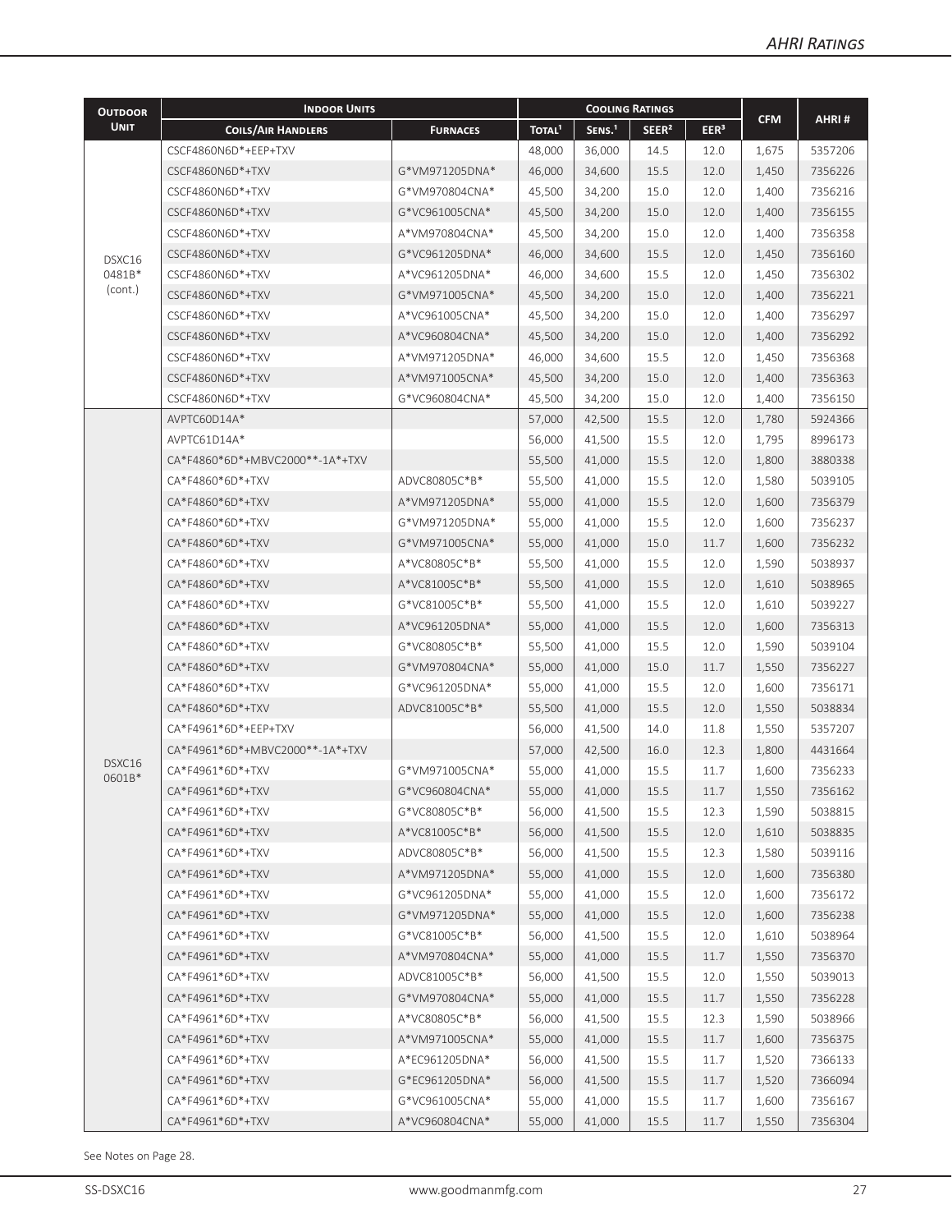| Outdoor Unit | Indoor Units | | Cooling Ratings | | | | CFM | AHRI # |
|---|---|---|---|---|---|---|---|---|
| | Coils/Air Handlers | Furnaces | Total[1] | Sens.[1] | SEER[2] | EER[3] | | |
| DSXC16 0481B* (cont.) | CSCF4860N6D*+EEP+TXV | | 48,000 | 36,000 | 14.5 | 12.0 | 1,675 | 5357206 |
| | CSCF4860N6D*+TXV | G*VM971205DNA* | 46,000 | 34,600 | 15.5 | 12.0 | 1,450 | 7356226 |
| | CSCF4860N6D*+TXV | G*VM970804CNA* | 45,500 | 34,200 | 15.0 | 12.0 | 1,400 | 7356216 |
| | CSCF4860N6D*+TXV | G*VC961005CNA* | 45,500 | 34,200 | 15.0 | 12.0 | 1,400 | 7356155 |
| | CSCF4860N6D*+TXV | A*VM970804CNA* | 45,500 | 34,200 | 15.0 | 12.0 | 1,400 | 7356358 |
| | CSCF4860N6D*+TXV | G*VC961205DNA* | 46,000 | 34,600 | 15.5 | 12.0 | 1,450 | 7356160 |
| | CSCF4860N6D*+TXV | A*VC961205DNA* | 46,000 | 34,600 | 15.5 | 12.0 | 1,450 | 7356302 |
| | CSCF4860N6D*+TXV | G*VM971005CNA* | 45,500 | 34,200 | 15.0 | 12.0 | 1,400 | 7356221 |
| | CSCF4860N6D*+TXV | A*VC961005CNA* | 45,500 | 34,200 | 15.0 | 12.0 | 1,400 | 7356297 |
| | CSCF4860N6D*+TXV | A*VC960804CNA* | 45,500 | 34,200 | 15.0 | 12.0 | 1,400 | 7356292 |
| | CSCF4860N6D*+TXV | A*VM971205DNA* | 46,000 | 34,600 | 15.5 | 12.0 | 1,450 | 7356368 |
| | CSCF4860N6D*+TXV | A*VM971005CNA* | 45,500 | 34,200 | 15.0 | 12.0 | 1,400 | 7356363 |
| | CSCF4860N6D*+TXV | G*VC960804CNA* | 45,500 | 34,200 | 15.0 | 12.0 | 1,400 | 7356150 |
| DSXC16 0601B* | AVPTC60D14A* | | 57,000 | 42,500 | 15.5 | 12.0 | 1,780 | 5924366 |
| | AVPTC61D14A* | | 56,000 | 41,500 | 15.5 | 12.0 | 1,795 | 8996173 |
| | CA*F4860*6D*+MBVC2000**-1A*+TXV | | 55,500 | 41,000 | 15.5 | 12.0 | 1,800 | 3880338 |
| | CA*F4860*6D*+TXV | ADVC80805C*B* | 55,500 | 41,000 | 15.5 | 12.0 | 1,580 | 5039105 |
| | CA*F4860*6D*+TXV | A*VM971205DNA* | 55,000 | 41,000 | 15.5 | 12.0 | 1,600 | 7356379 |
| | CA*F4860*6D*+TXV | G*VM971205DNA* | 55,000 | 41,000 | 15.5 | 12.0 | 1,600 | 7356237 |
| | CA*F4860*6D*+TXV | G*VM971005CNA* | 55,000 | 41,000 | 15.0 | 11.7 | 1,600 | 7356232 |
| | CA*F4860*6D*+TXV | A*VC80805C*B* | 55,500 | 41,000 | 15.5 | 12.0 | 1,590 | 5038937 |
| | CA*F4860*6D*+TXV | A*VC81005C*B* | 55,500 | 41,000 | 15.5 | 12.0 | 1,610 | 5038965 |
| | CA*F4860*6D*+TXV | G*VC81005C*B* | 55,500 | 41,000 | 15.5 | 12.0 | 1,610 | 5039227 |
| | CA*F4860*6D*+TXV | A*VC961205DNA* | 55,000 | 41,000 | 15.5 | 12.0 | 1,600 | 7356313 |
| | CA*F4860*6D*+TXV | G*VC80805C*B* | 55,500 | 41,000 | 15.5 | 12.0 | 1,590 | 5039104 |
| | CA*F4860*6D*+TXV | G*VM970804CNA* | 55,000 | 41,000 | 15.0 | 11.7 | 1,550 | 7356227 |
| | CA*F4860*6D*+TXV | G*VC961205DNA* | 55,000 | 41,000 | 15.5 | 12.0 | 1,600 | 7356171 |
| | CA*F4860*6D*+TXV | ADVC81005C*B* | 55,500 | 41,000 | 15.5 | 12.0 | 1,550 | 5038834 |
| | CA*F4961*6D*+EEP+TXV | | 56,000 | 41,500 | 14.0 | 11.8 | 1,550 | 5357207 |
| | CA*F4961*6D*+MBVC2000**-1A*+TXV | | 57,000 | 42,500 | 16.0 | 12.3 | 1,800 | 4431664 |
| | CA*F4961*6D*+TXV | G*VM971005CNA* | 55,000 | 41,000 | 15.5 | 11.7 | 1,600 | 7356233 |
| | CA*F4961*6D*+TXV | G*VC960804CNA* | 55,000 | 41,000 | 15.5 | 11.7 | 1,550 | 7356162 |
| | CA*F4961*6D*+TXV | G*VC80805C*B* | 56,000 | 41,500 | 15.5 | 12.3 | 1,590 | 5038815 |
| | CA*F4961*6D*+TXV | A*VC81005C*B* | 56,000 | 41,500 | 15.5 | 12.0 | 1,610 | 5038835 |
| | CA*F4961*6D*+TXV | ADVC80805C*B* | 56,000 | 41,500 | 15.5 | 12.3 | 1,580 | 5039116 |
| | CA*F4961*6D*+TXV | A*VM971205DNA* | 55,000 | 41,000 | 15.5 | 12.0 | 1,600 | 7356380 |
| | CA*F4961*6D*+TXV | G*VC961205DNA* | 55,000 | 41,000 | 15.5 | 12.0 | 1,600 | 7356172 |
| | CA*F4961*6D*+TXV | G*VM971205DNA* | 55,000 | 41,000 | 15.5 | 12.0 | 1,600 | 7356238 |
| | CA*F4961*6D*+TXV | G*VC81005C*B* | 56,000 | 41,500 | 15.5 | 12.0 | 1,610 | 5038964 |
| | CA*F4961*6D*+TXV | A*VM970804CNA* | 55,000 | 41,000 | 15.5 | 11.7 | 1,550 | 7356370 |
| | CA*F4961*6D*+TXV | ADVC81005C*B* | 56,000 | 41,500 | 15.5 | 12.0 | 1,550 | 5039013 |
| | CA*F4961*6D*+TXV | G*VM970804CNA* | 55,000 | 41,000 | 15.5 | 11.7 | 1,550 | 7356228 |
| | CA*F4961*6D*+TXV | A*VC80805C*B* | 56,000 | 41,500 | 15.5 | 12.3 | 1,590 | 5038966 |
| | CA*F4961*6D*+TXV | A*VM971005CNA* | 55,000 | 41,000 | 15.5 | 11.7 | 1,600 | 7356375 |
| | CA*F4961*6D*+TXV | A*EC961205DNA* | 56,000 | 41,500 | 15.5 | 11.7 | 1,520 | 7366133 |
| | CA*F4961*6D*+TXV | G*EC961205DNA* | 56,000 | 41,500 | 15.5 | 11.7 | 1,520 | 7366094 |
| | CA*F4961*6D*+TXV | G*VC961005CNA* | 55,000 | 41,000 | 15.5 | 11.7 | 1,600 | 7356167 |
| | CA*F4961*6D*+TXV | A*VC960804CNA* | 55,000 | 41,000 | 15.5 | 11.7 | 1,550 | 7356304 |

See Notes on Page 28.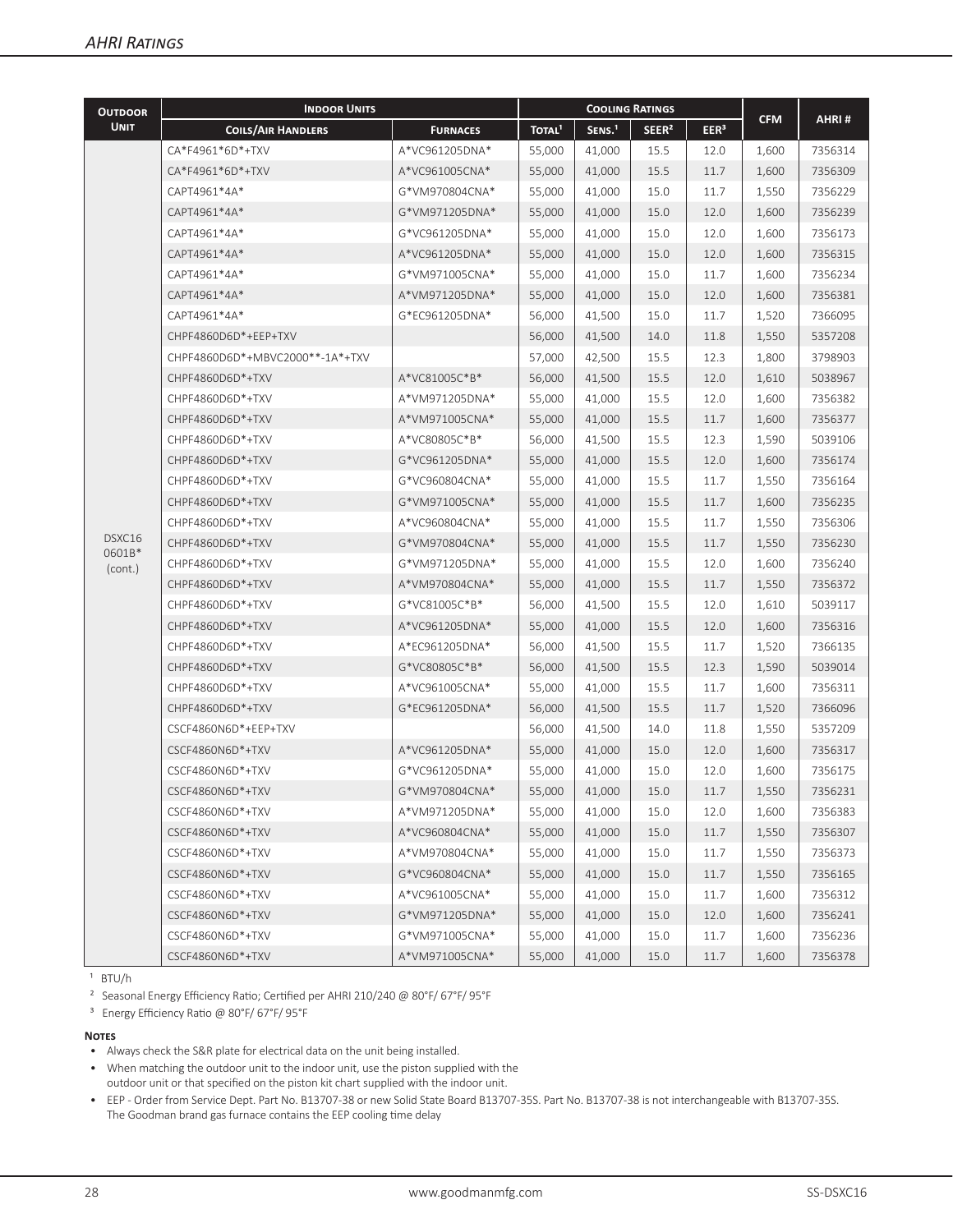## AHRI Ratings

| Outdoor Unit | Indoor Units | | Cooling Ratings | | | | CFM | AHRI # |
|---|---|---|---|---|---|---|---|---|
| | Coils/Air Handlers | Furnaces | Total[1] | Sens.[1] | SEER[2] | EER[3] | | |
| DSXC16 0601B* (cont.) | CA*F4961*6D*+TXV | A*VC961205DNA* | 55,000 | 41,000 | 15.5 | 12.0 | 1,600 | 7356314 |
| | CA*F4961*6D*+TXV | A*VC961005CNA* | 55,000 | 41,000 | 15.5 | 11.7 | 1,600 | 7356309 |
| | CAPT4961*4A* | G*VM970804CNA* | 55,000 | 41,000 | 15.0 | 11.7 | 1,550 | 7356229 |
| | CAPT4961*4A* | G*VM971205DNA* | 55,000 | 41,000 | 15.0 | 12.0 | 1,600 | 7356239 |
| | CAPT4961*4A* | G*VC961205DNA* | 55,000 | 41,000 | 15.0 | 12.0 | 1,600 | 7356173 |
| | CAPT4961*4A* | A*VC961205DNA* | 55,000 | 41,000 | 15.0 | 12.0 | 1,600 | 7356315 |
| | CAPT4961*4A* | G*VM971005CNA* | 55,000 | 41,000 | 15.0 | 11.7 | 1,600 | 7356234 |
| | CAPT4961*4A* | A*VM971205DNA* | 55,000 | 41,000 | 15.0 | 12.0 | 1,600 | 7356381 |
| | CAPT4961*4A* | G*EC961205DNA* | 56,000 | 41,500 | 15.0 | 11.7 | 1,520 | 7366095 |
| | CHPF4860D6D*+EEP+TXV | | 56,000 | 41,500 | 14.0 | 11.8 | 1,550 | 5357208 |
| | CHPF4860D6D*+MBVC2000**-1A*+TXV | | 57,000 | 42,500 | 15.5 | 12.3 | 1,800 | 3798903 |
| | CHPF4860D6D*+TXV | A*VC81005C*B* | 56,000 | 41,500 | 15.5 | 12.0 | 1,610 | 5038967 |
| | CHPF4860D6D*+TXV | A*VM971205DNA* | 55,000 | 41,000 | 15.5 | 12.0 | 1,600 | 7356382 |
| | CHPF4860D6D*+TXV | A*VM971005CNA* | 55,000 | 41,000 | 15.5 | 11.7 | 1,600 | 7356377 |
| | CHPF4860D6D*+TXV | A*VC80805C*B* | 56,000 | 41,500 | 15.5 | 12.3 | 1,590 | 5039106 |
| | CHPF4860D6D*+TXV | G*VC961205DNA* | 55,000 | 41,000 | 15.5 | 12.0 | 1,600 | 7356174 |
| | CHPF4860D6D*+TXV | G*VC960804CNA* | 55,000 | 41,000 | 15.5 | 11.7 | 1,550 | 7356164 |
| | CHPF4860D6D*+TXV | G*VM971005CNA* | 55,000 | 41,000 | 15.5 | 11.7 | 1,600 | 7356235 |
| | CHPF4860D6D*+TXV | A*VC960804CNA* | 55,000 | 41,000 | 15.5 | 11.7 | 1,550 | 7356306 |
| | CHPF4860D6D*+TXV | G*VM970804CNA* | 55,000 | 41,000 | 15.5 | 11.7 | 1,550 | 7356230 |
| | CHPF4860D6D*+TXV | G*VM971205DNA* | 55,000 | 41,000 | 15.5 | 12.0 | 1,600 | 7356240 |
| | CHPF4860D6D*+TXV | A*VM970804CNA* | 55,000 | 41,000 | 15.5 | 11.7 | 1,550 | 7356372 |
| | CHPF4860D6D*+TXV | G*VC81005C*B* | 56,000 | 41,500 | 15.5 | 12.0 | 1,610 | 5039117 |
| | CHPF4860D6D*+TXV | A*VC961205DNA* | 55,000 | 41,000 | 15.5 | 12.0 | 1,600 | 7356316 |
| | CHPF4860D6D*+TXV | A*EC961205DNA* | 56,000 | 41,500 | 15.5 | 11.7 | 1,520 | 7366135 |
| | CHPF4860D6D*+TXV | G*VC80805C*B* | 56,000 | 41,500 | 15.5 | 12.3 | 1,590 | 5039014 |
| | CHPF4860D6D*+TXV | A*VC961005CNA* | 55,000 | 41,000 | 15.5 | 11.7 | 1,600 | 7356311 |
| | CHPF4860D6D*+TXV | G*EC961205DNA* | 56,000 | 41,500 | 15.5 | 11.7 | 1,520 | 7366096 |
| | CSCF4860N6D*+EEP+TXV | | 56,000 | 41,500 | 14.0 | 11.8 | 1,550 | 5357209 |
| | CSCF4860N6D*+TXV | A*VC961205DNA* | 55,000 | 41,000 | 15.0 | 12.0 | 1,600 | 7356317 |
| | CSCF4860N6D*+TXV | G*VC961205DNA* | 55,000 | 41,000 | 15.0 | 12.0 | 1,600 | 7356175 |
| | CSCF4860N6D*+TXV | G*VM970804CNA* | 55,000 | 41,000 | 15.0 | 11.7 | 1,550 | 7356231 |
| | CSCF4860N6D*+TXV | A*VM971205DNA* | 55,000 | 41,000 | 15.0 | 12.0 | 1,600 | 7356383 |
| | CSCF4860N6D*+TXV | A*VC960804CNA* | 55,000 | 41,000 | 15.0 | 11.7 | 1,550 | 7356307 |
| | CSCF4860N6D*+TXV | A*VM970804CNA* | 55,000 | 41,000 | 15.0 | 11.7 | 1,550 | 7356373 |
| | CSCF4860N6D*+TXV | G*VC960804CNA* | 55,000 | 41,000 | 15.0 | 11.7 | 1,550 | 7356165 |
| | CSCF4860N6D*+TXV | A*VC961005CNA* | 55,000 | 41,000 | 15.0 | 11.7 | 1,600 | 7356312 |
| | CSCF4860N6D*+TXV | G*VM971205DNA* | 55,000 | 41,000 | 15.0 | 12.0 | 1,600 | 7356241 |
| | CSCF4860N6D*+TXV | G*VM971005CNA* | 55,000 | 41,000 | 15.0 | 11.7 | 1,600 | 7356236 |
| | CSCF4860N6D*+TXV | A*VM971005CNA* | 55,000 | 41,000 | 15.0 | 11.7 | 1,600 | 7356378 |

[1] BTU/h

[2] Seasonal Energy Efficiency Ratio; Certified per AHRI 210/240 @ 80°F/ 67°F/ 95°F

[3] Energy Efficiency Ratio @ 80°F/ 67°F/ 95°F

**Notes**

- Always check the S&R plate for electrical data on the unit being installed.
- When matching the outdoor unit to the indoor unit, use the piston supplied with the outdoor unit or that specified on the piston kit chart supplied with the indoor unit.
- EEP - Order from Service Dept. Part No. B13707-38 or new Solid State Board B13707-35S. Part No. B13707-38 is not interchangeable with B13707-35S. The Goodman brand gas furnace contains the EEP cooling time delay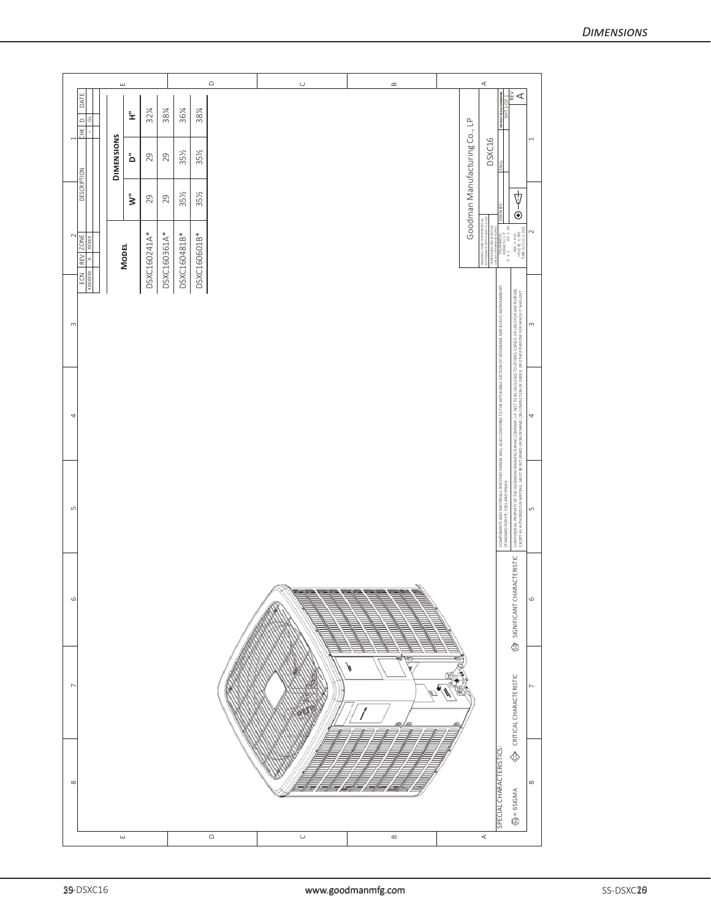## Dimensions

| ECN | REV | ZONE | DESCRIPTION | CHK | D | DATE |
|---|---|---|---|---|---|---|
| XXXXXXX | A | XXXXX | | - | GL | |

**Dimensions**

| Model | W" | D" | H" |
|---|---|---|---|
| DSXC160241A* | 29 | 29 | 32¼ |
| DSXC160361A* | 29 | 29 | 38¼ |
| DSXC160481B* | 35½ | 35½ | 36¼ |
| DSXC160601B* | 35½ | 35½ | 38¼ |

Goodman Manufacturing Co., LP

DSXC16

SPECIAL CHARACTERISTICS:

= 6SIGMA CRITICAL CHARACTERISTIC SIGNIFICANT CHARACTERISTIC

COMPONENTS AND MATERIALS SPECIFIED HEREIN WILL ALSO CONFORM TO THE APPLICABLE SECTION OF GOODMAN MSP 8241-01 WORKMANSHIP STANDARD FOR FIT, FEEL AND FINISH.

CONFIDENTIAL PROPERTY OF THE GOODMAN MANUFACTURING COMPANY, L.P. NOT TO BE DISCLOSED TO OTHERS, COPIED, OR USED FOR ANY PURPOSE EXCEPT AS AUTHORIZED IN WRITING. MUST BE RETURNED UPON DEMAND, ON COMPLETION OF ORDER, OR OTHER PURPOSE FOR WHICH IT WAS LENT.

DO NOT SCALE DRAWING — SHT 1 OF 1 — REV A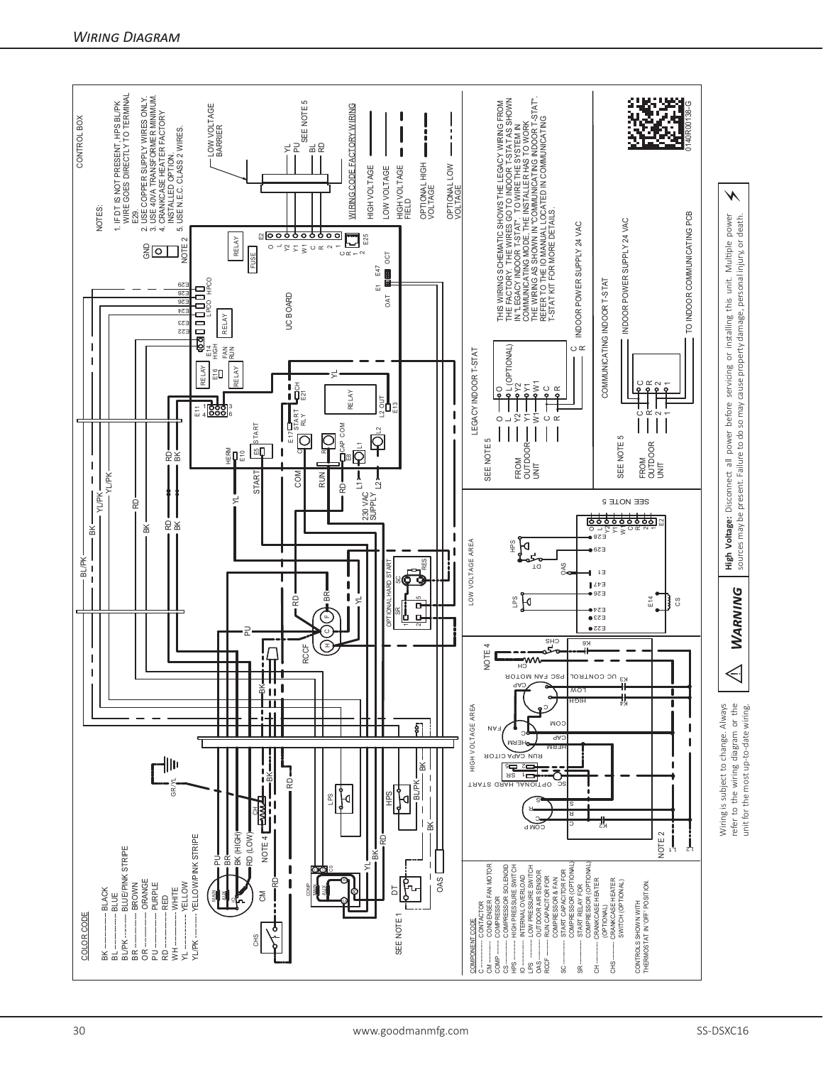## Wiring Diagram

CONTROL BOX

NOTES:

1. IF DT IS NOT PRESENT, HPS BL/PK WIRE GOES DIRECTLY TO TERMINAL E29.
2. USE COPPER SUPPLY WIRES ONLY.
3. USE 40VA TRANSFORMER MINIMUM.
4. CRANKCASE HEATER FACTORY INSTALLED OPTION.
5. USE N.E.C. CLASS 2 WIRES.

LOW VOLTAGE BARRIER

SEE NOTE 5

WIRING CODE FACTORY WIRING

- HIGH VOLTAGE
- LOW VOLTAGE
- HIGH VOLTAGE FIELD
- OPTIONAL HIGH VOLTAGE
- OPTIONAL LOW VOLTAGE

COLOR CODE

- BK ........ BLACK
- BL ........ BLUE
- BL/PK ........ BLUE/PINK STRIPE
- BR ........ BROWN
- OR ........ ORANGE
- PU ........ PURPLE
- RD ........ RED
- WH ........ WHITE
- YL ........ YELLOW
- YL/PK ........ YELLOW/PINK STRIPE

COMPONENT CODE

- C ........ CONTACTOR
- CM ........ CONDENSER FAN MOTOR
- COMP ........ COMPRESSOR
- CS ........ COMPRESSOR SOLENOID
- HPS ........ HIGH PRESSURE SWITCH
- IO ........ INTERNAL OVERLOAD
- LPS ........ LOW PRESSURE SWITCH
- OAS ........ OUTDOOR AIR SENSOR
- RCCF ........ RUN CAPACITOR FOR COMPRESSOR & FAN
- SC ........ START CAPACITOR FOR COMPRESSOR (OPTIONAL)
- SR ........ START RELAY FOR COMPRESSOR (OPTIONAL)
- CH ........ CRANKCASE HEATER (OPTIONAL)
- CHS ........ CRANKCASE HEATER SWITCH (OPTIONAL)

CONTROLS SHOWN WITH THERMOSTAT IN "OFF" POSITION.

LEGACY INDOOR T-STAT

THIS WIRING SCHEMATIC SHOWS THE LEGACY WIRING FROM THE FACTORY. THE WIRES GO TO INDOOR T-STAT AS SHOWN IN "LEGACY INDOOR T-STAT". TO WIRE THE SYSTEM IN COMMUNICATING MODE, THE INSTALLER HAS TO WORK THE WIRING AS SHOWN IN "COMMUNICATING INDOOR T-STAT". REFER TO THE IO MANUAL LOCATED IN COMMUNICATING T-STAT KIT FOR MORE DETAILS.

INDOOR POWER SUPPLY 24 VAC

COMMUNICATING INDOOR T-STAT

INDOOR POWER SUPPLY 24 VAC

TO INDOOR COMMUNICATING PCB

0140R00138-G

⚠ **WARNING**

**High Voltage:** Disconnect all power before servicing or installing this unit. Multiple power sources may be present. Failure to do so may cause property damage, personal injury, or death.

Wiring is subject to change. Always refer to the wiring diagram or the unit for the most up-to-date wiring.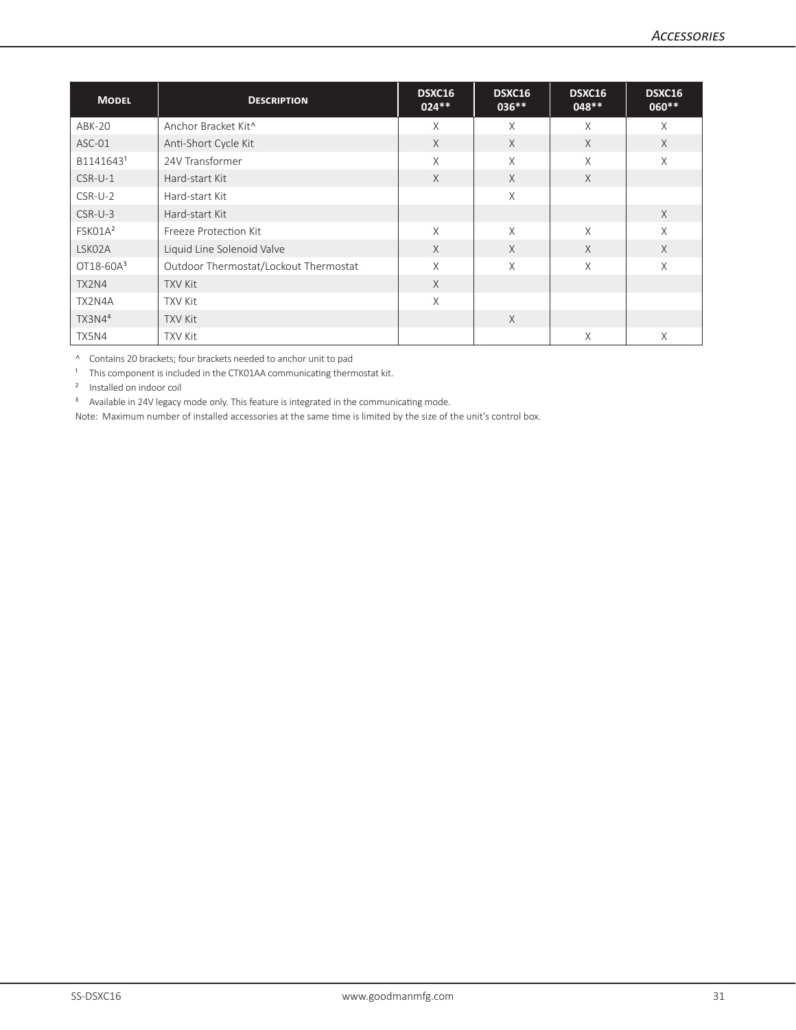| Model | Description | DSXC16 024** | DSXC16 036** | DSXC16 048** | DSXC16 060** |
|---|---|---|---|---|---|
| ABK-20 | Anchor Bracket Kit^ | X | X | X | X |
| ASC-01 | Anti-Short Cycle Kit | X | X | X | X |
| B1141643[1] | 24V Transformer | X | X | X | X |
| CSR-U-1 | Hard-start Kit | X | X | X | |
| CSR-U-2 | Hard-start Kit | | X | | |
| CSR-U-3 | Hard-start Kit | | | | X |
| FSK01A[2] | Freeze Protection Kit | X | X | X | X |
| LSK02A | Liquid Line Solenoid Valve | X | X | X | X |
| OT18-60A[3] | Outdoor Thermostat/Lockout Thermostat | X | X | X | X |
| TX2N4 | TXV Kit | X | | | |
| TX2N4A | TXV Kit | X | | | |
| TX3N4[4] | TXV Kit | | X | | |
| TX5N4 | TXV Kit | | | X | X |

^ Contains 20 brackets; four brackets needed to anchor unit to pad

[1] This component is included in the CTK01AA communicating thermostat kit.

[2] Installed on indoor coil

[3] Available in 24V legacy mode only. This feature is integrated in the communicating mode.

Note: Maximum number of installed accessories at the same time is limited by the size of the unit's control box.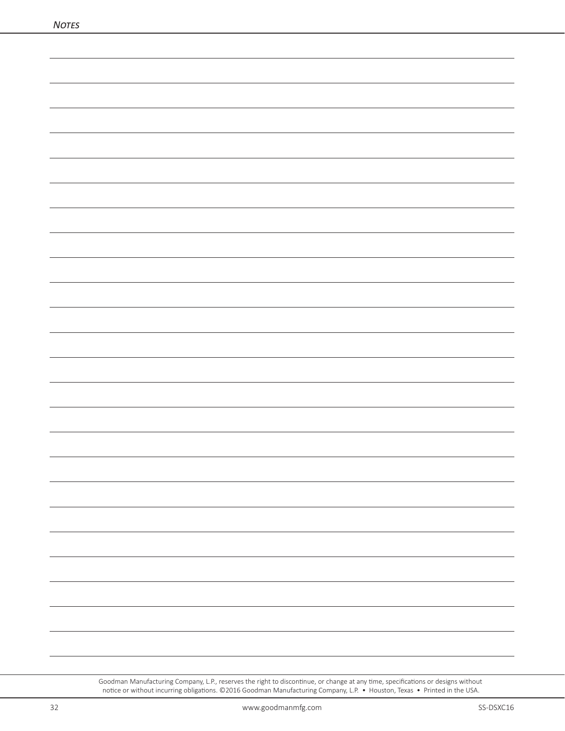## *Notes*

Goodman Manufacturing Company, L.P., reserves the right to discontinue, or change at any time, specifications or designs without notice or without incurring obligations. ©2016 Goodman Manufacturing Company, L.P. • Houston, Texas • Printed in the USA.